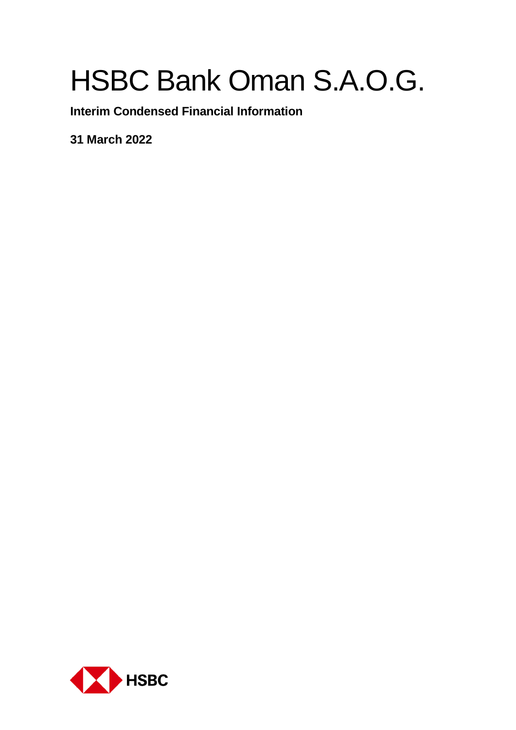# HSBC Bank Oman S.A.O.G.

**Interim Condensed Financial Information**

**31 March 2022**

HSBC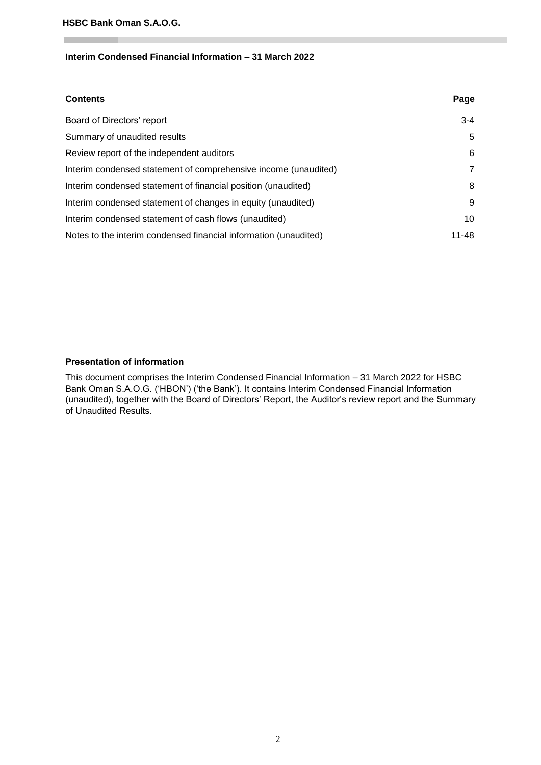**HSBC Bank Oman S.A.O.G.**

## Interim Condensed Financial Information – 31 March 2022

| Contents | Page |
| --- | --- |
| Board of Directors' report | 3-4 |
| Summary of unaudited results | 5 |
| Review report of the independent auditors | 6 |
| Interim condensed statement of comprehensive income (unaudited) | 7 |
| Interim condensed statement of financial position (unaudited) | 8 |
| Interim condensed statement of changes in equity (unaudited) | 9 |
| Interim condensed statement of cash flows (unaudited) | 10 |
| Notes to the interim condensed financial information (unaudited) | 11-48 |

### Presentation of information

This document comprises the Interim Condensed Financial Information – 31 March 2022 for HSBC Bank Oman S.A.O.G. ('HBON') ('the Bank'). It contains Interim Condensed Financial Information (unaudited), together with the Board of Directors' Report, the Auditor's review report and the Summary of Unaudited Results.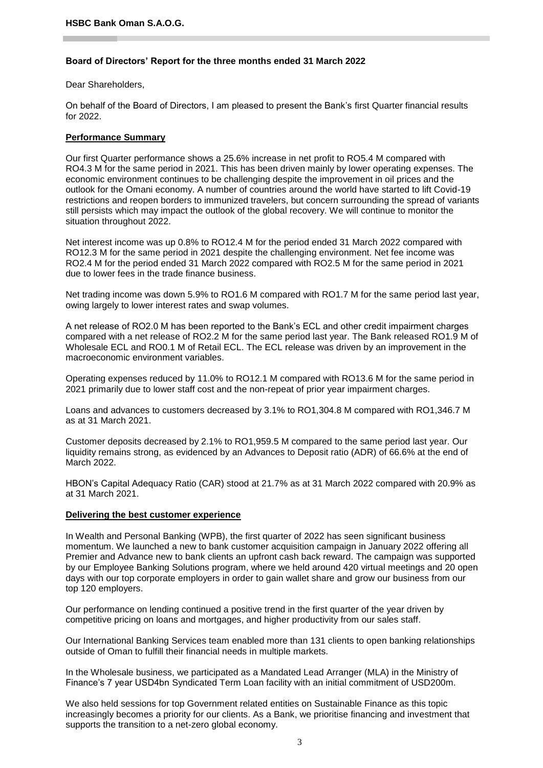**HSBC Bank Oman S.A.O.G.**

## Board of Directors' Report for the three months ended 31 March 2022

Dear Shareholders,

On behalf of the Board of Directors, I am pleased to present the Bank's first Quarter financial results for 2022.

### Performance Summary

Our first Quarter performance shows a 25.6% increase in net profit to RO5.4 M compared with RO4.3 M for the same period in 2021. This has been driven mainly by lower operating expenses. The economic environment continues to be challenging despite the improvement in oil prices and the outlook for the Omani economy. A number of countries around the world have started to lift Covid-19 restrictions and reopen borders to immunized travelers, but concern surrounding the spread of variants still persists which may impact the outlook of the global recovery. We will continue to monitor the situation throughout 2022.

Net interest income was up 0.8% to RO12.4 M for the period ended 31 March 2022 compared with RO12.3 M for the same period in 2021 despite the challenging environment. Net fee income was RO2.4 M for the period ended 31 March 2022 compared with RO2.5 M for the same period in 2021 due to lower fees in the trade finance business.

Net trading income was down 5.9% to RO1.6 M compared with RO1.7 M for the same period last year, owing largely to lower interest rates and swap volumes.

A net release of RO2.0 M has been reported to the Bank's ECL and other credit impairment charges compared with a net release of RO2.2 M for the same period last year. The Bank released RO1.9 M of Wholesale ECL and RO0.1 M of Retail ECL. The ECL release was driven by an improvement in the macroeconomic environment variables.

Operating expenses reduced by 11.0% to RO12.1 M compared with RO13.6 M for the same period in 2021 primarily due to lower staff cost and the non-repeat of prior year impairment charges.

Loans and advances to customers decreased by 3.1% to RO1,304.8 M compared with RO1,346.7 M as at 31 March 2021.

Customer deposits decreased by 2.1% to RO1,959.5 M compared to the same period last year. Our liquidity remains strong, as evidenced by an Advances to Deposit ratio (ADR) of 66.6% at the end of March 2022.

HBON's Capital Adequacy Ratio (CAR) stood at 21.7% as at 31 March 2022 compared with 20.9% as at 31 March 2021.

### Delivering the best customer experience

In Wealth and Personal Banking (WPB), the first quarter of 2022 has seen significant business momentum. We launched a new to bank customer acquisition campaign in January 2022 offering all Premier and Advance new to bank clients an upfront cash back reward. The campaign was supported by our Employee Banking Solutions program, where we held around 420 virtual meetings and 20 open days with our top corporate employers in order to gain wallet share and grow our business from our top 120 employers.

Our performance on lending continued a positive trend in the first quarter of the year driven by competitive pricing on loans and mortgages, and higher productivity from our sales staff.

Our International Banking Services team enabled more than 131 clients to open banking relationships outside of Oman to fulfill their financial needs in multiple markets.

In the Wholesale business, we participated as a Mandated Lead Arranger (MLA) in the Ministry of Finance's 7 year USD4bn Syndicated Term Loan facility with an initial commitment of USD200m.

We also held sessions for top Government related entities on Sustainable Finance as this topic increasingly becomes a priority for our clients. As a Bank, we prioritise financing and investment that supports the transition to a net-zero global economy.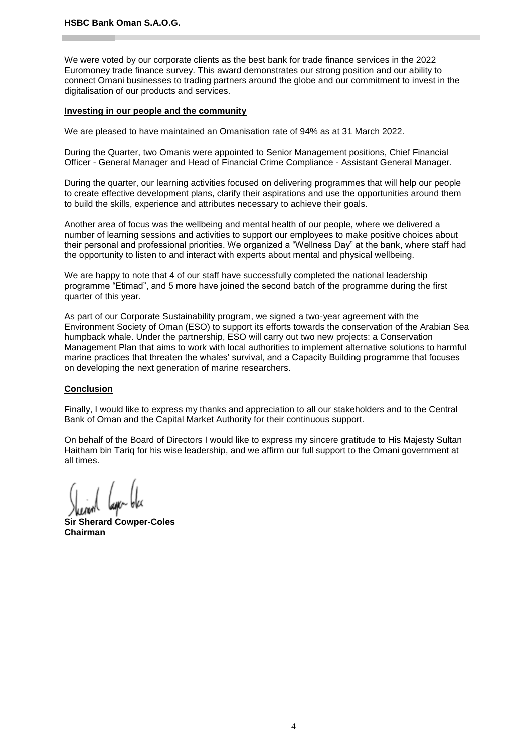We were voted by our corporate clients as the best bank for trade finance services in the 2022 Euromoney trade finance survey. This award demonstrates our strong position and our ability to connect Omani businesses to trading partners around the globe and our commitment to invest in the digitalisation of our products and services.

## Investing in our people and the community

We are pleased to have maintained an Omanisation rate of 94% as at 31 March 2022.

During the Quarter, two Omanis were appointed to Senior Management positions, Chief Financial Officer - General Manager and Head of Financial Crime Compliance - Assistant General Manager.

During the quarter, our learning activities focused on delivering programmes that will help our people to create effective development plans, clarify their aspirations and use the opportunities around them to build the skills, experience and attributes necessary to achieve their goals.

Another area of focus was the wellbeing and mental health of our people, where we delivered a number of learning sessions and activities to support our employees to make positive choices about their personal and professional priorities. We organized a "Wellness Day" at the bank, where staff had the opportunity to listen to and interact with experts about mental and physical wellbeing.

We are happy to note that 4 of our staff have successfully completed the national leadership programme "Etimad", and 5 more have joined the second batch of the programme during the first quarter of this year.

As part of our Corporate Sustainability program, we signed a two-year agreement with the Environment Society of Oman (ESO) to support its efforts towards the conservation of the Arabian Sea humpback whale. Under the partnership, ESO will carry out two new projects: a Conservation Management Plan that aims to work with local authorities to implement alternative solutions to harmful marine practices that threaten the whales' survival, and a Capacity Building programme that focuses on developing the next generation of marine researchers.

## Conclusion

Finally, I would like to express my thanks and appreciation to all our stakeholders and to the Central Bank of Oman and the Capital Market Authority for their continuous support.

On behalf of the Board of Directors I would like to express my sincere gratitude to His Majesty Sultan Haitham bin Tariq for his wise leadership, and we affirm our full support to the Omani government at all times.

**Sir Sherard Cowper-Coles**
**Chairman**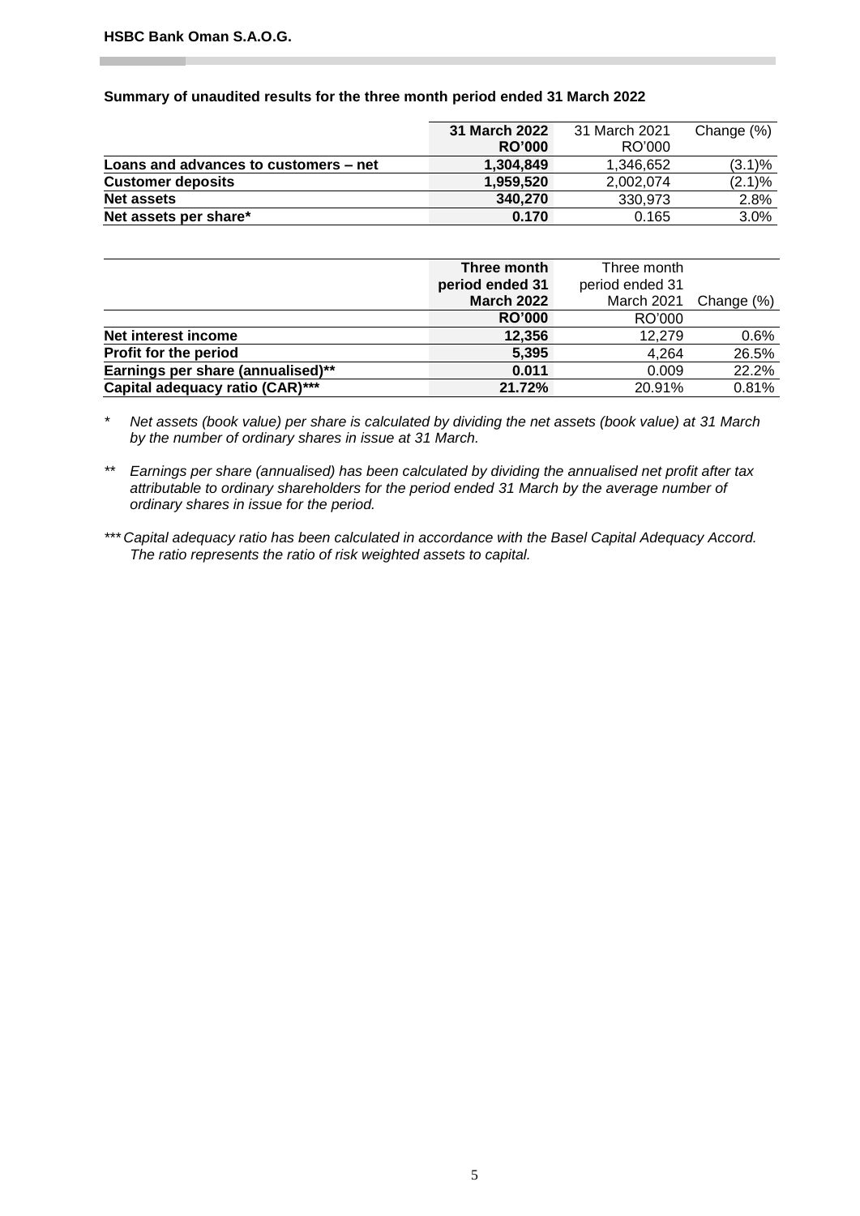HSBC Bank Oman S.A.O.G.

**Summary of unaudited results for the three month period ended 31 March 2022**

| | **31 March 2022 RO'000** | 31 March 2021 RO'000 | Change (%) |
|---|---|---|---|
| **Loans and advances to customers – net** | **1,304,849** | 1,346,652 | (3.1)% |
| **Customer deposits** | **1,959,520** | 2,002,074 | (2.1)% |
| **Net assets** | **340,270** | 330,973 | 2.8% |
| **Net assets per share*** | **0.170** | 0.165 | 3.0% |

| | **Three month period ended 31 March 2022 RO'000** | Three month period ended 31 March 2021 RO'000 | Change (%) |
|---|---|---|---|
| **Net interest income** | **12,356** | 12,279 | 0.6% |
| **Profit for the period** | **5,395** | 4,264 | 26.5% |
| **Earnings per share (annualised)**** | **0.011** | 0.009 | 22.2% |
| **Capital adequacy ratio (CAR)***** | **21.72%** | 20.91% | 0.81% |

\* *Net assets (book value) per share is calculated by dividing the net assets (book value) at 31 March by the number of ordinary shares in issue at 31 March.*

\** *Earnings per share (annualised) has been calculated by dividing the annualised net profit after tax attributable to ordinary shareholders for the period ended 31 March by the average number of ordinary shares in issue for the period.*

\*** *Capital adequacy ratio has been calculated in accordance with the Basel Capital Adequacy Accord. The ratio represents the ratio of risk weighted assets to capital.*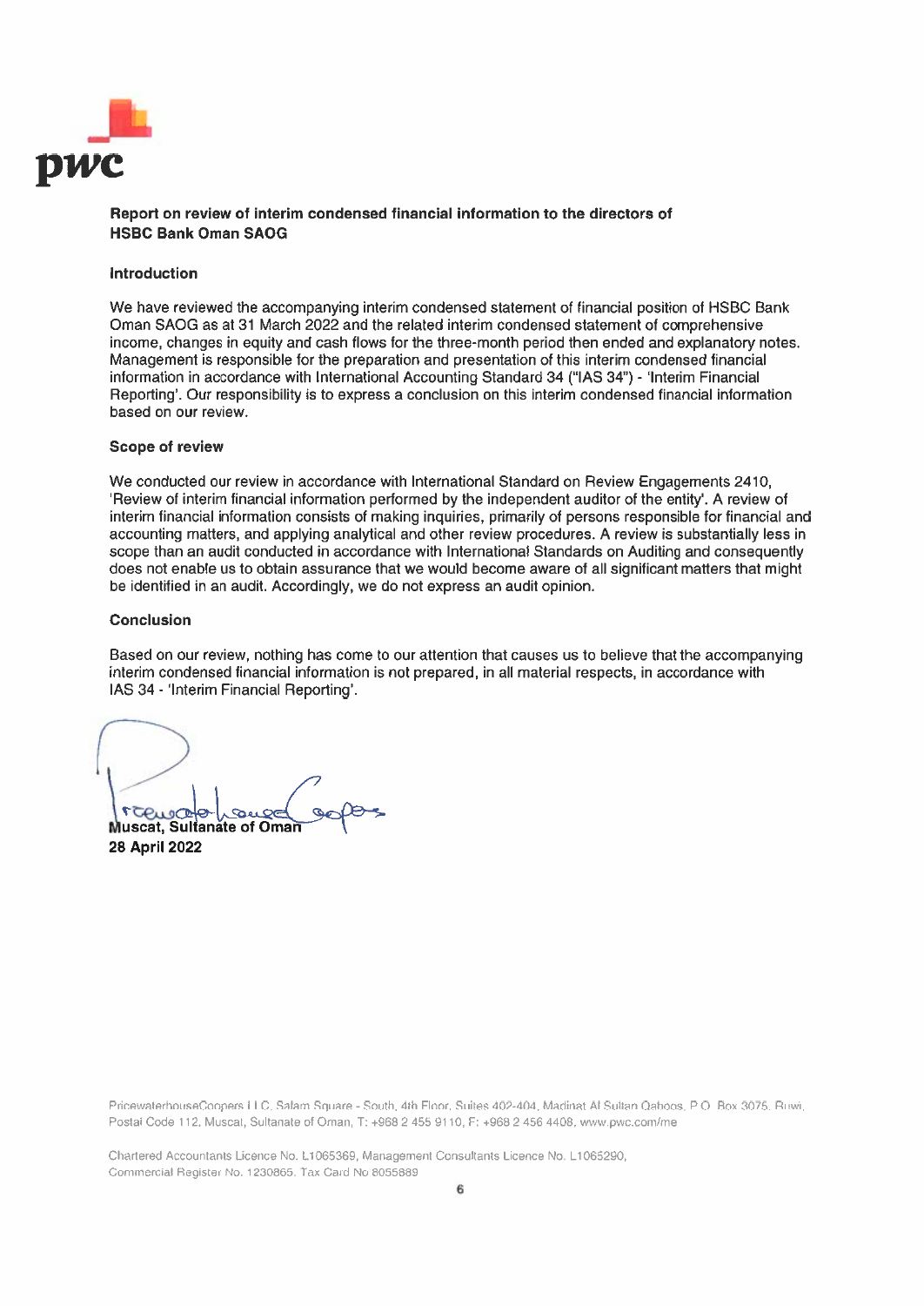## Report on review of interim condensed financial information to the directors of HSBC Bank Oman SAOG

### Introduction

We have reviewed the accompanying interim condensed statement of financial position of HSBC Bank Oman SAOG as at 31 March 2022 and the related interim condensed statement of comprehensive income, changes in equity and cash flows for the three-month period then ended and explanatory notes. Management is responsible for the preparation and presentation of this interim condensed financial information in accordance with International Accounting Standard 34 ("IAS 34") - 'Interim Financial Reporting'. Our responsibility is to express a conclusion on this interim condensed financial information based on our review.

### Scope of review

We conducted our review in accordance with International Standard on Review Engagements 2410, 'Review of interim financial information performed by the independent auditor of the entity'. A review of interim financial information consists of making inquiries, primarily of persons responsible for financial and accounting matters, and applying analytical and other review procedures. A review is substantially less in scope than an audit conducted in accordance with International Standards on Auditing and consequently does not enable us to obtain assurance that we would become aware of all significant matters that might be identified in an audit. Accordingly, we do not express an audit opinion.

### Conclusion

Based on our review, nothing has come to our attention that causes us to believe that the accompanying interim condensed financial information is not prepared, in all material respects, in accordance with IAS 34 - 'Interim Financial Reporting'.

PricewaterhouseCoopers

**Muscat, Sultanate of Oman**
**28 April 2022**

PricewaterhouseCoopers LLC, Salam Square - South, 4th Floor, Suites 402-404, Madinat Al Sultan Qaboos, P.O. Box 3075, Ruwi, Postal Code 112, Muscat, Sultanate of Oman, T: +968 2 455 9110, F: +968 2 456 4408, www.pwc.com/me

Chartered Accountants Licence No. L1065369, Management Consultants Licence No. L1065290, Commercial Register No. 1230865, Tax Card No 8055889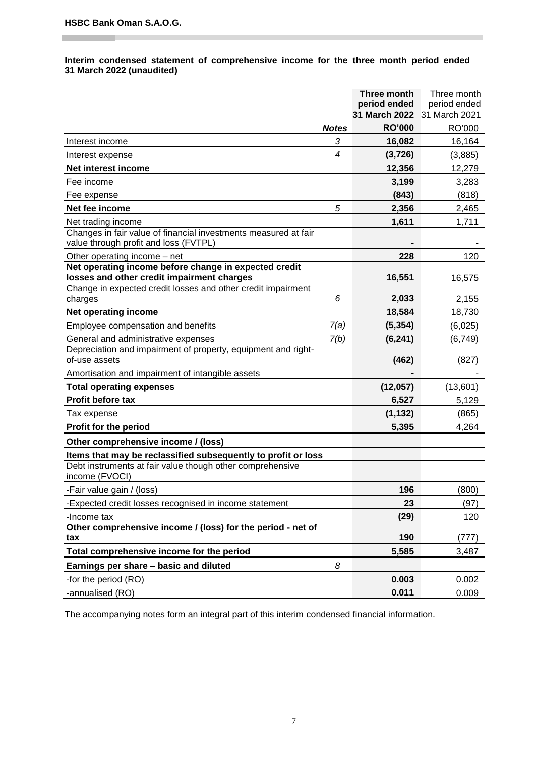**HSBC Bank Oman S.A.O.G.**

**Interim condensed statement of comprehensive income for the three month period ended 31 March 2022 (unaudited)**

| | *Notes* | **Three month period ended 31 March 2022** | Three month period ended 31 March 2021 |
|---|---|---|---|
| | | **RO'000** | RO'000 |
| Interest income | 3 | **16,082** | 16,164 |
| Interest expense | 4 | **(3,726)** | (3,885) |
| **Net interest income** | | **12,356** | 12,279 |
| Fee income | | **3,199** | 3,283 |
| Fee expense | | **(843)** | (818) |
| **Net fee income** | 5 | **2,356** | 2,465 |
| Net trading income | | **1,611** | 1,711 |
| Changes in fair value of financial investments measured at fair value through profit and loss (FVTPL) | | **-** | - |
| Other operating income – net | | **228** | 120 |
| **Net operating income before change in expected credit losses and other credit impairment charges** | | **16,551** | 16,575 |
| Change in expected credit losses and other credit impairment charges | 6 | **2,033** | 2,155 |
| **Net operating income** | | **18,584** | 18,730 |
| Employee compensation and benefits | 7(a) | **(5,354)** | (6,025) |
| General and administrative expenses | 7(b) | **(6,241)** | (6,749) |
| Depreciation and impairment of property, equipment and right-of-use assets | | **(462)** | (827) |
| Amortisation and impairment of intangible assets | | **-** | - |
| **Total operating expenses** | | **(12,057)** | (13,601) |
| **Profit before tax** | | **6,527** | 5,129 |
| Tax expense | | **(1,132)** | (865) |
| **Profit for the period** | | **5,395** | 4,264 |
| **Other comprehensive income / (loss)** | | | |
| **Items that may be reclassified subsequently to profit or loss** | | | |
| Debt instruments at fair value though other comprehensive income (FVOCI) | | | |
| -Fair value gain / (loss) | | **196** | (800) |
| -Expected credit losses recognised in income statement | | **23** | (97) |
| -Income tax | | **(29)** | 120 |
| **Other comprehensive income / (loss) for the period - net of tax** | | **190** | (777) |
| **Total comprehensive income for the period** | | **5,585** | 3,487 |
| **Earnings per share – basic and diluted** | 8 | | |
| -for the period (RO) | | **0.003** | 0.002 |
| -annualised (RO) | | **0.011** | 0.009 |

The accompanying notes form an integral part of this interim condensed financial information.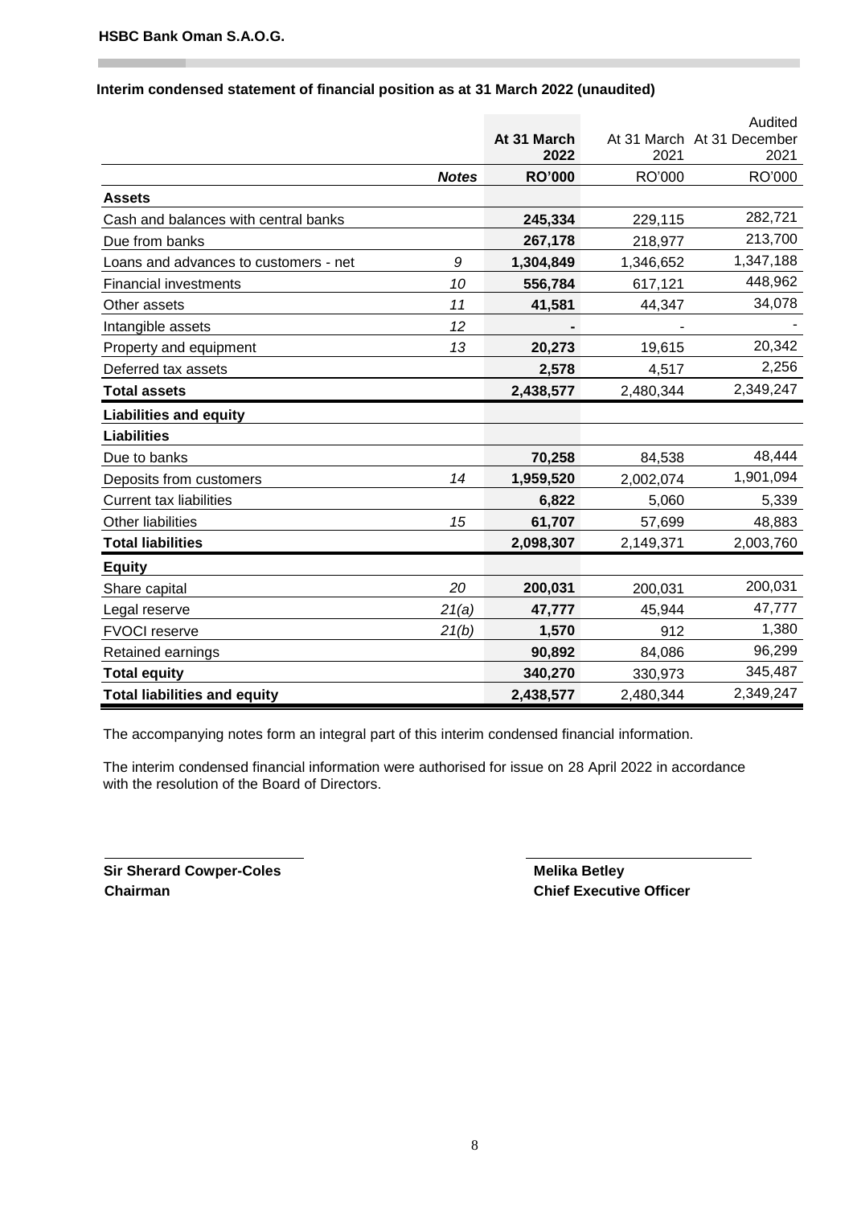**HSBC Bank Oman S.A.O.G.**

**Interim condensed statement of financial position as at 31 March 2022 (unaudited)**

| | *Notes* | At 31 March 2022 | At 31 March 2021 | Audited At 31 December 2021 |
|---|---|---|---|---|
| | | **RO'000** | RO'000 | RO'000 |
| **Assets** | | | | |
| Cash and balances with central banks | | **245,334** | 229,115 | 282,721 |
| Due from banks | | **267,178** | 218,977 | 213,700 |
| Loans and advances to customers - net | *9* | **1,304,849** | 1,346,652 | 1,347,188 |
| Financial investments | *10* | **556,784** | 617,121 | 448,962 |
| Other assets | *11* | **41,581** | 44,347 | 34,078 |
| Intangible assets | *12* | **-** | - | - |
| Property and equipment | *13* | **20,273** | 19,615 | 20,342 |
| Deferred tax assets | | **2,578** | 4,517 | 2,256 |
| **Total assets** | | **2,438,577** | 2,480,344 | 2,349,247 |
| **Liabilities and equity** | | | | |
| **Liabilities** | | | | |
| Due to banks | | **70,258** | 84,538 | 48,444 |
| Deposits from customers | *14* | **1,959,520** | 2,002,074 | 1,901,094 |
| Current tax liabilities | | **6,822** | 5,060 | 5,339 |
| Other liabilities | *15* | **61,707** | 57,699 | 48,883 |
| **Total liabilities** | | **2,098,307** | 2,149,371 | 2,003,760 |
| **Equity** | | | | |
| Share capital | *20* | **200,031** | 200,031 | 200,031 |
| Legal reserve | *21(a)* | **47,777** | 45,944 | 47,777 |
| FVOCI reserve | *21(b)* | **1,570** | 912 | 1,380 |
| Retained earnings | | **90,892** | 84,086 | 96,299 |
| **Total equity** | | **340,270** | 330,973 | 345,487 |
| **Total liabilities and equity** | | **2,438,577** | 2,480,344 | 2,349,247 |

The accompanying notes form an integral part of this interim condensed financial information.

The interim condensed financial information were authorised for issue on 28 April 2022 in accordance with the resolution of the Board of Directors.

**Sir Sherard Cowper-Coles**
**Chairman**

**Melika Betley**
**Chief Executive Officer**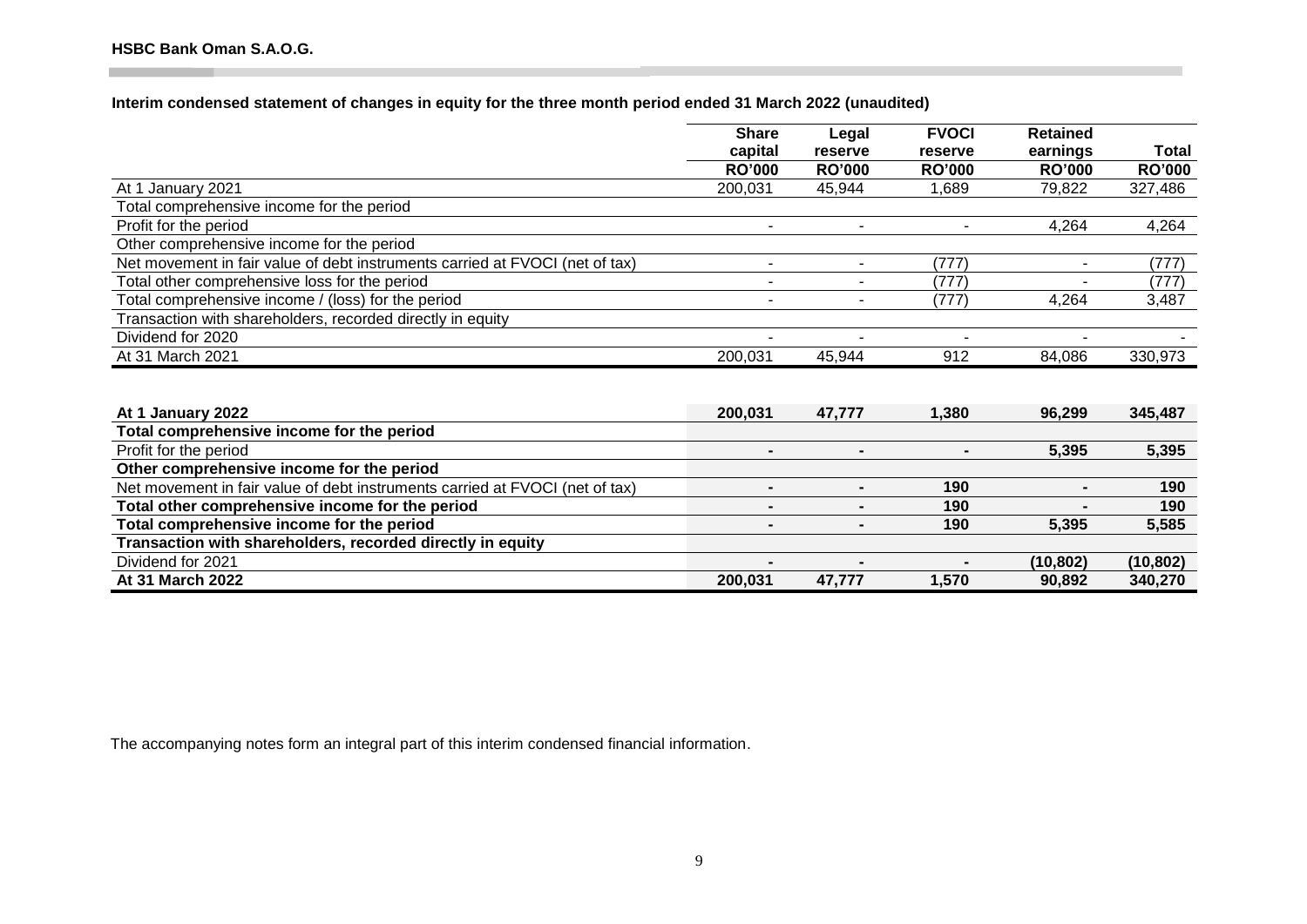**HSBC Bank Oman S.A.O.G.**

**Interim condensed statement of changes in equity for the three month period ended 31 March 2022 (unaudited)**

| | Share capital | Legal reserve | FVOCI reserve | Retained earnings | Total |
|---|---|---|---|---|---|
| | RO'000 | RO'000 | RO'000 | RO'000 | RO'000 |
| At 1 January 2021 | 200,031 | 45,944 | 1,689 | 79,822 | 327,486 |
| Total comprehensive income for the period | | | | | |
| Profit for the period | - | - | - | 4,264 | 4,264 |
| Other comprehensive income for the period | | | | | |
| Net movement in fair value of debt instruments carried at FVOCI (net of tax) | - | - | (777) | - | (777) |
| Total other comprehensive loss for the period | - | - | (777) | - | (777) |
| Total comprehensive income / (loss) for the period | - | - | (777) | 4,264 | 3,487 |
| Transaction with shareholders, recorded directly in equity | | | | | |
| Dividend for 2020 | - | - | - | - | - |
| At 31 March 2021 | 200,031 | 45,944 | 912 | 84,086 | 330,973 |
| | | | | | |
| **At 1 January 2022** | **200,031** | **47,777** | **1,380** | **96,299** | **345,487** |
| **Total comprehensive income for the period** | | | | | |
| Profit for the period | **-** | **-** | **-** | **5,395** | **5,395** |
| **Other comprehensive income for the period** | | | | | |
| Net movement in fair value of debt instruments carried at FVOCI (net of tax) | **-** | **-** | **190** | **-** | **190** |
| **Total other comprehensive income for the period** | **-** | **-** | **190** | **-** | **190** |
| **Total comprehensive income for the period** | **-** | **-** | **190** | **5,395** | **5,585** |
| **Transaction with shareholders, recorded directly in equity** | | | | | |
| Dividend for 2021 | **-** | **-** | **-** | **(10,802)** | **(10,802)** |
| **At 31 March 2022** | **200,031** | **47,777** | **1,570** | **90,892** | **340,270** |

The accompanying notes form an integral part of this interim condensed financial information.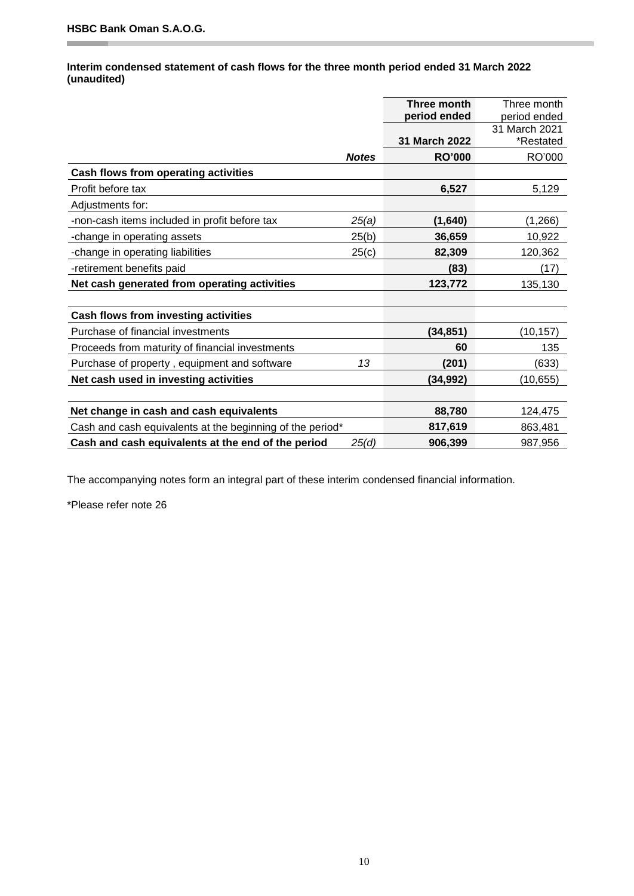**HSBC Bank Oman S.A.O.G.**

**Interim condensed statement of cash flows for the three month period ended 31 March 2022 (unaudited)**

| | | **Three month period ended** | Three month period ended |
|---|---|---|---|
| | | **31 March 2022** | 31 March 2021 *Restated |
| | ***Notes*** | **RO'000** | RO'000 |
| **Cash flows from operating activities** | | | |
| Profit before tax | | **6,527** | 5,129 |
| Adjustments for: | | | |
| -non-cash items included in profit before tax | *25(a)* | **(1,640)** | (1,266) |
| -change in operating assets | 25(b) | **36,659** | 10,922 |
| -change in operating liabilities | 25(c) | **82,309** | 120,362 |
| -retirement benefits paid | | **(83)** | (17) |
| **Net cash generated from operating activities** | | **123,772** | 135,130 |
| | | | |
| **Cash flows from investing activities** | | | |
| Purchase of financial investments | | **(34,851)** | (10,157) |
| Proceeds from maturity of financial investments | | **60** | 135 |
| Purchase of property , equipment and software | *13* | **(201)** | (633) |
| **Net cash used in investing activities** | | **(34,992)** | (10,655) |
| | | | |
| **Net change in cash and cash equivalents** | | **88,780** | 124,475 |
| Cash and cash equivalents at the beginning of the period* | | **817,619** | 863,481 |
| **Cash and cash equivalents at the end of the period** | *25(d)* | **906,399** | 987,956 |

The accompanying notes form an integral part of these interim condensed financial information.

*Please refer note 26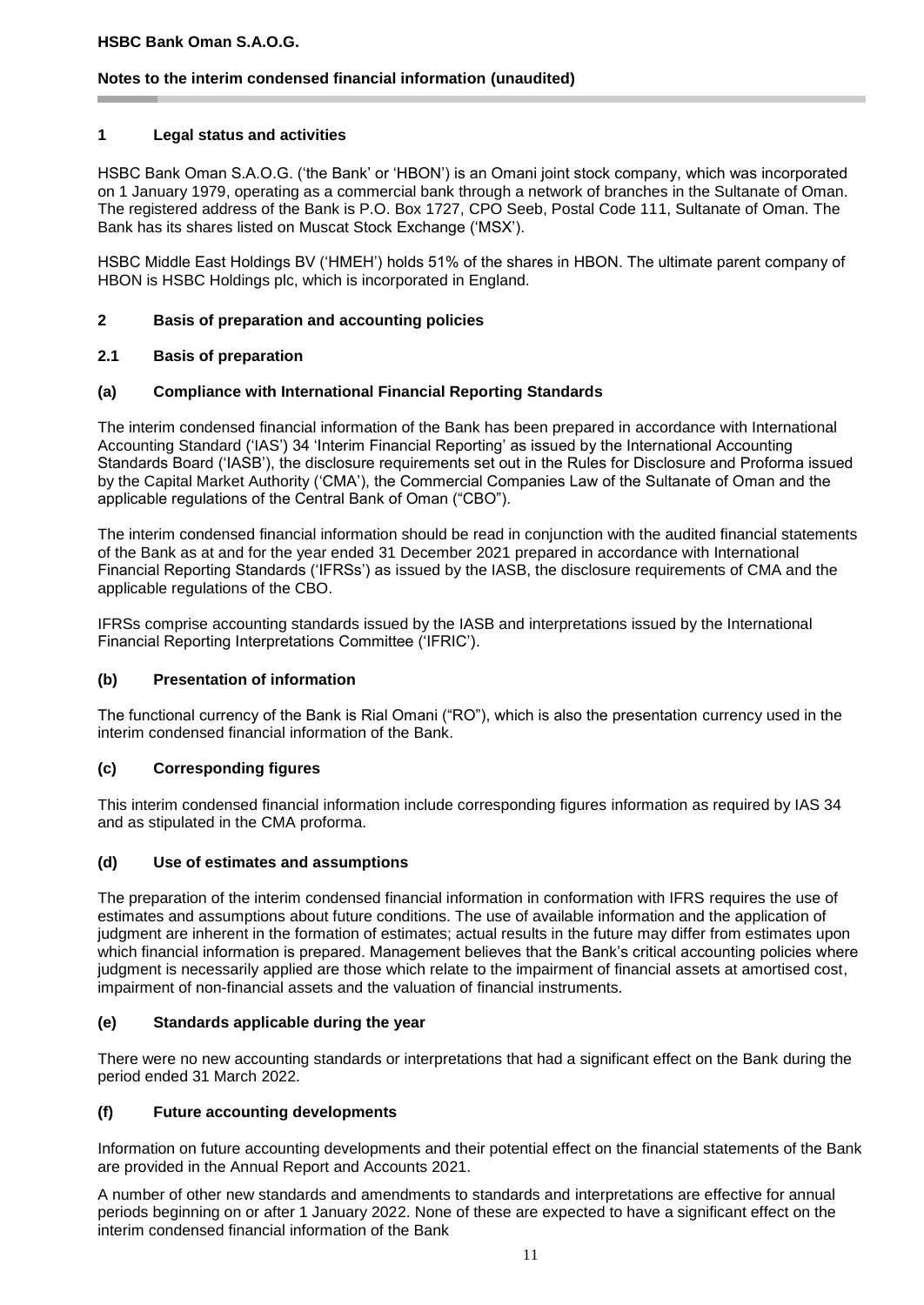## 1 Legal status and activities

HSBC Bank Oman S.A.O.G. ('the Bank' or 'HBON') is an Omani joint stock company, which was incorporated on 1 January 1979, operating as a commercial bank through a network of branches in the Sultanate of Oman. The registered address of the Bank is P.O. Box 1727, CPO Seeb, Postal Code 111, Sultanate of Oman. The Bank has its shares listed on Muscat Stock Exchange ('MSX').

HSBC Middle East Holdings BV ('HMEH') holds 51% of the shares in HBON. The ultimate parent company of HBON is HSBC Holdings plc, which is incorporated in England.

## 2 Basis of preparation and accounting policies

### 2.1 Basis of preparation

#### (a) Compliance with International Financial Reporting Standards

The interim condensed financial information of the Bank has been prepared in accordance with International Accounting Standard ('IAS') 34 'Interim Financial Reporting' as issued by the International Accounting Standards Board ('IASB'), the disclosure requirements set out in the Rules for Disclosure and Proforma issued by the Capital Market Authority ('CMA'), the Commercial Companies Law of the Sultanate of Oman and the applicable regulations of the Central Bank of Oman ("CBO").

The interim condensed financial information should be read in conjunction with the audited financial statements of the Bank as at and for the year ended 31 December 2021 prepared in accordance with International Financial Reporting Standards ('IFRSs') as issued by the IASB, the disclosure requirements of CMA and the applicable regulations of the CBO.

IFRSs comprise accounting standards issued by the IASB and interpretations issued by the International Financial Reporting Interpretations Committee ('IFRIC').

#### (b) Presentation of information

The functional currency of the Bank is Rial Omani ("RO"), which is also the presentation currency used in the interim condensed financial information of the Bank.

#### (c) Corresponding figures

This interim condensed financial information include corresponding figures information as required by IAS 34 and as stipulated in the CMA proforma.

#### (d) Use of estimates and assumptions

The preparation of the interim condensed financial information in conformation with IFRS requires the use of estimates and assumptions about future conditions. The use of available information and the application of judgment are inherent in the formation of estimates; actual results in the future may differ from estimates upon which financial information is prepared. Management believes that the Bank's critical accounting policies where judgment is necessarily applied are those which relate to the impairment of financial assets at amortised cost, impairment of non-financial assets and the valuation of financial instruments.

#### (e) Standards applicable during the year

There were no new accounting standards or interpretations that had a significant effect on the Bank during the period ended 31 March 2022.

#### (f) Future accounting developments

Information on future accounting developments and their potential effect on the financial statements of the Bank are provided in the Annual Report and Accounts 2021.

A number of other new standards and amendments to standards and interpretations are effective for annual periods beginning on or after 1 January 2022. None of these are expected to have a significant effect on the interim condensed financial information of the Bank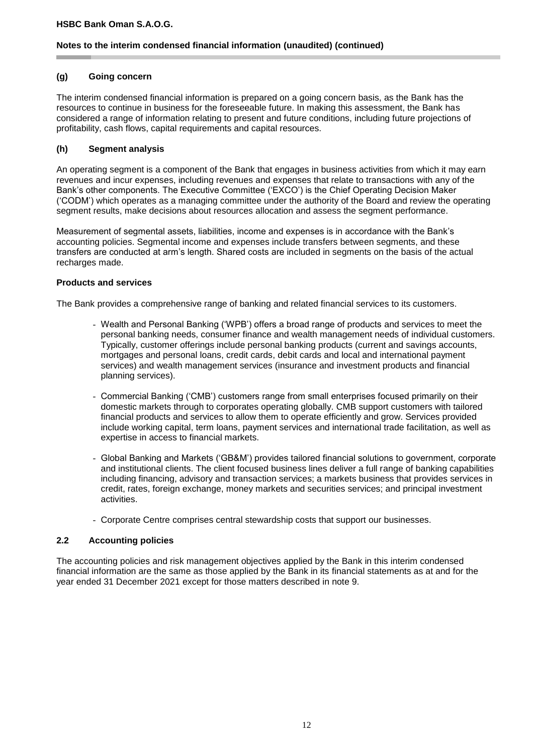### (g) Going concern

The interim condensed financial information is prepared on a going concern basis, as the Bank has the resources to continue in business for the foreseeable future. In making this assessment, the Bank has considered a range of information relating to present and future conditions, including future projections of profitability, cash flows, capital requirements and capital resources.

### (h) Segment analysis

An operating segment is a component of the Bank that engages in business activities from which it may earn revenues and incur expenses, including revenues and expenses that relate to transactions with any of the Bank's other components. The Executive Committee ('EXCO') is the Chief Operating Decision Maker ('CODM') which operates as a managing committee under the authority of the Board and review the operating segment results, make decisions about resources allocation and assess the segment performance.

Measurement of segmental assets, liabilities, income and expenses is in accordance with the Bank's accounting policies. Segmental income and expenses include transfers between segments, and these transfers are conducted at arm's length. Shared costs are included in segments on the basis of the actual recharges made.

**Products and services**

The Bank provides a comprehensive range of banking and related financial services to its customers.

- Wealth and Personal Banking ('WPB') offers a broad range of products and services to meet the personal banking needs, consumer finance and wealth management needs of individual customers. Typically, customer offerings include personal banking products (current and savings accounts, mortgages and personal loans, credit cards, debit cards and local and international payment services) and wealth management services (insurance and investment products and financial planning services).

- Commercial Banking ('CMB') customers range from small enterprises focused primarily on their domestic markets through to corporates operating globally. CMB support customers with tailored financial products and services to allow them to operate efficiently and grow. Services provided include working capital, term loans, payment services and international trade facilitation, as well as expertise in access to financial markets.

- Global Banking and Markets ('GB&M') provides tailored financial solutions to government, corporate and institutional clients. The client focused business lines deliver a full range of banking capabilities including financing, advisory and transaction services; a markets business that provides services in credit, rates, foreign exchange, money markets and securities services; and principal investment activities.

- Corporate Centre comprises central stewardship costs that support our businesses.

## 2.2 Accounting policies

The accounting policies and risk management objectives applied by the Bank in this interim condensed financial information are the same as those applied by the Bank in its financial statements as at and for the year ended 31 December 2021 except for those matters described in note 9.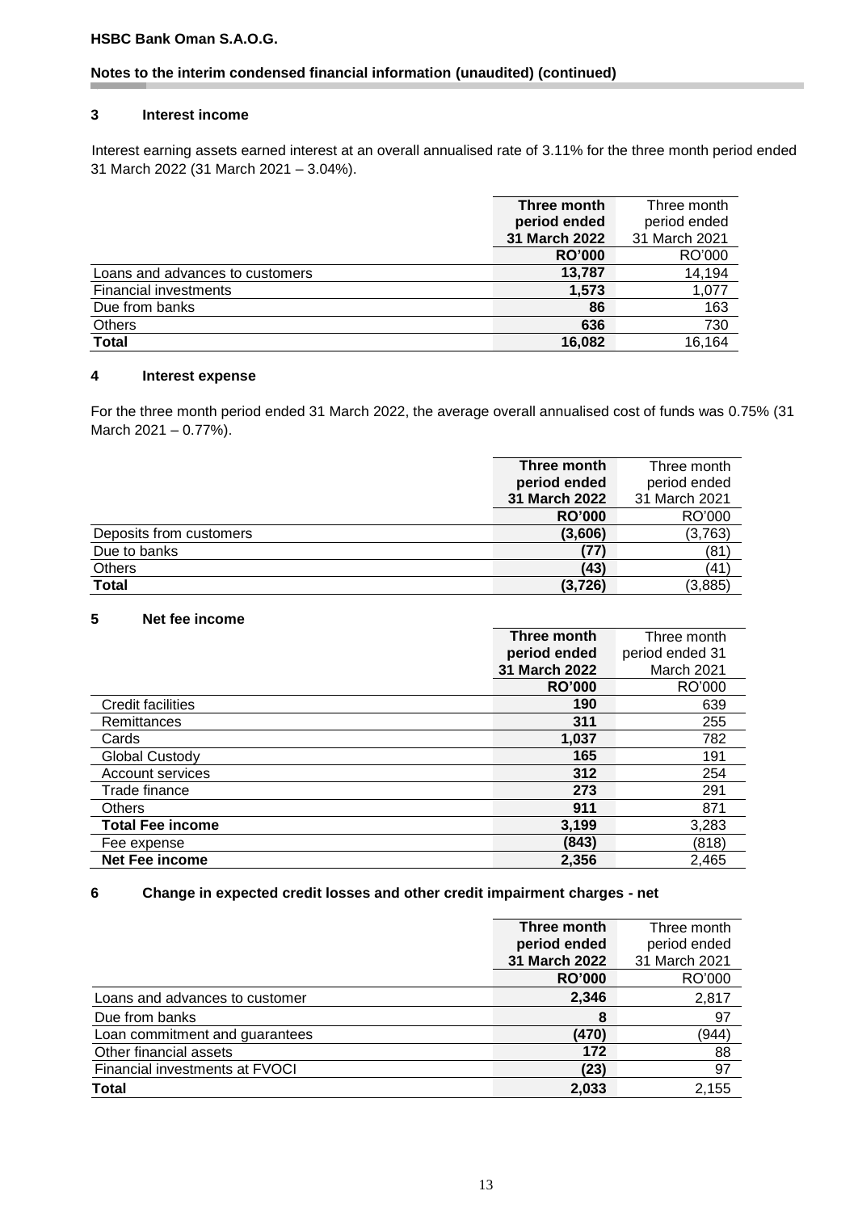**HSBC Bank Oman S.A.O.G.**

**Notes to the interim condensed financial information (unaudited) (continued)**

## 3 Interest income

Interest earning assets earned interest at an overall annualised rate of 3.11% for the three month period ended 31 March 2022 (31 March 2021 – 3.04%).

| | **Three month period ended 31 March 2022** | Three month period ended 31 March 2021 |
|---|---|---|
| | **RO'000** | RO'000 |
| Loans and advances to customers | **13,787** | 14,194 |
| Financial investments | **1,573** | 1,077 |
| Due from banks | **86** | 163 |
| Others | **636** | 730 |
| **Total** | **16,082** | 16,164 |

## 4 Interest expense

For the three month period ended 31 March 2022, the average overall annualised cost of funds was 0.75% (31 March 2021 – 0.77%).

| | **Three month period ended 31 March 2022** | Three month period ended 31 March 2021 |
|---|---|---|
| | **RO'000** | RO'000 |
| Deposits from customers | **(3,606)** | (3,763) |
| Due to banks | **(77)** | (81) |
| Others | **(43)** | (41) |
| **Total** | **(3,726)** | (3,885) |

## 5 Net fee income

| | **Three month period ended 31 March 2022** | Three month period ended 31 March 2021 |
|---|---|---|
| | **RO'000** | RO'000 |
| Credit facilities | **190** | 639 |
| Remittances | **311** | 255 |
| Cards | **1,037** | 782 |
| Global Custody | **165** | 191 |
| Account services | **312** | 254 |
| Trade finance | **273** | 291 |
| Others | **911** | 871 |
| **Total Fee income** | **3,199** | 3,283 |
| Fee expense | **(843)** | (818) |
| **Net Fee income** | **2,356** | 2,465 |

## 6 Change in expected credit losses and other credit impairment charges - net

| | **Three month period ended 31 March 2022** | Three month period ended 31 March 2021 |
|---|---|---|
| | **RO'000** | RO'000 |
| Loans and advances to customer | **2,346** | 2,817 |
| Due from banks | **8** | 97 |
| Loan commitment and guarantees | **(470)** | (944) |
| Other financial assets | **172** | 88 |
| Financial investments at FVOCI | **(23)** | 97 |
| **Total** | **2,033** | 2,155 |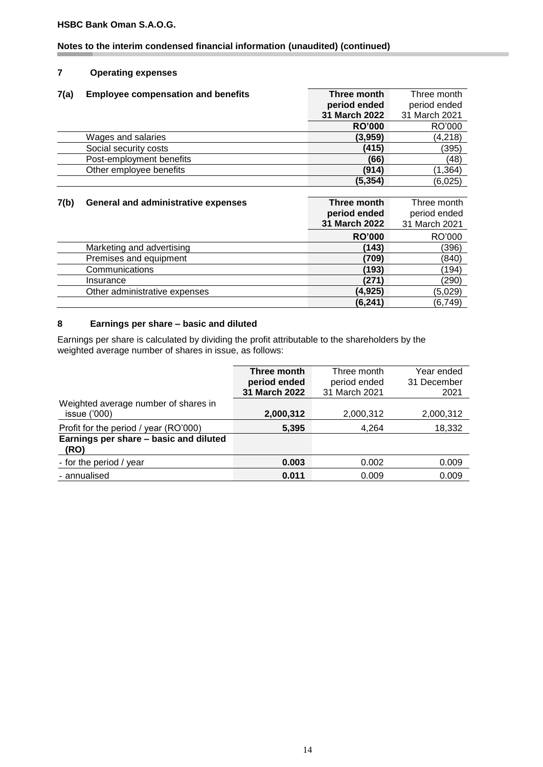**HSBC Bank Oman S.A.O.G.**

**Notes to the interim condensed financial information (unaudited) (continued)**

## 7 Operating expenses

### 7(a) Employee compensation and benefits

| | **Three month period ended 31 March 2022** | Three month period ended 31 March 2021 |
|---|---|---|
| | **RO'000** | RO'000 |
| Wages and salaries | **(3,959)** | (4,218) |
| Social security costs | **(415)** | (395) |
| Post-employment benefits | **(66)** | (48) |
| Other employee benefits | **(914)** | (1,364) |
| | **(5,354)** | (6,025) |

### 7(b) General and administrative expenses

| | **Three month period ended 31 March 2022** | Three month period ended 31 March 2021 |
|---|---|---|
| | **RO'000** | RO'000 |
| Marketing and advertising | **(143)** | (396) |
| Premises and equipment | **(709)** | (840) |
| Communications | **(193)** | (194) |
| Insurance | **(271)** | (290) |
| Other administrative expenses | **(4,925)** | (5,029) |
| | **(6,241)** | (6,749) |

## 8 Earnings per share – basic and diluted

Earnings per share is calculated by dividing the profit attributable to the shareholders by the weighted average number of shares in issue, as follows:

| | **Three month period ended 31 March 2022** | Three month period ended 31 March 2021 | Year ended 31 December 2021 |
|---|---|---|---|
| Weighted average number of shares in issue ('000) | **2,000,312** | 2,000,312 | 2,000,312 |
| Profit for the period / year (RO'000) | **5,395** | 4,264 | 18,332 |
| **Earnings per share – basic and diluted (RO)** | | | |
| - for the period / year | **0.003** | 0.002 | 0.009 |
| - annualised | **0.011** | 0.009 | 0.009 |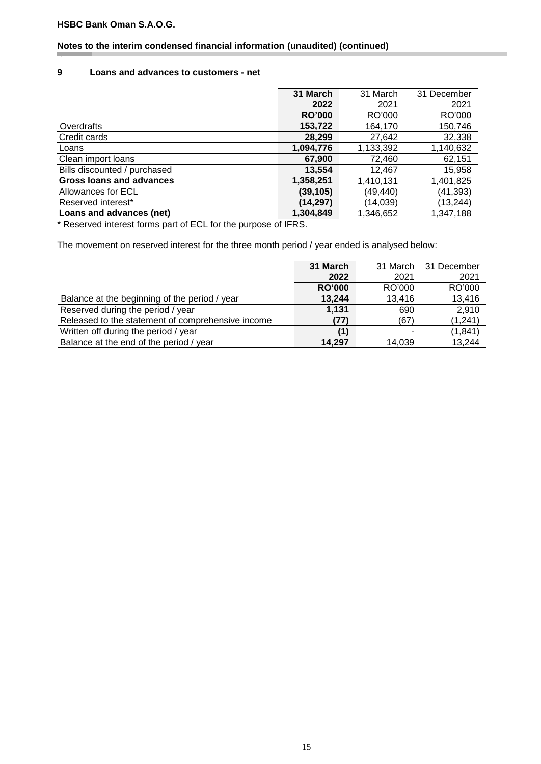## 9 Loans and advances to customers - net

| | **31 March 2022** | 31 March 2021 | 31 December 2021 |
|---|---|---|---|
| | **RO'000** | RO'000 | RO'000 |
| Overdrafts | **153,722** | 164,170 | 150,746 |
| Credit cards | **28,299** | 27,642 | 32,338 |
| Loans | **1,094,776** | 1,133,392 | 1,140,632 |
| Clean import loans | **67,900** | 72,460 | 62,151 |
| Bills discounted / purchased | **13,554** | 12,467 | 15,958 |
| **Gross loans and advances** | **1,358,251** | 1,410,131 | 1,401,825 |
| Allowances for ECL | **(39,105)** | (49,440) | (41,393) |
| Reserved interest* | **(14,297)** | (14,039) | (13,244) |
| **Loans and advances (net)** | **1,304,849** | 1,346,652 | 1,347,188 |

* Reserved interest forms part of ECL for the purpose of IFRS.

The movement on reserved interest for the three month period / year ended is analysed below:

| | **31 March 2022** | 31 March 2021 | 31 December 2021 |
|---|---|---|---|
| | **RO'000** | RO'000 | RO'000 |
| Balance at the beginning of the period / year | **13,244** | 13,416 | 13,416 |
| Reserved during the period / year | **1,131** | 690 | 2,910 |
| Released to the statement of comprehensive income | **(77)** | (67) | (1,241) |
| Written off during the period / year | **(1)** | - | (1,841) |
| Balance at the end of the period / year | **14,297** | 14,039 | 13,244 |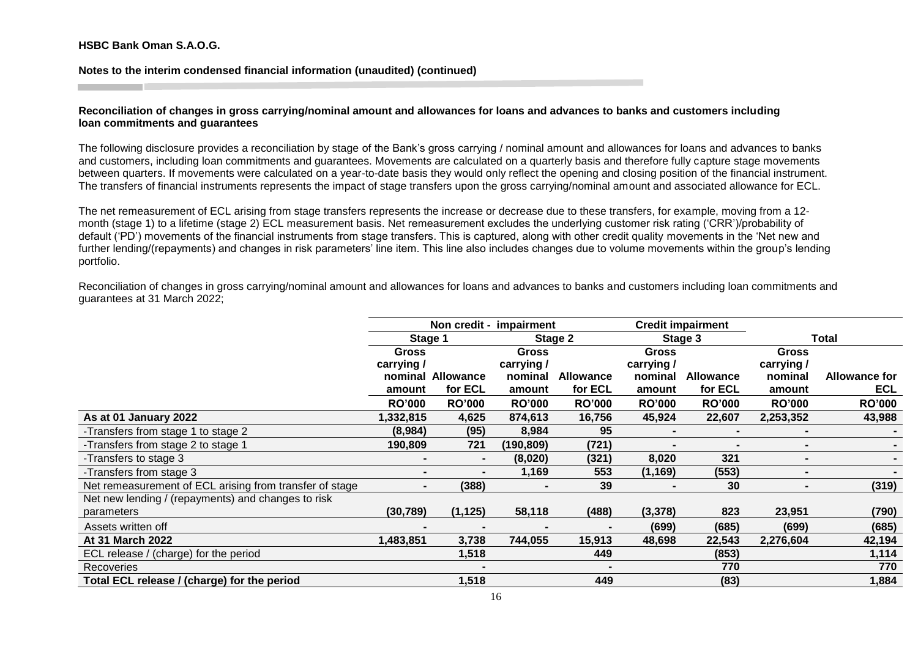**HSBC Bank Oman S.A.O.G.**

**Notes to the interim condensed financial information (unaudited) (continued)**

**Reconciliation of changes in gross carrying/nominal amount and allowances for loans and advances to banks and customers including loan commitments and guarantees**

The following disclosure provides a reconciliation by stage of the Bank's gross carrying / nominal amount and allowances for loans and advances to banks and customers, including loan commitments and guarantees. Movements are calculated on a quarterly basis and therefore fully capture stage movements between quarters. If movements were calculated on a year-to-date basis they would only reflect the opening and closing position of the financial instrument. The transfers of financial instruments represents the impact of stage transfers upon the gross carrying/nominal amount and associated allowance for ECL.

The net remeasurement of ECL arising from stage transfers represents the increase or decrease due to these transfers, for example, moving from a 12-month (stage 1) to a lifetime (stage 2) ECL measurement basis. Net remeasurement excludes the underlying customer risk rating ('CRR')/probability of default ('PD') movements of the financial instruments from stage transfers. This is captured, along with other credit quality movements in the 'Net new and further lending/(repayments) and changes in risk parameters' line item. This line also includes changes due to volume movements within the group's lending portfolio.

Reconciliation of changes in gross carrying/nominal amount and allowances for loans and advances to banks and customers including loan commitments and guarantees at 31 March 2022;

| | Non credit - impairment | | | | Credit impairment | | | |
|---|---|---|---|---|---|---|---|---|
| | Stage 1 | | Stage 2 | | Stage 3 | | Total | |
| | Gross carrying / nominal amount | Allowance for ECL | Gross carrying / nominal amount | Allowance for ECL | Gross carrying / nominal amount | Allowance for ECL | Gross carrying / nominal amount | Allowance for ECL |
| | RO'000 | RO'000 | RO'000 | RO'000 | RO'000 | RO'000 | RO'000 | RO'000 |
| **As at 01 January 2022** | **1,332,815** | **4,625** | **874,613** | **16,756** | **45,924** | **22,607** | **2,253,352** | **43,988** |
| -Transfers from stage 1 to stage 2 | **(8,984)** | **(95)** | **8,984** | **95** | **-** | **-** | **-** | **-** |
| -Transfers from stage 2 to stage 1 | **190,809** | **721** | **(190,809)** | **(721)** | **-** | **-** | **-** | **-** |
| -Transfers to stage 3 | **-** | **-** | **(8,020)** | **(321)** | **8,020** | **321** | **-** | **-** |
| -Transfers from stage 3 | **-** | **-** | **1,169** | **553** | **(1,169)** | **(553)** | **-** | **-** |
| Net remeasurement of ECL arising from transfer of stage | **-** | **(388)** | **-** | **39** | **-** | **30** | **-** | **(319)** |
| Net new lending / (repayments) and changes to risk parameters | **(30,789)** | **(1,125)** | **58,118** | **(488)** | **(3,378)** | **823** | **23,951** | **(790)** |
| Assets written off | **-** | **-** | **-** | **-** | **(699)** | **(685)** | **(699)** | **(685)** |
| **At 31 March 2022** | **1,483,851** | **3,738** | **744,055** | **15,913** | **48,698** | **22,543** | **2,276,604** | **42,194** |
| ECL release / (charge) for the period | | **1,518** | | **449** | | **(853)** | | **1,114** |
| Recoveries | | **-** | | **-** | | **770** | | **770** |
| **Total ECL release / (charge) for the period** | | **1,518** | | **449** | | **(83)** | | **1,884** |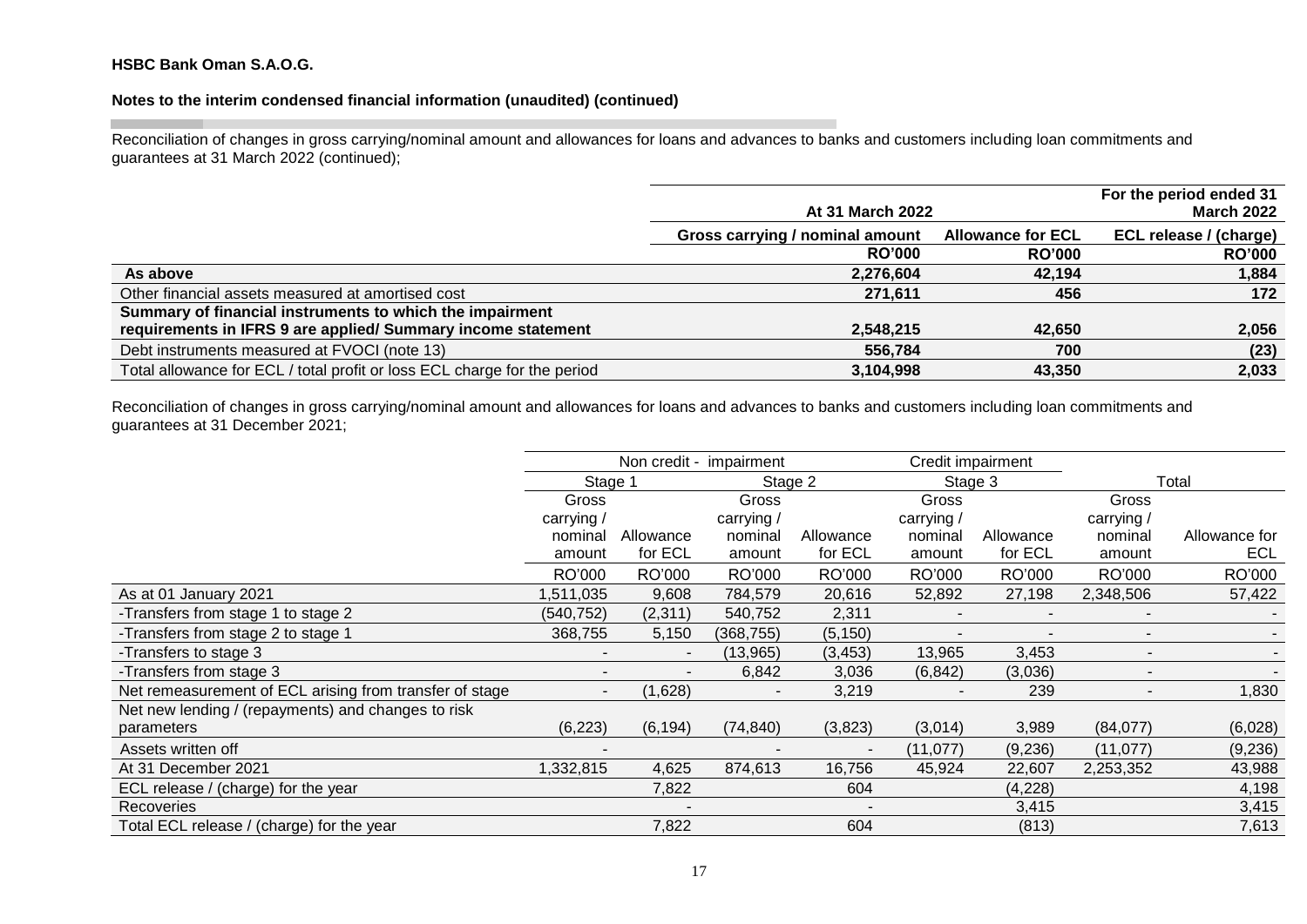**HSBC Bank Oman S.A.O.G.**

**Notes to the interim condensed financial information (unaudited) (continued)**

Reconciliation of changes in gross carrying/nominal amount and allowances for loans and advances to banks and customers including loan commitments and guarantees at 31 March 2022 (continued);

| | At 31 March 2022 | | For the period ended 31 March 2022 |
|---|---|---|---|
| | Gross carrying / nominal amount | Allowance for ECL | ECL release / (charge) |
| | RO'000 | RO'000 | RO'000 |
| **As above** | **2,276,604** | **42,194** | **1,884** |
| Other financial assets measured at amortised cost | 271,611 | 456 | 172 |
| **Summary of financial instruments to which the impairment requirements in IFRS 9 are applied/ Summary income statement** | **2,548,215** | **42,650** | **2,056** |
| Debt instruments measured at FVOCI (note 13) | 556,784 | 700 | (23) |
| Total allowance for ECL / total profit or loss ECL charge for the period | 3,104,998 | 43,350 | 2,033 |

Reconciliation of changes in gross carrying/nominal amount and allowances for loans and advances to banks and customers including loan commitments and guarantees at 31 December 2021;

| | Non credit - impairment | | | | Credit impairment | | | |
|---|---|---|---|---|---|---|---|---|
| | Stage 1 | | Stage 2 | | Stage 3 | | Total | |
| | Gross carrying / nominal amount | Allowance for ECL | Gross carrying / nominal amount | Allowance for ECL | Gross carrying / nominal amount | Allowance for ECL | Gross carrying / nominal amount | Allowance for ECL |
| | RO'000 | RO'000 | RO'000 | RO'000 | RO'000 | RO'000 | RO'000 | RO'000 |
| As at 01 January 2021 | 1,511,035 | 9,608 | 784,579 | 20,616 | 52,892 | 27,198 | 2,348,506 | 57,422 |
| -Transfers from stage 1 to stage 2 | (540,752) | (2,311) | 540,752 | 2,311 | - | - | - | - |
| -Transfers from stage 2 to stage 1 | 368,755 | 5,150 | (368,755) | (5,150) | - | - | - | - |
| -Transfers to stage 3 | - | - | (13,965) | (3,453) | 13,965 | 3,453 | - | - |
| -Transfers from stage 3 | - | - | 6,842 | 3,036 | (6,842) | (3,036) | - | - |
| Net remeasurement of ECL arising from transfer of stage | - | (1,628) | - | 3,219 | - | 239 | - | 1,830 |
| Net new lending / (repayments) and changes to risk parameters | (6,223) | (6,194) | (74,840) | (3,823) | (3,014) | 3,989 | (84,077) | (6,028) |
| Assets written off | - | | - | - | (11,077) | (9,236) | (11,077) | (9,236) |
| At 31 December 2021 | 1,332,815 | 4,625 | 874,613 | 16,756 | 45,924 | 22,607 | 2,253,352 | 43,988 |
| ECL release / (charge) for the year | | 7,822 | | 604 | | (4,228) | | 4,198 |
| Recoveries | | - | | - | | 3,415 | | 3,415 |
| Total ECL release / (charge) for the year | | 7,822 | | 604 | | (813) | | 7,613 |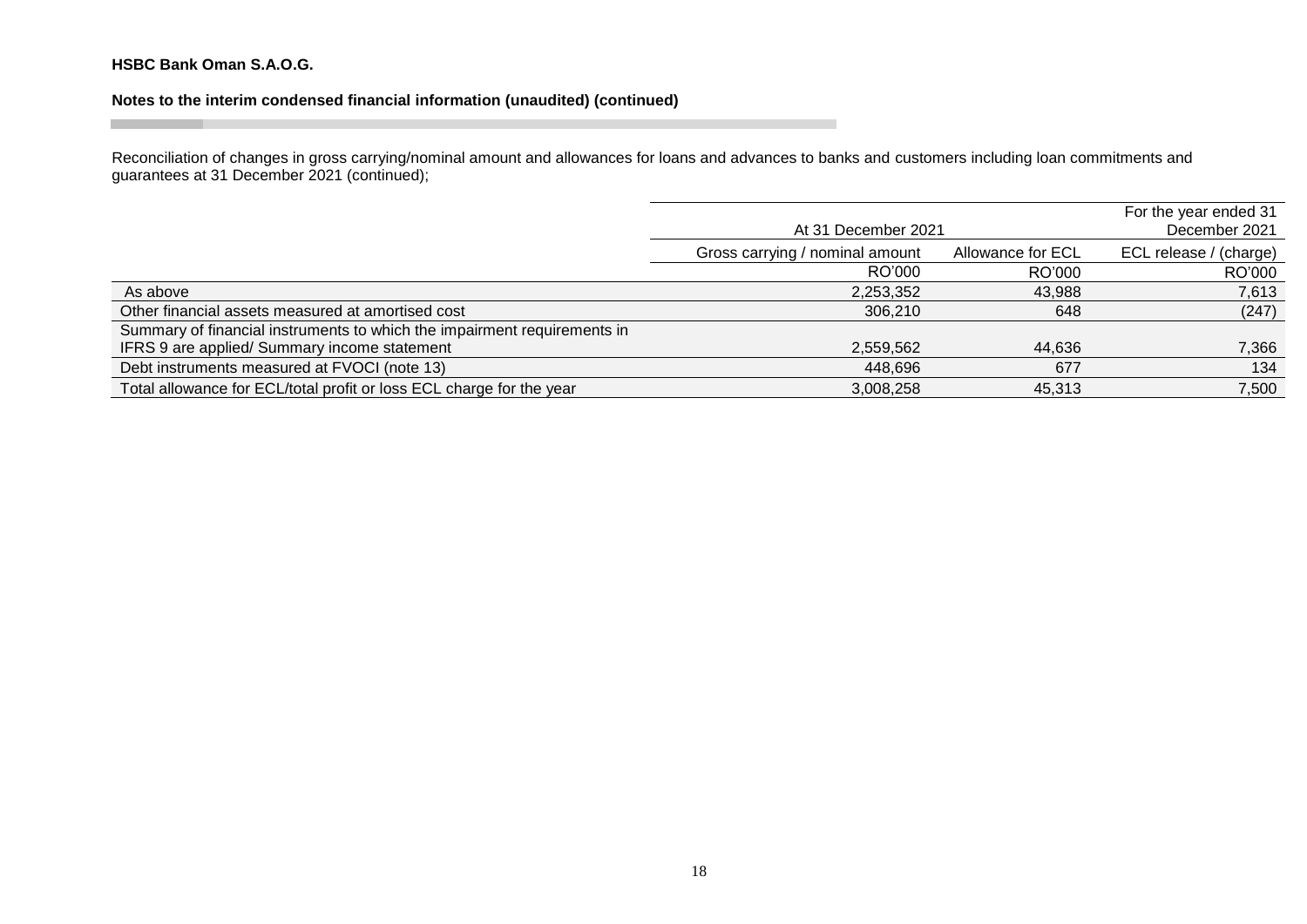**HSBC Bank Oman S.A.O.G.**

**Notes to the interim condensed financial information (unaudited) (continued)**

Reconciliation of changes in gross carrying/nominal amount and allowances for loans and advances to banks and customers including loan commitments and guarantees at 31 December 2021 (continued);

| | At 31 December 2021 | | For the year ended 31 December 2021 |
|---|---|---|---|
| | Gross carrying / nominal amount | Allowance for ECL | ECL release / (charge) |
| | RO'000 | RO'000 | RO'000 |
| As above | 2,253,352 | 43,988 | 7,613 |
| Other financial assets measured at amortised cost | 306,210 | 648 | (247) |
| Summary of financial instruments to which the impairment requirements in IFRS 9 are applied/ Summary income statement | 2,559,562 | 44,636 | 7,366 |
| Debt instruments measured at FVOCI (note 13) | 448,696 | 677 | 134 |
| Total allowance for ECL/total profit or loss ECL charge for the year | 3,008,258 | 45,313 | 7,500 |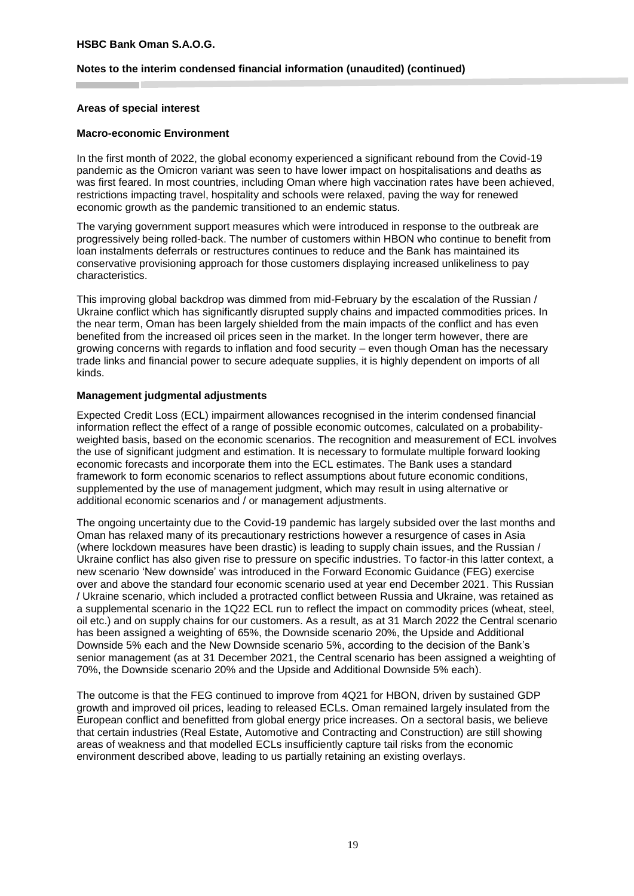## Areas of special interest

### Macro-economic Environment

In the first month of 2022, the global economy experienced a significant rebound from the Covid-19 pandemic as the Omicron variant was seen to have lower impact on hospitalisations and deaths as was first feared. In most countries, including Oman where high vaccination rates have been achieved, restrictions impacting travel, hospitality and schools were relaxed, paving the way for renewed economic growth as the pandemic transitioned to an endemic status.

The varying government support measures which were introduced in response to the outbreak are progressively being rolled-back. The number of customers within HBON who continue to benefit from loan instalments deferrals or restructures continues to reduce and the Bank has maintained its conservative provisioning approach for those customers displaying increased unlikeliness to pay characteristics.

This improving global backdrop was dimmed from mid-February by the escalation of the Russian / Ukraine conflict which has significantly disrupted supply chains and impacted commodities prices. In the near term, Oman has been largely shielded from the main impacts of the conflict and has even benefited from the increased oil prices seen in the market. In the longer term however, there are growing concerns with regards to inflation and food security – even though Oman has the necessary trade links and financial power to secure adequate supplies, it is highly dependent on imports of all kinds.

### Management judgmental adjustments

Expected Credit Loss (ECL) impairment allowances recognised in the interim condensed financial information reflect the effect of a range of possible economic outcomes, calculated on a probability-weighted basis, based on the economic scenarios. The recognition and measurement of ECL involves the use of significant judgment and estimation. It is necessary to formulate multiple forward looking economic forecasts and incorporate them into the ECL estimates. The Bank uses a standard framework to form economic scenarios to reflect assumptions about future economic conditions, supplemented by the use of management judgment, which may result in using alternative or additional economic scenarios and / or management adjustments.

The ongoing uncertainty due to the Covid-19 pandemic has largely subsided over the last months and Oman has relaxed many of its precautionary restrictions however a resurgence of cases in Asia (where lockdown measures have been drastic) is leading to supply chain issues, and the Russian / Ukraine conflict has also given rise to pressure on specific industries. To factor-in this latter context, a new scenario 'New downside' was introduced in the Forward Economic Guidance (FEG) exercise over and above the standard four economic scenario used at year end December 2021. This Russian / Ukraine scenario, which included a protracted conflict between Russia and Ukraine, was retained as a supplemental scenario in the 1Q22 ECL run to reflect the impact on commodity prices (wheat, steel, oil etc.) and on supply chains for our customers. As a result, as at 31 March 2022 the Central scenario has been assigned a weighting of 65%, the Downside scenario 20%, the Upside and Additional Downside 5% each and the New Downside scenario 5%, according to the decision of the Bank's senior management (as at 31 December 2021, the Central scenario has been assigned a weighting of 70%, the Downside scenario 20% and the Upside and Additional Downside 5% each).

The outcome is that the FEG continued to improve from 4Q21 for HBON, driven by sustained GDP growth and improved oil prices, leading to released ECLs. Oman remained largely insulated from the European conflict and benefitted from global energy price increases. On a sectoral basis, we believe that certain industries (Real Estate, Automotive and Contracting and Construction) are still showing areas of weakness and that modelled ECLs insufficiently capture tail risks from the economic environment described above, leading to us partially retaining an existing overlays.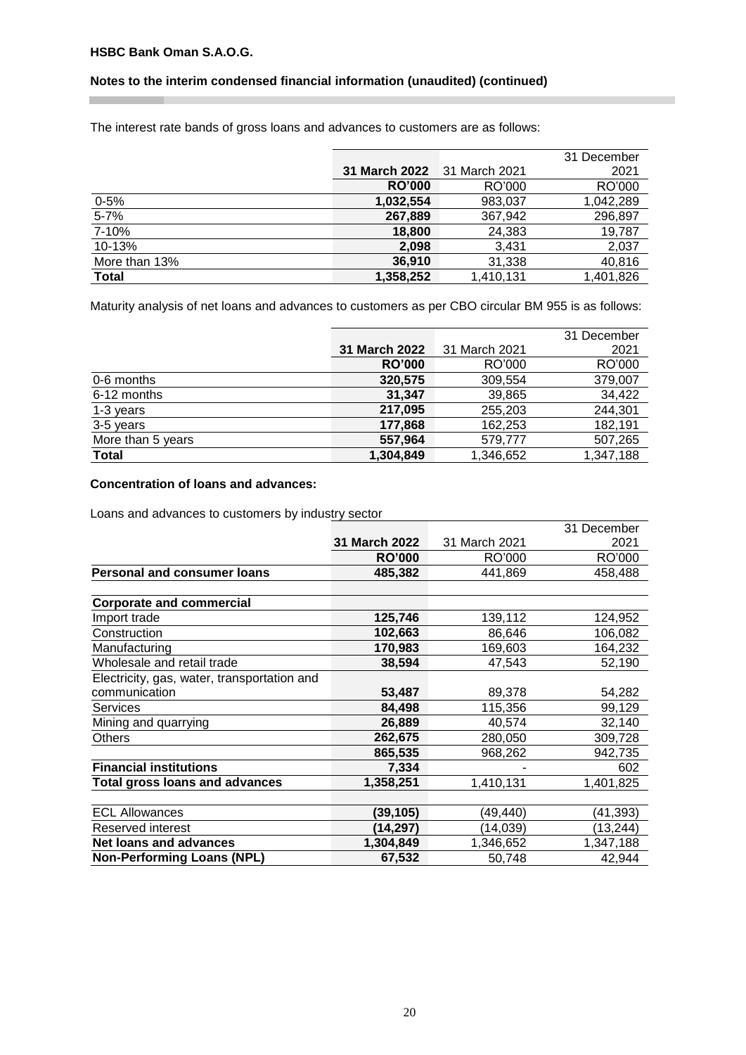The interest rate bands of gross loans and advances to customers are as follows:

| | 31 March 2022 | 31 March 2021 | 31 December 2021 |
|---|---|---|---|
| | **RO'000** | RO'000 | RO'000 |
| 0-5% | **1,032,554** | 983,037 | 1,042,289 |
| 5-7% | **267,889** | 367,942 | 296,897 |
| 7-10% | **18,800** | 24,383 | 19,787 |
| 10-13% | **2,098** | 3,431 | 2,037 |
| More than 13% | **36,910** | 31,338 | 40,816 |
| **Total** | **1,358,252** | 1,410,131 | 1,401,826 |

Maturity analysis of net loans and advances to customers as per CBO circular BM 955 is as follows:

| | 31 March 2022 | 31 March 2021 | 31 December 2021 |
|---|---|---|---|
| | **RO'000** | RO'000 | RO'000 |
| 0-6 months | **320,575** | 309,554 | 379,007 |
| 6-12 months | **31,347** | 39,865 | 34,422 |
| 1-3 years | **217,095** | 255,203 | 244,301 |
| 3-5 years | **177,868** | 162,253 | 182,191 |
| More than 5 years | **557,964** | 579,777 | 507,265 |
| **Total** | **1,304,849** | 1,346,652 | 1,347,188 |

**Concentration of loans and advances:**

Loans and advances to customers by industry sector

| | 31 March 2022 | 31 March 2021 | 31 December 2021 |
|---|---|---|---|
| | **RO'000** | RO'000 | RO'000 |
| **Personal and consumer loans** | **485,382** | 441,869 | 458,488 |
| | | | |
| **Corporate and commercial** | | | |
| Import trade | **125,746** | 139,112 | 124,952 |
| Construction | **102,663** | 86,646 | 106,082 |
| Manufacturing | **170,983** | 169,603 | 164,232 |
| Wholesale and retail trade | **38,594** | 47,543 | 52,190 |
| Electricity, gas, water, transportation and communication | **53,487** | 89,378 | 54,282 |
| Services | **84,498** | 115,356 | 99,129 |
| Mining and quarrying | **26,889** | 40,574 | 32,140 |
| Others | **262,675** | 280,050 | 309,728 |
| | **865,535** | 968,262 | 942,735 |
| **Financial institutions** | **7,334** | - | 602 |
| **Total gross loans and advances** | **1,358,251** | 1,410,131 | 1,401,825 |
| | | | |
| ECL Allowances | **(39,105)** | (49,440) | (41,393) |
| Reserved interest | **(14,297)** | (14,039) | (13,244) |
| **Net loans and advances** | **1,304,849** | 1,346,652 | 1,347,188 |
| **Non-Performing Loans (NPL)** | **67,532** | 50,748 | 42,944 |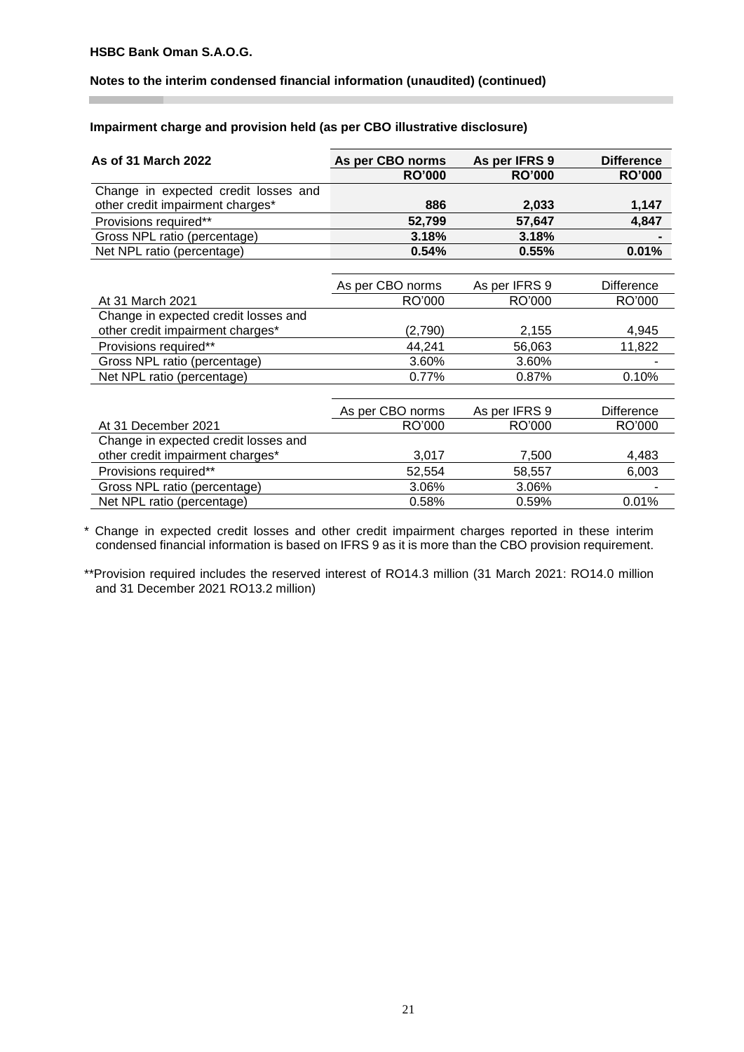HSBC Bank Oman S.A.O.G.

**Notes to the interim condensed financial information (unaudited) (continued)**

**Impairment charge and provision held (as per CBO illustrative disclosure)**

| **As of 31 March 2022** | **As per CBO norms** | **As per IFRS 9** | **Difference** |
|---|---|---|---|
| | **RO'000** | **RO'000** | **RO'000** |
| Change in expected credit losses and other credit impairment charges* | **886** | **2,033** | **1,147** |
| Provisions required** | **52,799** | **57,647** | **4,847** |
| Gross NPL ratio (percentage) | **3.18%** | **3.18%** | **-** |
| Net NPL ratio (percentage) | **0.54%** | **0.55%** | **0.01%** |

| | As per CBO norms | As per IFRS 9 | Difference |
|---|---|---|---|
| At 31 March 2021 | RO'000 | RO'000 | RO'000 |
| Change in expected credit losses and other credit impairment charges* | (2,790) | 2,155 | 4,945 |
| Provisions required** | 44,241 | 56,063 | 11,822 |
| Gross NPL ratio (percentage) | 3.60% | 3.60% | - |
| Net NPL ratio (percentage) | 0.77% | 0.87% | 0.10% |

| | As per CBO norms | As per IFRS 9 | Difference |
|---|---|---|---|
| At 31 December 2021 | RO'000 | RO'000 | RO'000 |
| Change in expected credit losses and other credit impairment charges* | 3,017 | 7,500 | 4,483 |
| Provisions required** | 52,554 | 58,557 | 6,003 |
| Gross NPL ratio (percentage) | 3.06% | 3.06% | - |
| Net NPL ratio (percentage) | 0.58% | 0.59% | 0.01% |

\* Change in expected credit losses and other credit impairment charges reported in these interim condensed financial information is based on IFRS 9 as it is more than the CBO provision requirement.

**Provision required includes the reserved interest of RO14.3 million (31 March 2021: RO14.0 million and 31 December 2021 RO13.2 million)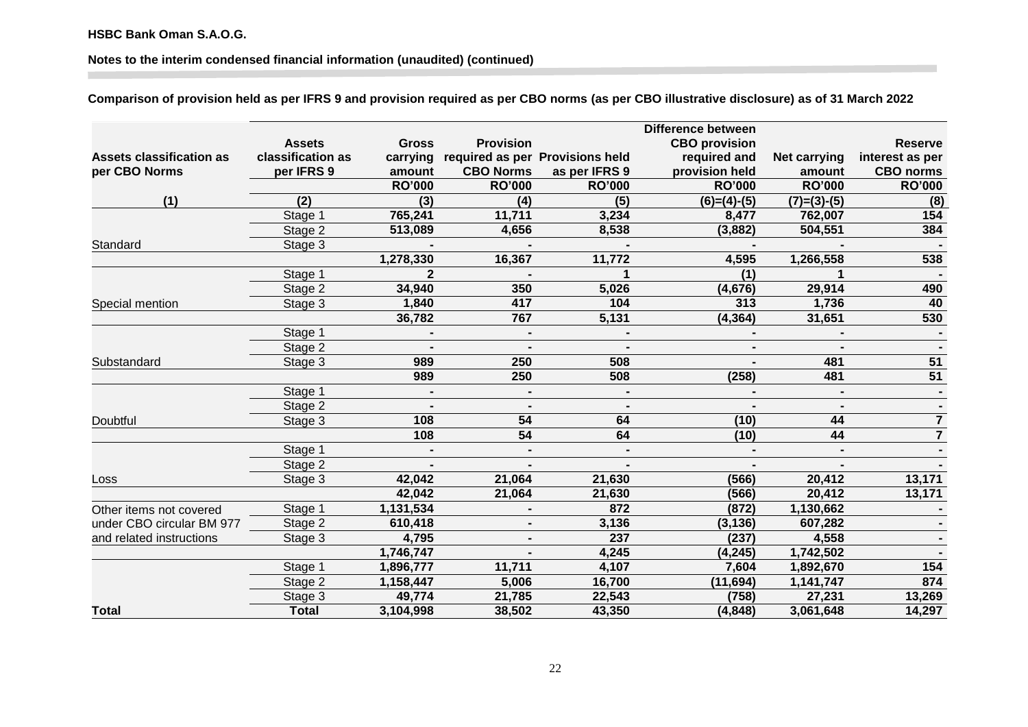**HSBC Bank Oman S.A.O.G.**

**Notes to the interim condensed financial information (unaudited) (continued)**

**Comparison of provision held as per IFRS 9 and provision required as per CBO norms (as per CBO illustrative disclosure) as of 31 March 2022**

| Assets classification as per CBO Norms | Assets classification as per IFRS 9 | Gross carrying amount | Provision required as per CBO Norms | Provisions held as per IFRS 9 | Difference between CBO provision required and provision held | Net carrying amount | Reserve interest as per CBO norms |
|---|---|---|---|---|---|---|---|
| | | RO'000 | RO'000 | RO'000 | RO'000 | RO'000 | RO'000 |
| (1) | (2) | (3) | (4) | (5) | (6)=(4)-(5) | (7)=(3)-(5) | (8) |
| | Stage 1 | 765,241 | 11,711 | 3,234 | 8,477 | 762,007 | 154 |
| | Stage 2 | 513,089 | 4,656 | 8,538 | (3,882) | 504,551 | 384 |
| Standard | Stage 3 | - | - | - | - | - | - |
| | | 1,278,330 | 16,367 | 11,772 | 4,595 | 1,266,558 | 538 |
| | Stage 1 | 2 | - | 1 | (1) | 1 | - |
| | Stage 2 | 34,940 | 350 | 5,026 | (4,676) | 29,914 | 490 |
| Special mention | Stage 3 | 1,840 | 417 | 104 | 313 | 1,736 | 40 |
| | | 36,782 | 767 | 5,131 | (4,364) | 31,651 | 530 |
| | Stage 1 | - | - | - | - | - | - |
| | Stage 2 | - | - | - | - | - | - |
| Substandard | Stage 3 | 989 | 250 | 508 | - | 481 | 51 |
| | | 989 | 250 | 508 | (258) | 481 | 51 |
| | Stage 1 | - | - | - | - | - | - |
| | Stage 2 | - | - | - | - | - | - |
| Doubtful | Stage 3 | 108 | 54 | 64 | (10) | 44 | 7 |
| | | 108 | 54 | 64 | (10) | 44 | 7 |
| | Stage 1 | - | - | - | - | - | - |
| | Stage 2 | - | - | - | - | - | - |
| Loss | Stage 3 | 42,042 | 21,064 | 21,630 | (566) | 20,412 | 13,171 |
| | | 42,042 | 21,064 | 21,630 | (566) | 20,412 | 13,171 |
| Other items not covered | Stage 1 | 1,131,534 | - | 872 | (872) | 1,130,662 | - |
| under CBO circular BM 977 | Stage 2 | 610,418 | - | 3,136 | (3,136) | 607,282 | - |
| and related instructions | Stage 3 | 4,795 | - | 237 | (237) | 4,558 | - |
| | | 1,746,747 | - | 4,245 | (4,245) | 1,742,502 | - |
| | Stage 1 | 1,896,777 | 11,711 | 4,107 | 7,604 | 1,892,670 | 154 |
| | Stage 2 | 1,158,447 | 5,006 | 16,700 | (11,694) | 1,141,747 | 874 |
| | Stage 3 | 49,774 | 21,785 | 22,543 | (758) | 27,231 | 13,269 |
| **Total** | **Total** | **3,104,998** | **38,502** | **43,350** | **(4,848)** | **3,061,648** | **14,297** |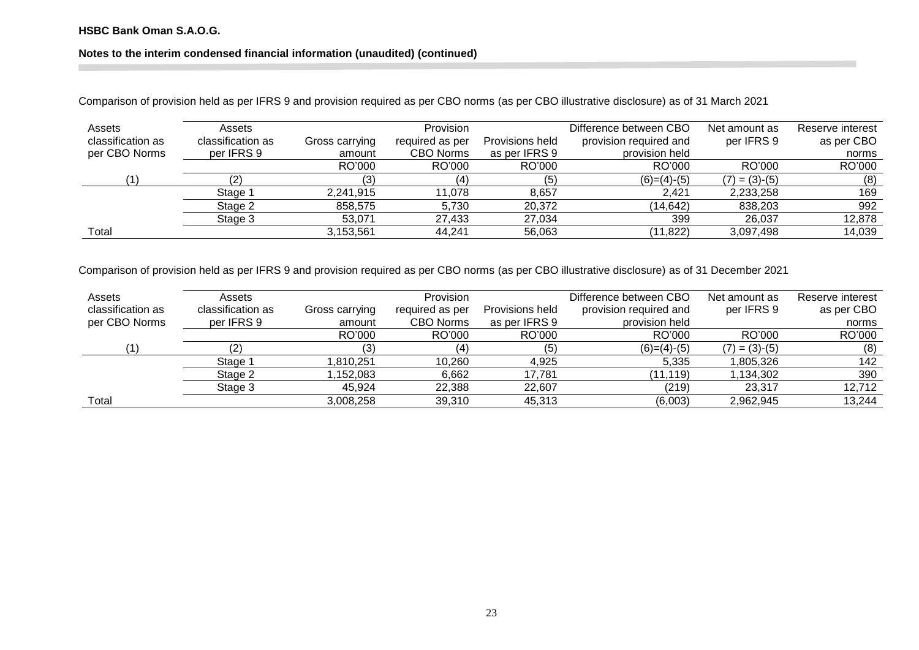Comparison of provision held as per IFRS 9 and provision required as per CBO norms (as per CBO illustrative disclosure) as of 31 March 2021

| Assets classification as per CBO Norms | Assets classification as per IFRS 9 | Gross carrying amount | Provision required as per CBO Norms | Provisions held as per IFRS 9 | Difference between CBO provision required and provision held | Net amount as per IFRS 9 | Reserve interest as per CBO norms |
|---|---|---|---|---|---|---|---|
| | | RO'000 | RO'000 | RO'000 | RO'000 | RO'000 | RO'000 |
| (1) | (2) | (3) | (4) | (5) | (6)=(4)-(5) | (7) = (3)-(5) | (8) |
| | Stage 1 | 2,241,915 | 11,078 | 8,657 | 2,421 | 2,233,258 | 169 |
| | Stage 2 | 858,575 | 5,730 | 20,372 | (14,642) | 838,203 | 992 |
| | Stage 3 | 53,071 | 27,433 | 27,034 | 399 | 26,037 | 12,878 |
| Total | | 3,153,561 | 44,241 | 56,063 | (11,822) | 3,097,498 | 14,039 |

Comparison of provision held as per IFRS 9 and provision required as per CBO norms (as per CBO illustrative disclosure) as of 31 December 2021

| Assets classification as per CBO Norms | Assets classification as per IFRS 9 | Gross carrying amount | Provision required as per CBO Norms | Provisions held as per IFRS 9 | Difference between CBO provision required and provision held | Net amount as per IFRS 9 | Reserve interest as per CBO norms |
|---|---|---|---|---|---|---|---|
| | | RO'000 | RO'000 | RO'000 | RO'000 | RO'000 | RO'000 |
| (1) | (2) | (3) | (4) | (5) | (6)=(4)-(5) | (7) = (3)-(5) | (8) |
| | Stage 1 | 1,810,251 | 10,260 | 4,925 | 5,335 | 1,805,326 | 142 |
| | Stage 2 | 1,152,083 | 6,662 | 17,781 | (11,119) | 1,134,302 | 390 |
| | Stage 3 | 45,924 | 22,388 | 22,607 | (219) | 23,317 | 12,712 |
| Total | | 3,008,258 | 39,310 | 45,313 | (6,003) | 2,962,945 | 13,244 |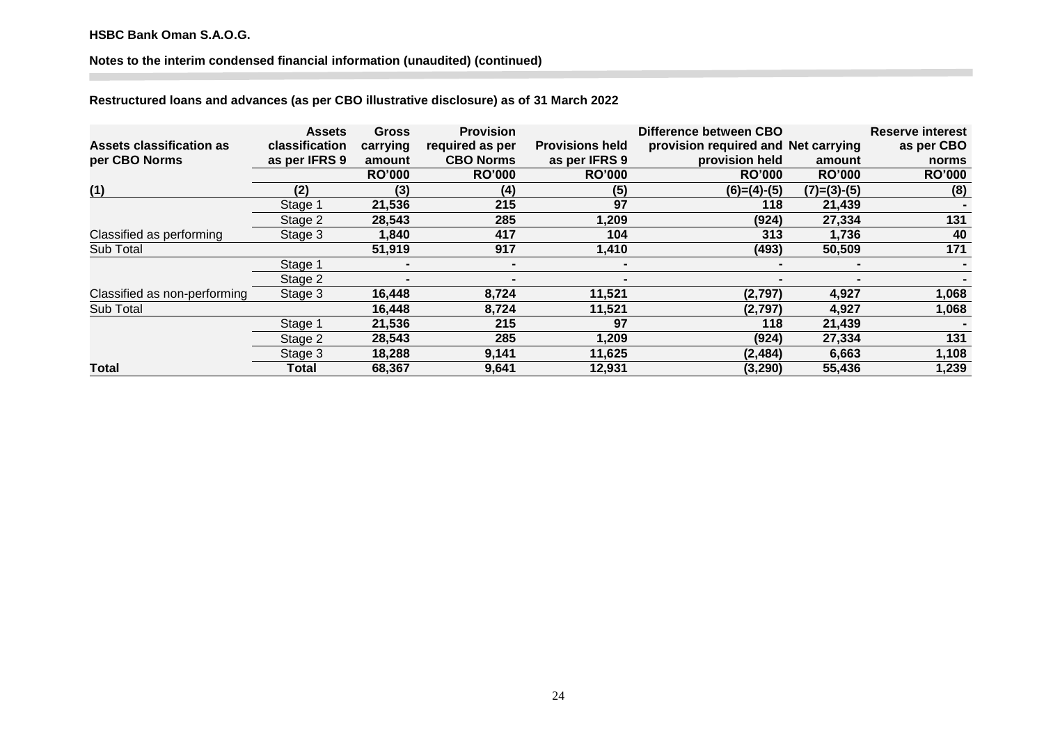**HSBC Bank Oman S.A.O.G.**

**Notes to the interim condensed financial information (unaudited) (continued)**

**Restructured loans and advances (as per CBO illustrative disclosure) as of 31 March 2022**

| Assets classification as per CBO Norms | Assets classification as per IFRS 9 | Gross carrying amount | Provision required as per CBO Norms | Provisions held as per IFRS 9 | Difference between CBO provision required and provision held | Net carrying amount | Reserve interest as per CBO norms |
|---|---|---|---|---|---|---|---|
| | | RO'000 | RO'000 | RO'000 | RO'000 | RO'000 | RO'000 |
| (1) | (2) | (3) | (4) | (5) | (6)=(4)-(5) | (7)=(3)-(5) | (8) |
| | Stage 1 | 21,536 | 215 | 97 | 118 | 21,439 | - |
| | Stage 2 | 28,543 | 285 | 1,209 | (924) | 27,334 | 131 |
| Classified as performing | Stage 3 | 1,840 | 417 | 104 | 313 | 1,736 | 40 |
| Sub Total | | 51,919 | 917 | 1,410 | (493) | 50,509 | 171 |
| | Stage 1 | - | - | - | - | - | - |
| | Stage 2 | - | - | - | - | - | - |
| Classified as non-performing | Stage 3 | 16,448 | 8,724 | 11,521 | (2,797) | 4,927 | 1,068 |
| Sub Total | | 16,448 | 8,724 | 11,521 | (2,797) | 4,927 | 1,068 |
| | Stage 1 | 21,536 | 215 | 97 | 118 | 21,439 | - |
| | Stage 2 | 28,543 | 285 | 1,209 | (924) | 27,334 | 131 |
| | Stage 3 | 18,288 | 9,141 | 11,625 | (2,484) | 6,663 | 1,108 |
| **Total** | **Total** | **68,367** | **9,641** | **12,931** | **(3,290)** | **55,436** | **1,239** |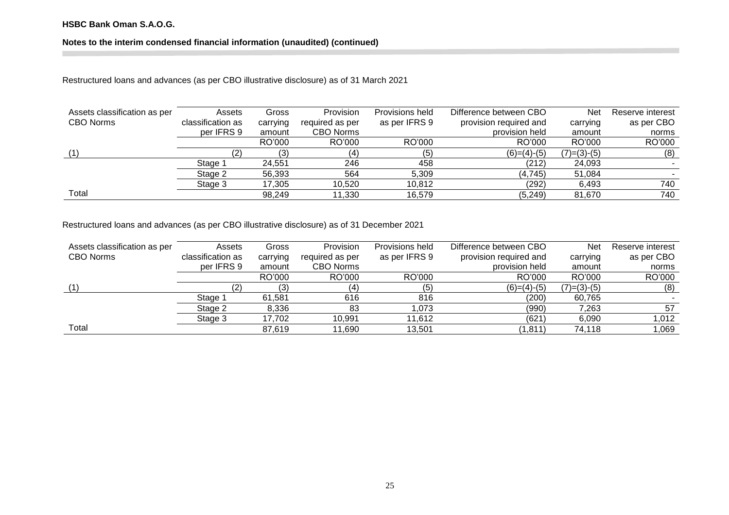Restructured loans and advances (as per CBO illustrative disclosure) as of 31 March 2021

| Assets classification as per CBO Norms | Assets classification as per IFRS 9 | Gross carrying amount | Provision required as per CBO Norms | Provisions held as per IFRS 9 | Difference between CBO provision required and provision held | Net carrying amount | Reserve interest as per CBO norms |
|---|---|---|---|---|---|---|---|
| | | RO'000 | RO'000 | RO'000 | RO'000 | RO'000 | RO'000 |
| (1) | (2) | (3) | (4) | (5) | (6)=(4)-(5) | (7)=(3)-(5) | (8) |
| | Stage 1 | 24,551 | 246 | 458 | (212) | 24,093 | - |
| | Stage 2 | 56,393 | 564 | 5,309 | (4,745) | 51,084 | - |
| | Stage 3 | 17,305 | 10,520 | 10,812 | (292) | 6,493 | 740 |
| Total | | 98,249 | 11,330 | 16,579 | (5,249) | 81,670 | 740 |

Restructured loans and advances (as per CBO illustrative disclosure) as of 31 December 2021

| Assets classification as per CBO Norms | Assets classification as per IFRS 9 | Gross carrying amount | Provision required as per CBO Norms | Provisions held as per IFRS 9 | Difference between CBO provision required and provision held | Net carrying amount | Reserve interest as per CBO norms |
|---|---|---|---|---|---|---|---|
| | | RO'000 | RO'000 | RO'000 | RO'000 | RO'000 | RO'000 |
| (1) | (2) | (3) | (4) | (5) | (6)=(4)-(5) | (7)=(3)-(5) | (8) |
| | Stage 1 | 61,581 | 616 | 816 | (200) | 60,765 | - |
| | Stage 2 | 8,336 | 83 | 1,073 | (990) | 7,263 | 57 |
| | Stage 3 | 17,702 | 10,991 | 11,612 | (621) | 6,090 | 1,012 |
| Total | | 87,619 | 11,690 | 13,501 | (1,811) | 74,118 | 1,069 |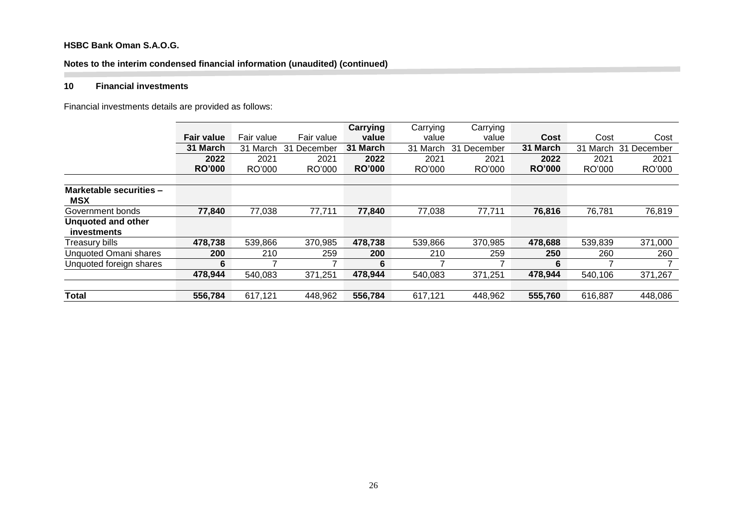**HSBC Bank Oman S.A.O.G.**

**Notes to the interim condensed financial information (unaudited) (continued)**

## 10 Financial investments

Financial investments details are provided as follows:

| | **Fair value 31 March 2022 RO'000** | Fair value 31 March 2021 RO'000 | Fair value 31 December 2021 RO'000 | **Carrying value 31 March 2022 RO'000** | Carrying value 31 March 2021 RO'000 | Carrying value 31 December 2021 RO'000 | **Cost 31 March 2022 RO'000** | Cost 31 March 2021 RO'000 | Cost 31 December 2021 RO'000 |
|---|---|---|---|---|---|---|---|---|---|
| **Marketable securities – MSX** | | | | | | | | | |
| Government bonds | **77,840** | 77,038 | 77,711 | **77,840** | 77,038 | 77,711 | **76,816** | 76,781 | 76,819 |
| **Unquoted and other investments** | | | | | | | | | |
| Treasury bills | **478,738** | 539,866 | 370,985 | **478,738** | 539,866 | 370,985 | **478,688** | 539,839 | 371,000 |
| Unquoted Omani shares | **200** | 210 | 259 | **200** | 210 | 259 | **250** | 260 | 260 |
| Unquoted foreign shares | **6** | 7 | 7 | **6** | 7 | 7 | **6** | 7 | 7 |
| | **478,944** | 540,083 | 371,251 | **478,944** | 540,083 | 371,251 | **478,944** | 540,106 | 371,267 |
| **Total** | **556,784** | 617,121 | 448,962 | **556,784** | 617,121 | 448,962 | **555,760** | 616,887 | 448,086 |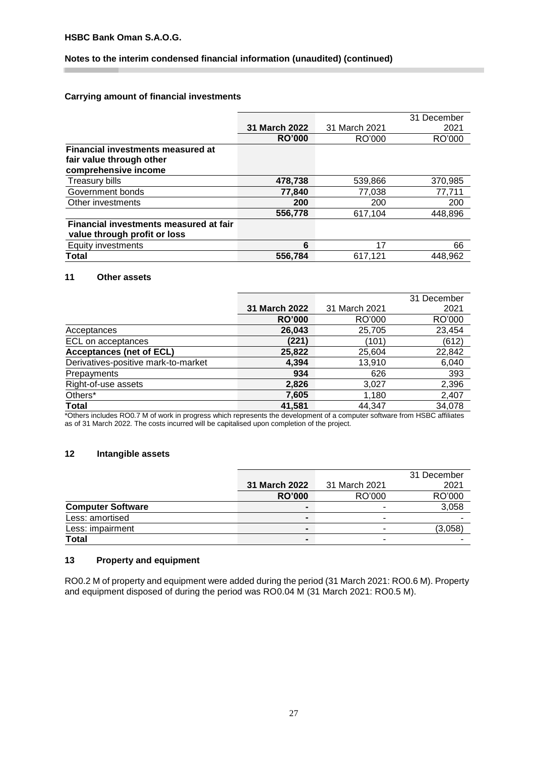**Carrying amount of financial investments**

| | 31 March 2022 | 31 March 2021 | 31 December 2021 |
|---|---|---|---|
| | **RO'000** | RO'000 | RO'000 |
| **Financial investments measured at fair value through other comprehensive income** | | | |
| Treasury bills | **478,738** | 539,866 | 370,985 |
| Government bonds | **77,840** | 77,038 | 77,711 |
| Other investments | **200** | 200 | 200 |
| | **556,778** | 617,104 | 448,896 |
| **Financial investments measured at fair value through profit or loss** | | | |
| Equity investments | **6** | 17 | 66 |
| **Total** | **556,784** | 617,121 | 448,962 |

## 11 Other assets

| | 31 March 2022 | 31 March 2021 | 31 December 2021 |
|---|---|---|---|
| | **RO'000** | RO'000 | RO'000 |
| Acceptances | **26,043** | 25,705 | 23,454 |
| ECL on acceptances | **(221)** | (101) | (612) |
| **Acceptances (net of ECL)** | **25,822** | 25,604 | 22,842 |
| Derivatives-positive mark-to-market | **4,394** | 13,910 | 6,040 |
| Prepayments | **934** | 626 | 393 |
| Right-of-use assets | **2,826** | 3,027 | 2,396 |
| Others* | **7,605** | 1,180 | 2,407 |
| **Total** | **41,581** | 44,347 | 34,078 |

*Others includes RO0.7 M of work in progress which represents the development of a computer software from HSBC affiliates as of 31 March 2022. The costs incurred will be capitalised upon completion of the project.

## 12 Intangible assets

| | 31 March 2022 | 31 March 2021 | 31 December 2021 |
|---|---|---|---|
| | **RO'000** | RO'000 | RO'000 |
| **Computer Software** | **-** | - | 3,058 |
| Less: amortised | **-** | - | - |
| Less: impairment | **-** | - | (3,058) |
| **Total** | **-** | - | - |

## 13 Property and equipment

RO0.2 M of property and equipment were added during the period (31 March 2021: RO0.6 M). Property and equipment disposed of during the period was RO0.04 M (31 March 2021: RO0.5 M).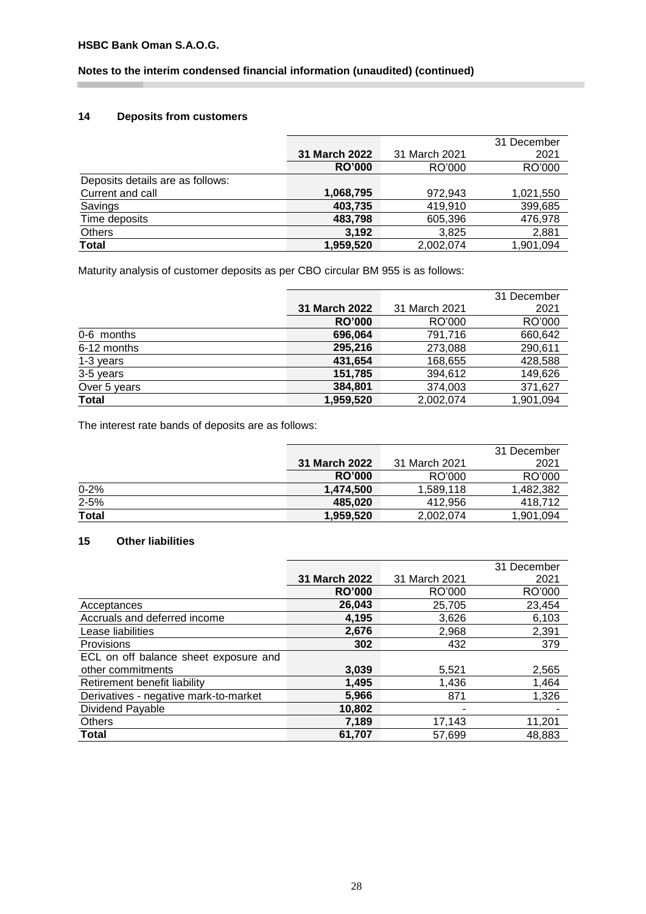HSBC Bank Oman S.A.O.G.

## Notes to the interim condensed financial information (unaudited) (continued)

### 14 Deposits from customers

| | **31 March 2022** | 31 March 2021 | 31 December 2021 |
|---|---|---|---|
| | **RO'000** | RO'000 | RO'000 |
| Deposits details are as follows: | | | |
| Current and call | **1,068,795** | 972,943 | 1,021,550 |
| Savings | **403,735** | 419,910 | 399,685 |
| Time deposits | **483,798** | 605,396 | 476,978 |
| Others | **3,192** | 3,825 | 2,881 |
| **Total** | **1,959,520** | 2,002,074 | 1,901,094 |

Maturity analysis of customer deposits as per CBO circular BM 955 is as follows:

| | **31 March 2022** | 31 March 2021 | 31 December 2021 |
|---|---|---|---|
| | **RO'000** | RO'000 | RO'000 |
| 0-6 months | **696,064** | 791,716 | 660,642 |
| 6-12 months | **295,216** | 273,088 | 290,611 |
| 1-3 years | **431,654** | 168,655 | 428,588 |
| 3-5 years | **151,785** | 394,612 | 149,626 |
| Over 5 years | **384,801** | 374,003 | 371,627 |
| **Total** | **1,959,520** | 2,002,074 | 1,901,094 |

The interest rate bands of deposits are as follows:

| | **31 March 2022** | 31 March 2021 | 31 December 2021 |
|---|---|---|---|
| | **RO'000** | RO'000 | RO'000 |
| 0-2% | **1,474,500** | 1,589,118 | 1,482,382 |
| 2-5% | **485,020** | 412,956 | 418,712 |
| **Total** | **1,959,520** | 2,002,074 | 1,901,094 |

### 15 Other liabilities

| | **31 March 2022** | 31 March 2021 | 31 December 2021 |
|---|---|---|---|
| | **RO'000** | RO'000 | RO'000 |
| Acceptances | **26,043** | 25,705 | 23,454 |
| Accruals and deferred income | **4,195** | 3,626 | 6,103 |
| Lease liabilities | **2,676** | 2,968 | 2,391 |
| Provisions | **302** | 432 | 379 |
| ECL on off balance sheet exposure and other commitments | **3,039** | 5,521 | 2,565 |
| Retirement benefit liability | **1,495** | 1,436 | 1,464 |
| Derivatives - negative mark-to-market | **5,966** | 871 | 1,326 |
| Dividend Payable | **10,802** | - | - |
| Others | **7,189** | 17,143 | 11,201 |
| **Total** | **61,707** | 57,699 | 48,883 |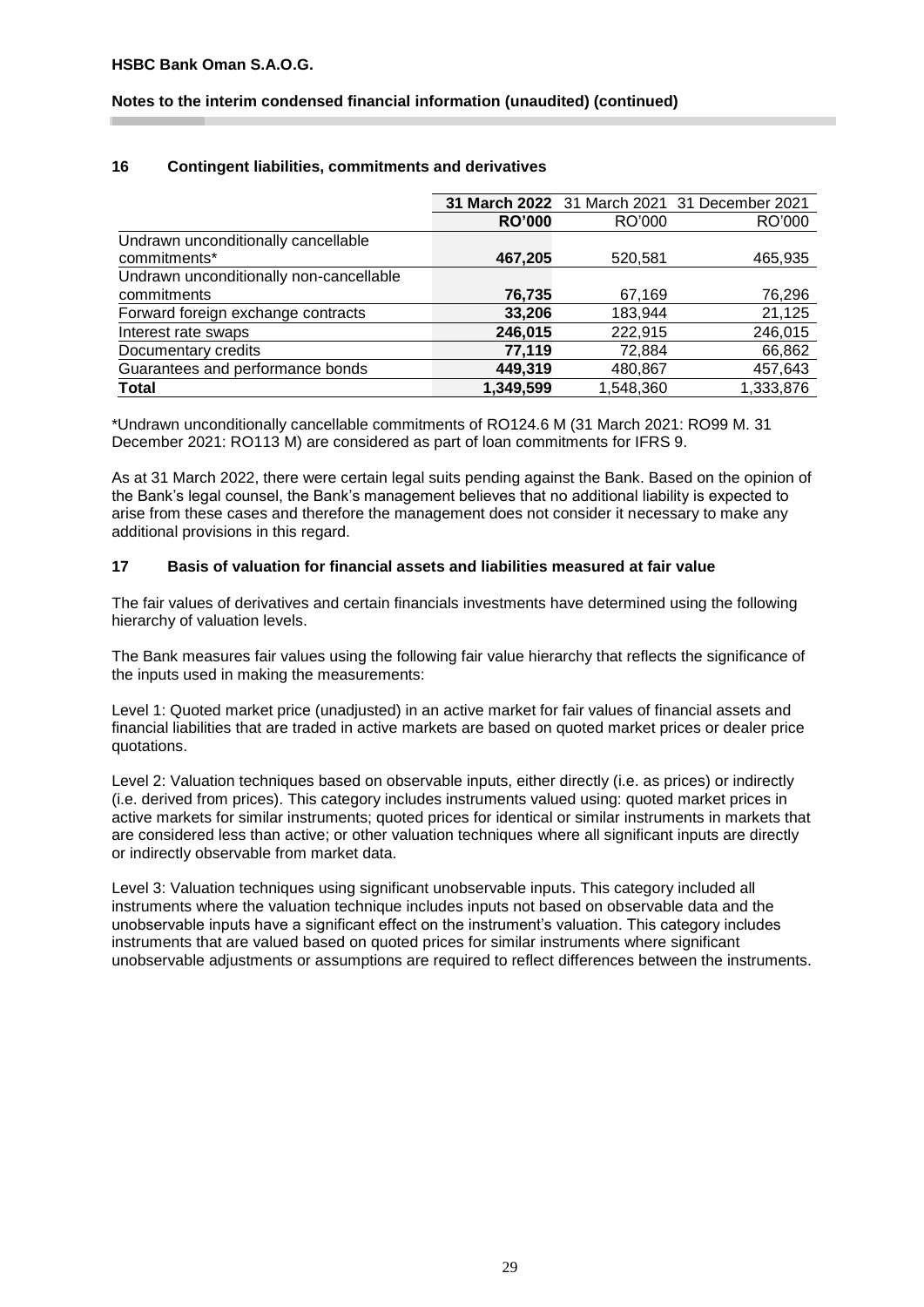## 16 Contingent liabilities, commitments and derivatives

| | **31 March 2022** | 31 March 2021 | 31 December 2021 |
|---|---|---|---|
| | **RO'000** | RO'000 | RO'000 |
| Undrawn unconditionally cancellable commitments* | **467,205** | 520,581 | 465,935 |
| Undrawn unconditionally non-cancellable commitments | **76,735** | 67,169 | 76,296 |
| Forward foreign exchange contracts | **33,206** | 183,944 | 21,125 |
| Interest rate swaps | **246,015** | 222,915 | 246,015 |
| Documentary credits | **77,119** | 72,884 | 66,862 |
| Guarantees and performance bonds | **449,319** | 480,867 | 457,643 |
| **Total** | **1,349,599** | 1,548,360 | 1,333,876 |

*Undrawn unconditionally cancellable commitments of RO124.6 M (31 March 2021: RO99 M. 31 December 2021: RO113 M) are considered as part of loan commitments for IFRS 9.

As at 31 March 2022, there were certain legal suits pending against the Bank. Based on the opinion of the Bank's legal counsel, the Bank's management believes that no additional liability is expected to arise from these cases and therefore the management does not consider it necessary to make any additional provisions in this regard.

## 17 Basis of valuation for financial assets and liabilities measured at fair value

The fair values of derivatives and certain financials investments have determined using the following hierarchy of valuation levels.

The Bank measures fair values using the following fair value hierarchy that reflects the significance of the inputs used in making the measurements:

Level 1: Quoted market price (unadjusted) in an active market for fair values of financial assets and financial liabilities that are traded in active markets are based on quoted market prices or dealer price quotations.

Level 2: Valuation techniques based on observable inputs, either directly (i.e. as prices) or indirectly (i.e. derived from prices). This category includes instruments valued using: quoted market prices in active markets for similar instruments; quoted prices for identical or similar instruments in markets that are considered less than active; or other valuation techniques where all significant inputs are directly or indirectly observable from market data.

Level 3: Valuation techniques using significant unobservable inputs. This category included all instruments where the valuation technique includes inputs not based on observable data and the unobservable inputs have a significant effect on the instrument's valuation. This category includes instruments that are valued based on quoted prices for similar instruments where significant unobservable adjustments or assumptions are required to reflect differences between the instruments.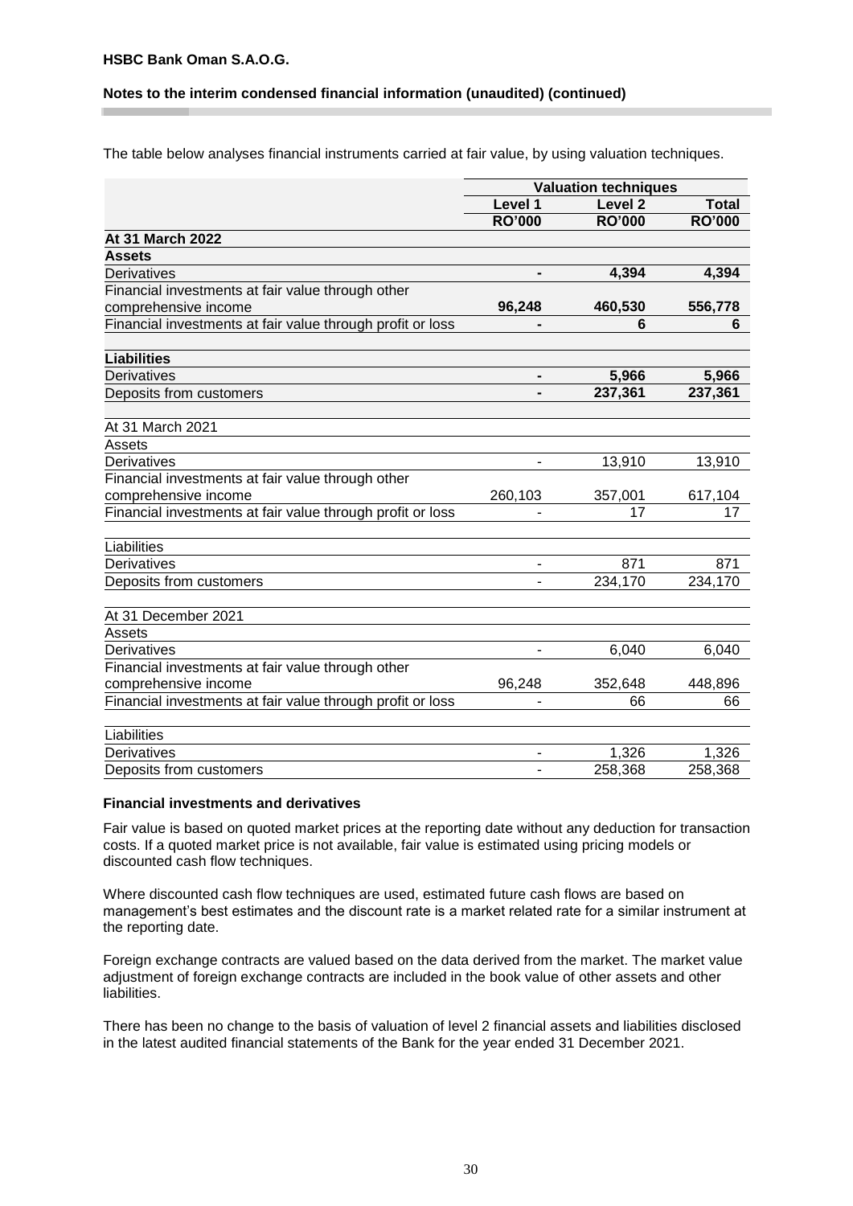**HSBC Bank Oman S.A.O.G.**

**Notes to the interim condensed financial information (unaudited) (continued)**

The table below analyses financial instruments carried at fair value, by using valuation techniques.

| | Valuation techniques | | |
|---|---|---|---|
| | **Level 1** | **Level 2** | **Total** |
| | **RO'000** | **RO'000** | **RO'000** |
| **At 31 March 2022** | | | |
| **Assets** | | | |
| Derivatives | **-** | **4,394** | **4,394** |
| Financial investments at fair value through other comprehensive income | **96,248** | **460,530** | **556,778** |
| Financial investments at fair value through profit or loss | **-** | **6** | **6** |
| **Liabilities** | | | |
| Derivatives | **-** | **5,966** | **5,966** |
| Deposits from customers | **-** | **237,361** | **237,361** |
| At 31 March 2021 | | | |
| Assets | | | |
| Derivatives | - | 13,910 | 13,910 |
| Financial investments at fair value through other comprehensive income | 260,103 | 357,001 | 617,104 |
| Financial investments at fair value through profit or loss | - | 17 | 17 |
| Liabilities | | | |
| Derivatives | - | 871 | 871 |
| Deposits from customers | - | 234,170 | 234,170 |
| At 31 December 2021 | | | |
| Assets | | | |
| Derivatives | - | 6,040 | 6,040 |
| Financial investments at fair value through other comprehensive income | 96,248 | 352,648 | 448,896 |
| Financial investments at fair value through profit or loss | - | 66 | 66 |
| Liabilities | | | |
| Derivatives | - | 1,326 | 1,326 |
| Deposits from customers | - | 258,368 | 258,368 |

**Financial investments and derivatives**

Fair value is based on quoted market prices at the reporting date without any deduction for transaction costs. If a quoted market price is not available, fair value is estimated using pricing models or discounted cash flow techniques.

Where discounted cash flow techniques are used, estimated future cash flows are based on management's best estimates and the discount rate is a market related rate for a similar instrument at the reporting date.

Foreign exchange contracts are valued based on the data derived from the market. The market value adjustment of foreign exchange contracts are included in the book value of other assets and other liabilities.

There has been no change to the basis of valuation of level 2 financial assets and liabilities disclosed in the latest audited financial statements of the Bank for the year ended 31 December 2021.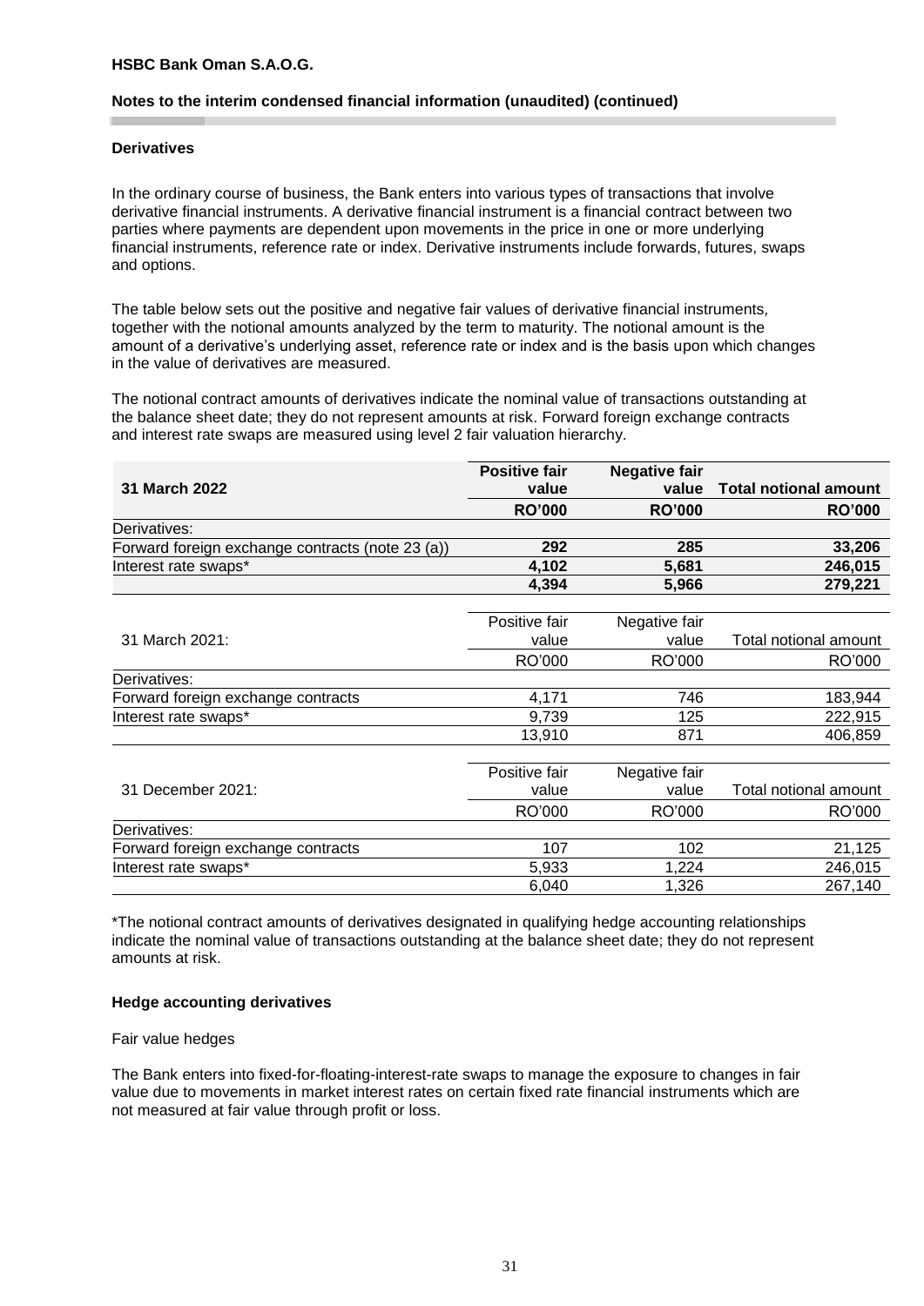**HSBC Bank Oman S.A.O.G.**

**Notes to the interim condensed financial information (unaudited) (continued)**

**Derivatives**

In the ordinary course of business, the Bank enters into various types of transactions that involve derivative financial instruments. A derivative financial instrument is a financial contract between two parties where payments are dependent upon movements in the price in one or more underlying financial instruments, reference rate or index. Derivative instruments include forwards, futures, swaps and options.

The table below sets out the positive and negative fair values of derivative financial instruments, together with the notional amounts analyzed by the term to maturity. The notional amount is the amount of a derivative's underlying asset, reference rate or index and is the basis upon which changes in the value of derivatives are measured.

The notional contract amounts of derivatives indicate the nominal value of transactions outstanding at the balance sheet date; they do not represent amounts at risk. Forward foreign exchange contracts and interest rate swaps are measured using level 2 fair valuation hierarchy.

| **31 March 2022** | **Positive fair value** | **Negative fair value** | **Total notional amount** |
|---|---|---|---|
| | **RO'000** | **RO'000** | **RO'000** |
| Derivatives: | | | |
| Forward foreign exchange contracts (note 23 (a)) | **292** | **285** | **33,206** |
| Interest rate swaps* | **4,102** | **5,681** | **246,015** |
| | **4,394** | **5,966** | **279,221** |

| 31 March 2021: | Positive fair value | Negative fair value | Total notional amount |
|---|---|---|---|
| | RO'000 | RO'000 | RO'000 |
| Derivatives: | | | |
| Forward foreign exchange contracts | 4,171 | 746 | 183,944 |
| Interest rate swaps* | 9,739 | 125 | 222,915 |
| | 13,910 | 871 | 406,859 |

| 31 December 2021: | Positive fair value | Negative fair value | Total notional amount |
|---|---|---|---|
| | RO'000 | RO'000 | RO'000 |
| Derivatives: | | | |
| Forward foreign exchange contracts | 107 | 102 | 21,125 |
| Interest rate swaps* | 5,933 | 1,224 | 246,015 |
| | 6,040 | 1,326 | 267,140 |

*The notional contract amounts of derivatives designated in qualifying hedge accounting relationships indicate the nominal value of transactions outstanding at the balance sheet date; they do not represent amounts at risk.

**Hedge accounting derivatives**

Fair value hedges

The Bank enters into fixed-for-floating-interest-rate swaps to manage the exposure to changes in fair value due to movements in market interest rates on certain fixed rate financial instruments which are not measured at fair value through profit or loss.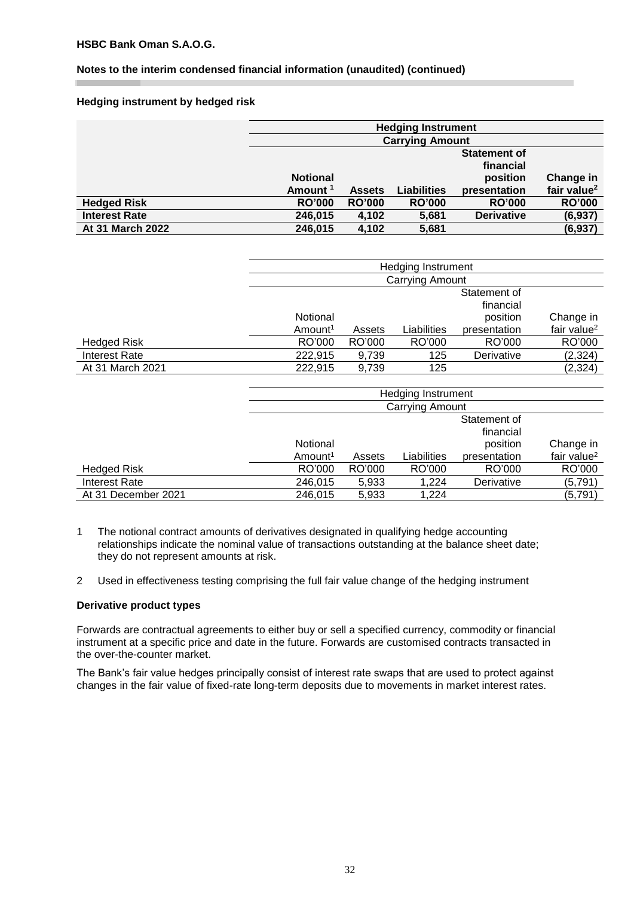**HSBC Bank Oman S.A.O.G.**

**Notes to the interim condensed financial information (unaudited) (continued)**

**Hedging instrument by hedged risk**

| | **Hedging Instrument** | | | | |
|---|---|---|---|---|---|
| | **Carrying Amount** | | | | |
| | **Notional Amount [1]** | **Assets** | **Liabilities** | **Statement of financial position presentation** | **Change in fair value[2]** |
| **Hedged Risk** | **RO'000** | **RO'000** | **RO'000** | **RO'000** | **RO'000** |
| **Interest Rate** | **246,015** | **4,102** | **5,681** | **Derivative** | **(6,937)** |
| **At 31 March 2022** | **246,015** | **4,102** | **5,681** | | **(6,937)** |

| | Hedging Instrument | | | | |
|---|---|---|---|---|---|
| | Carrying Amount | | | | |
| | Notional Amount[1] | Assets | Liabilities | Statement of financial position presentation | Change in fair value[2] |
| Hedged Risk | RO'000 | RO'000 | RO'000 | RO'000 | RO'000 |
| Interest Rate | 222,915 | 9,739 | 125 | Derivative | (2,324) |
| At 31 March 2021 | 222,915 | 9,739 | 125 | | (2,324) |

| | Hedging Instrument | | | | |
|---|---|---|---|---|---|
| | Carrying Amount | | | | |
| | Notional Amount[1] | Assets | Liabilities | Statement of financial position presentation | Change in fair value[2] |
| Hedged Risk | RO'000 | RO'000 | RO'000 | RO'000 | RO'000 |
| Interest Rate | 246,015 | 5,933 | 1,224 | Derivative | (5,791) |
| At 31 December 2021 | 246,015 | 5,933 | 1,224 | | (5,791) |

1 The notional contract amounts of derivatives designated in qualifying hedge accounting relationships indicate the nominal value of transactions outstanding at the balance sheet date; they do not represent amounts at risk.

2 Used in effectiveness testing comprising the full fair value change of the hedging instrument

**Derivative product types**

Forwards are contractual agreements to either buy or sell a specified currency, commodity or financial instrument at a specific price and date in the future. Forwards are customised contracts transacted in the over-the-counter market.

The Bank's fair value hedges principally consist of interest rate swaps that are used to protect against changes in the fair value of fixed-rate long-term deposits due to movements in market interest rates.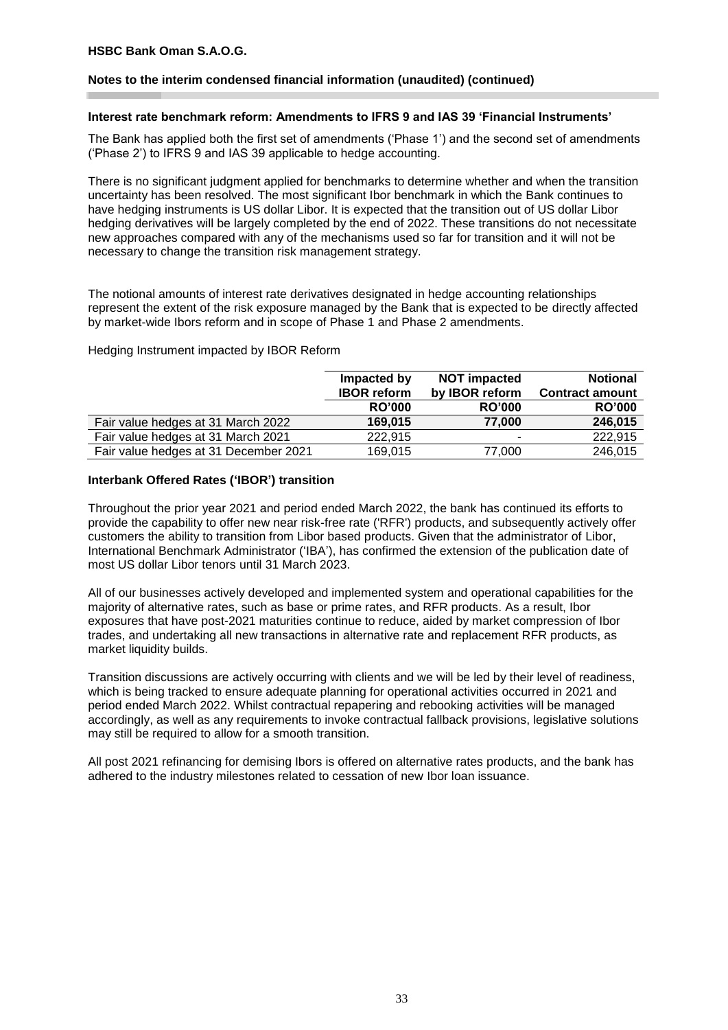**HSBC Bank Oman S.A.O.G.**

**Notes to the interim condensed financial information (unaudited) (continued)**

**Interest rate benchmark reform: Amendments to IFRS 9 and IAS 39 'Financial Instruments'**

The Bank has applied both the first set of amendments ('Phase 1') and the second set of amendments ('Phase 2') to IFRS 9 and IAS 39 applicable to hedge accounting.

There is no significant judgment applied for benchmarks to determine whether and when the transition uncertainty has been resolved. The most significant Ibor benchmark in which the Bank continues to have hedging instruments is US dollar Libor. It is expected that the transition out of US dollar Libor hedging derivatives will be largely completed by the end of 2022. These transitions do not necessitate new approaches compared with any of the mechanisms used so far for transition and it will not be necessary to change the transition risk management strategy.

The notional amounts of interest rate derivatives designated in hedge accounting relationships represent the extent of the risk exposure managed by the Bank that is expected to be directly affected by market-wide Ibors reform and in scope of Phase 1 and Phase 2 amendments.

Hedging Instrument impacted by IBOR Reform

| | Impacted by IBOR reform | NOT impacted by IBOR reform | Notional Contract amount |
|---|---|---|---|
| | RO'000 | RO'000 | RO'000 |
| Fair value hedges at 31 March 2022 | **169,015** | **77,000** | **246,015** |
| Fair value hedges at 31 March 2021 | 222,915 | - | 222,915 |
| Fair value hedges at 31 December 2021 | 169,015 | 77,000 | 246,015 |

**Interbank Offered Rates ('IBOR') transition**

Throughout the prior year 2021 and period ended March 2022, the bank has continued its efforts to provide the capability to offer new near risk-free rate ('RFR') products, and subsequently actively offer customers the ability to transition from Libor based products. Given that the administrator of Libor, International Benchmark Administrator ('IBA'), has confirmed the extension of the publication date of most US dollar Libor tenors until 31 March 2023.

All of our businesses actively developed and implemented system and operational capabilities for the majority of alternative rates, such as base or prime rates, and RFR products. As a result, Ibor exposures that have post-2021 maturities continue to reduce, aided by market compression of Ibor trades, and undertaking all new transactions in alternative rate and replacement RFR products, as market liquidity builds.

Transition discussions are actively occurring with clients and we will be led by their level of readiness, which is being tracked to ensure adequate planning for operational activities occurred in 2021 and period ended March 2022. Whilst contractual repapering and rebooking activities will be managed accordingly, as well as any requirements to invoke contractual fallback provisions, legislative solutions may still be required to allow for a smooth transition.

All post 2021 refinancing for demising Ibors is offered on alternative rates products, and the bank has adhered to the industry milestones related to cessation of new Ibor loan issuance.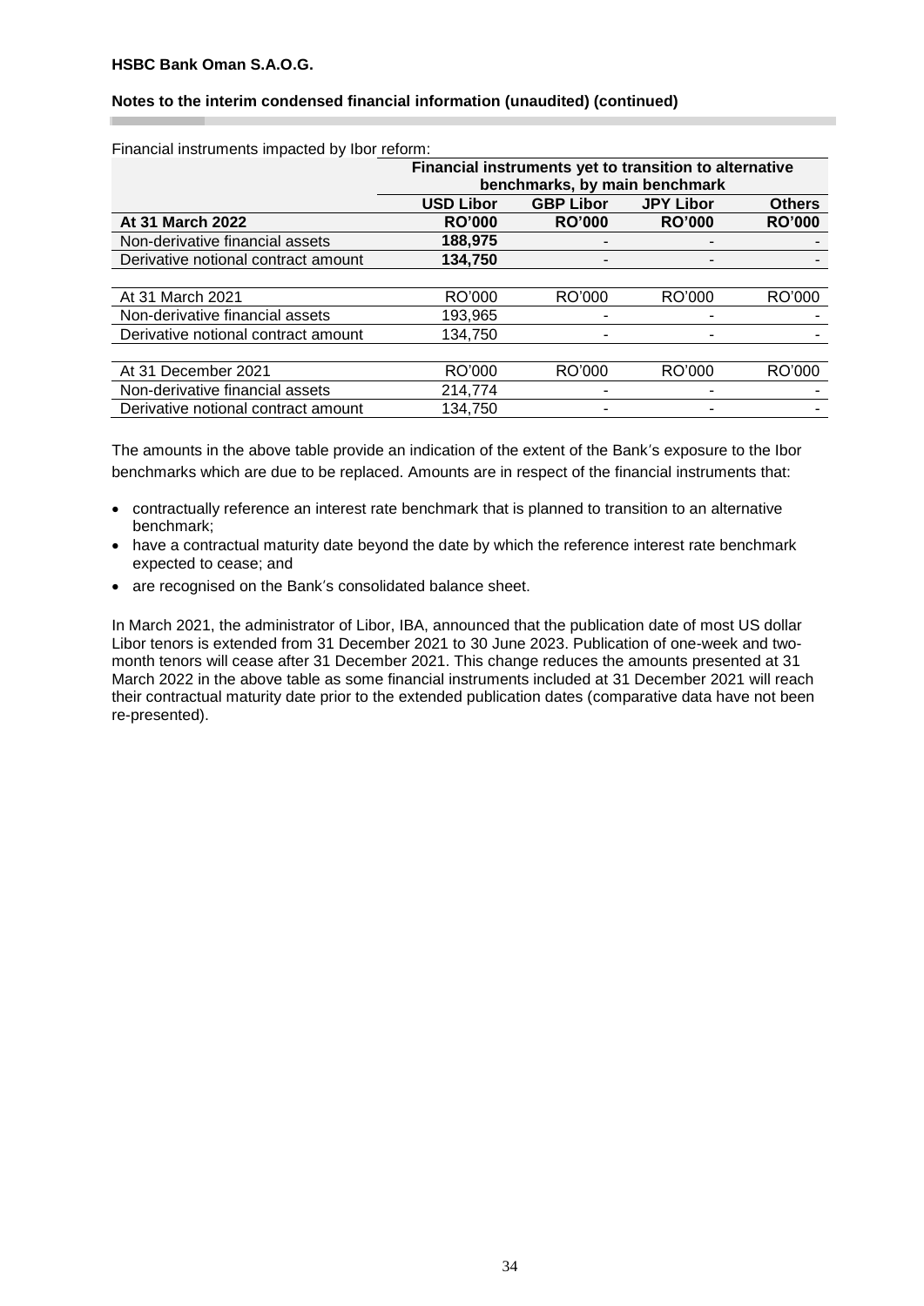**HSBC Bank Oman S.A.O.G.**

**Notes to the interim condensed financial information (unaudited) (continued)**

Financial instruments impacted by Ibor reform:

| | Financial instruments yet to transition to alternative benchmarks, by main benchmark | | | |
|---|---|---|---|---|
| | **USD Libor** | **GBP Libor** | **JPY Libor** | **Others** |
| **At 31 March 2022** | **RO'000** | **RO'000** | **RO'000** | **RO'000** |
| Non-derivative financial assets | **188,975** | - | - | - |
| Derivative notional contract amount | **134,750** | - | - | - |
| | | | | |
| At 31 March 2021 | RO'000 | RO'000 | RO'000 | RO'000 |
| Non-derivative financial assets | 193,965 | - | - | - |
| Derivative notional contract amount | 134,750 | - | - | - |
| | | | | |
| At 31 December 2021 | RO'000 | RO'000 | RO'000 | RO'000 |
| Non-derivative financial assets | 214,774 | - | - | - |
| Derivative notional contract amount | 134,750 | - | - | - |

The amounts in the above table provide an indication of the extent of the Bank's exposure to the Ibor benchmarks which are due to be replaced. Amounts are in respect of the financial instruments that:

- contractually reference an interest rate benchmark that is planned to transition to an alternative benchmark;
- have a contractual maturity date beyond the date by which the reference interest rate benchmark expected to cease; and
- are recognised on the Bank's consolidated balance sheet.

In March 2021, the administrator of Libor, IBA, announced that the publication date of most US dollar Libor tenors is extended from 31 December 2021 to 30 June 2023. Publication of one-week and two-month tenors will cease after 31 December 2021. This change reduces the amounts presented at 31 March 2022 in the above table as some financial instruments included at 31 December 2021 will reach their contractual maturity date prior to the extended publication dates (comparative data have not been re-presented).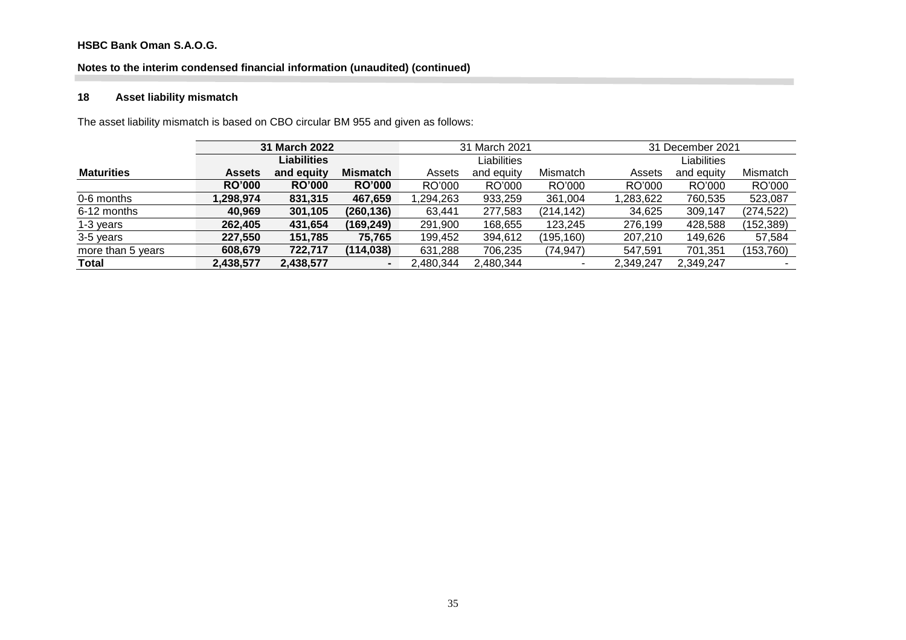**HSBC Bank Oman S.A.O.G.**

**Notes to the interim condensed financial information (unaudited) (continued)**

## 18 Asset liability mismatch

The asset liability mismatch is based on CBO circular BM 955 and given as follows:

| | **31 March 2022** | | | 31 March 2021 | | | 31 December 2021 | | |
|---|---|---|---|---|---|---|---|---|---|
| **Maturities** | **Assets** | **Liabilities and equity** | **Mismatch** | Assets | Liabilities and equity | Mismatch | Assets | Liabilities and equity | Mismatch |
| | **RO'000** | **RO'000** | **RO'000** | RO'000 | RO'000 | RO'000 | RO'000 | RO'000 | RO'000 |
| 0-6 months | **1,298,974** | **831,315** | **467,659** | 1,294,263 | 933,259 | 361,004 | 1,283,622 | 760,535 | 523,087 |
| 6-12 months | **40,969** | **301,105** | **(260,136)** | 63,441 | 277,583 | (214,142) | 34,625 | 309,147 | (274,522) |
| 1-3 years | **262,405** | **431,654** | **(169,249)** | 291,900 | 168,655 | 123,245 | 276,199 | 428,588 | (152,389) |
| 3-5 years | **227,550** | **151,785** | **75,765** | 199,452 | 394,612 | (195,160) | 207,210 | 149,626 | 57,584 |
| more than 5 years | **608,679** | **722,717** | **(114,038)** | 631,288 | 706,235 | (74,947) | 547,591 | 701,351 | (153,760) |
| **Total** | **2,438,577** | **2,438,577** | **-** | 2,480,344 | 2,480,344 | - | 2,349,247 | 2,349,247 | - |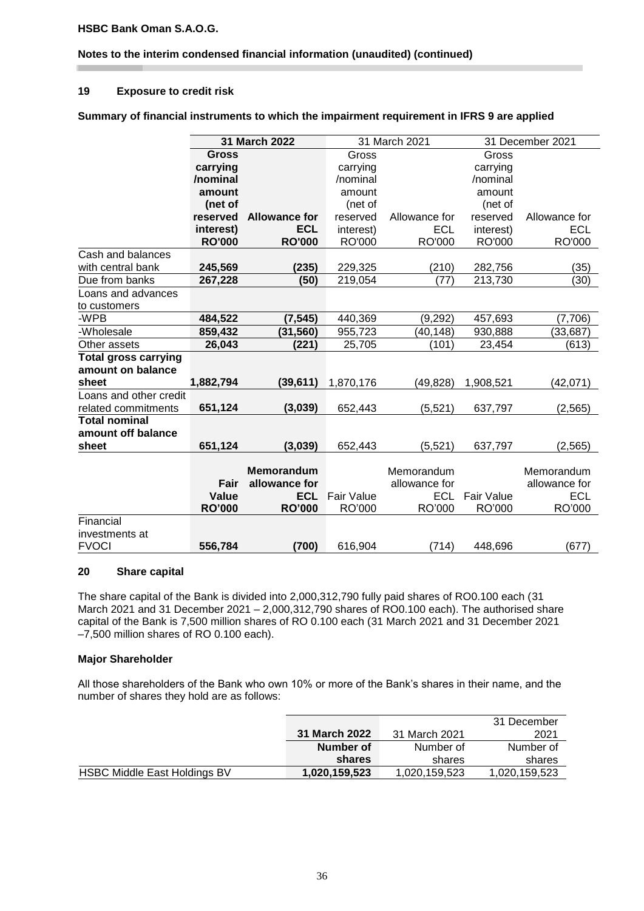## 19 Exposure to credit risk

**Summary of financial instruments to which the impairment requirement in IFRS 9 are applied**

| | **31 March 2022** | | 31 March 2021 | | 31 December 2021 | |
|---|---|---|---|---|---|---|
| | **Gross carrying /nominal amount (net of reserved interest) RO'000** | **Allowance for ECL RO'000** | Gross carrying /nominal amount (net of reserved interest) RO'000 | Allowance for ECL RO'000 | Gross carrying /nominal amount (net of reserved interest) RO'000 | Allowance for ECL RO'000 |
| Cash and balances with central bank | **245,569** | **(235)** | 229,325 | (210) | 282,756 | (35) |
| Due from banks | **267,228** | **(50)** | 219,054 | (77) | 213,730 | (30) |
| Loans and advances to customers | | | | | | |
| -WPB | **484,522** | **(7,545)** | 440,369 | (9,292) | 457,693 | (7,706) |
| -Wholesale | **859,432** | **(31,560)** | 955,723 | (40,148) | 930,888 | (33,687) |
| Other assets | **26,043** | **(221)** | 25,705 | (101) | 23,454 | (613) |
| **Total gross carrying amount on balance sheet** | **1,882,794** | **(39,611)** | 1,870,176 | (49,828) | 1,908,521 | (42,071) |
| Loans and other credit related commitments | **651,124** | **(3,039)** | 652,443 | (5,521) | 637,797 | (2,565) |
| **Total nominal amount off balance sheet** | **651,124** | **(3,039)** | 652,443 | (5,521) | 637,797 | (2,565) |
| | **Fair Value RO'000** | **Memorandum allowance for ECL RO'000** | Fair Value RO'000 | Memorandum allowance for ECL RO'000 | Fair Value RO'000 | Memorandum allowance for ECL RO'000 |
| Financial investments at FVOCI | **556,784** | **(700)** | 616,904 | (714) | 448,696 | (677) |

## 20 Share capital

The share capital of the Bank is divided into 2,000,312,790 fully paid shares of RO0.100 each (31 March 2021 and 31 December 2021 – 2,000,312,790 shares of RO0.100 each). The authorised share capital of the Bank is 7,500 million shares of RO 0.100 each (31 March 2021 and 31 December 2021 –7,500 million shares of RO 0.100 each).

### Major Shareholder

All those shareholders of the Bank who own 10% or more of the Bank's shares in their name, and the number of shares they hold are as follows:

| | **31 March 2022** | 31 March 2021 | 31 December 2021 |
|---|---|---|---|
| | **Number of shares** | Number of shares | Number of shares |
| HSBC Middle East Holdings BV | **1,020,159,523** | 1,020,159,523 | 1,020,159,523 |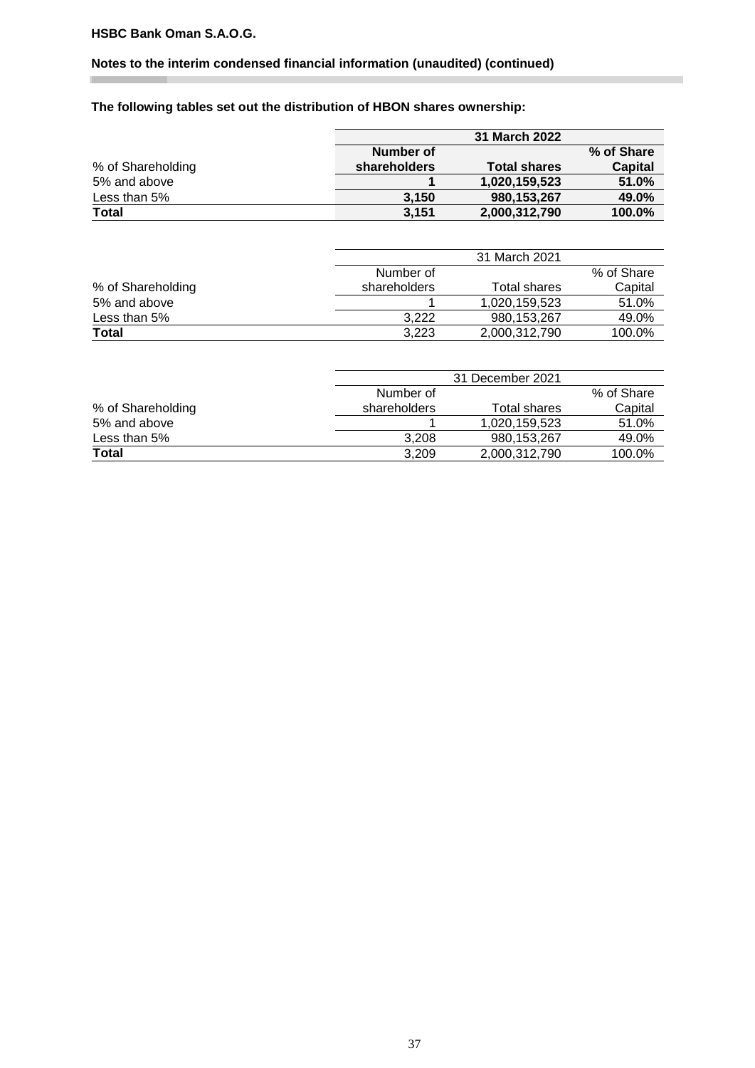**HSBC Bank Oman S.A.O.G.**

**Notes to the interim condensed financial information (unaudited) (continued)**

**The following tables set out the distribution of HBON shares ownership:**

| | 31 March 2022 | | |
|---|---|---|---|
| % of Shareholding | Number of shareholders | Total shares | % of Share Capital |
| 5% and above | **1** | **1,020,159,523** | **51.0%** |
| Less than 5% | **3,150** | **980,153,267** | **49.0%** |
| **Total** | **3,151** | **2,000,312,790** | **100.0%** |

| | 31 March 2021 | | |
|---|---|---|---|
| % of Shareholding | Number of shareholders | Total shares | % of Share Capital |
| 5% and above | 1 | 1,020,159,523 | 51.0% |
| Less than 5% | 3,222 | 980,153,267 | 49.0% |
| **Total** | 3,223 | 2,000,312,790 | 100.0% |

| | 31 December 2021 | | |
|---|---|---|---|
| % of Shareholding | Number of shareholders | Total shares | % of Share Capital |
| 5% and above | 1 | 1,020,159,523 | 51.0% |
| Less than 5% | 3,208 | 980,153,267 | 49.0% |
| **Total** | 3,209 | 2,000,312,790 | 100.0% |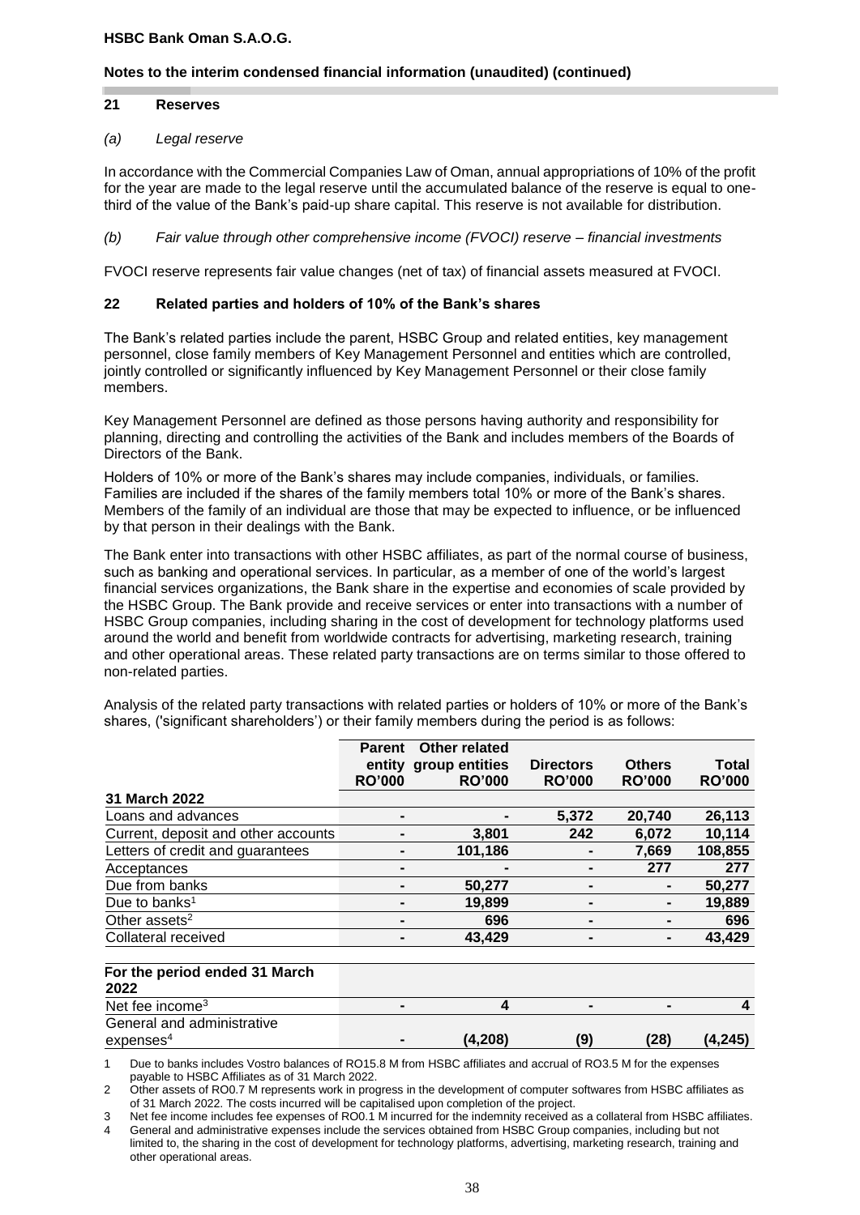HSBC Bank Oman S.A.O.G.

**Notes to the interim condensed financial information (unaudited) (continued)**

## 21 Reserves

*(a) Legal reserve*

In accordance with the Commercial Companies Law of Oman, annual appropriations of 10% of the profit for the year are made to the legal reserve until the accumulated balance of the reserve is equal to one-third of the value of the Bank's paid-up share capital. This reserve is not available for distribution.

*(b) Fair value through other comprehensive income (FVOCI) reserve – financial investments*

FVOCI reserve represents fair value changes (net of tax) of financial assets measured at FVOCI.

## 22 Related parties and holders of 10% of the Bank's shares

The Bank's related parties include the parent, HSBC Group and related entities, key management personnel, close family members of Key Management Personnel and entities which are controlled, jointly controlled or significantly influenced by Key Management Personnel or their close family members.

Key Management Personnel are defined as those persons having authority and responsibility for planning, directing and controlling the activities of the Bank and includes members of the Boards of Directors of the Bank.

Holders of 10% or more of the Bank's shares may include companies, individuals, or families. Families are included if the shares of the family members total 10% or more of the Bank's shares. Members of the family of an individual are those that may be expected to influence, or be influenced by that person in their dealings with the Bank.

The Bank enter into transactions with other HSBC affiliates, as part of the normal course of business, such as banking and operational services. In particular, as a member of one of the world's largest financial services organizations, the Bank share in the expertise and economies of scale provided by the HSBC Group. The Bank provide and receive services or enter into transactions with a number of HSBC Group companies, including sharing in the cost of development for technology platforms used around the world and benefit from worldwide contracts for advertising, marketing research, training and other operational areas. These related party transactions are on terms similar to those offered to non-related parties.

Analysis of the related party transactions with related parties or holders of 10% or more of the Bank's shares, ('significant shareholders') or their family members during the period is as follows:

| | Parent entity RO'000 | Other related group entities RO'000 | Directors RO'000 | Others RO'000 | Total RO'000 |
|---|---|---|---|---|---|
| **31 March 2022** | | | | | |
| Loans and advances | - | - | 5,372 | 20,740 | 26,113 |
| Current, deposit and other accounts | - | 3,801 | 242 | 6,072 | 10,114 |
| Letters of credit and guarantees | - | 101,186 | - | 7,669 | 108,855 |
| Acceptances | - | - | - | 277 | 277 |
| Due from banks | - | 50,277 | - | - | 50,277 |
| Due to banks[1] | - | 19,899 | - | - | 19,889 |
| Other assets[2] | - | 696 | - | - | 696 |
| Collateral received | - | 43,429 | - | - | 43,429 |
| **For the period ended 31 March 2022** | | | | | |
| Net fee income[3] | - | 4 | - | - | 4 |
| General and administrative expenses[4] | - | (4,208) | (9) | (28) | (4,245) |

1 Due to banks includes Vostro balances of RO15.8 M from HSBC affiliates and accrual of RO3.5 M for the expenses payable to HSBC Affiliates as of 31 March 2022.

2 Other assets of RO0.7 M represents work in progress in the development of computer softwares from HSBC affiliates as of 31 March 2022. The costs incurred will be capitalised upon completion of the project.

3 Net fee income includes fee expenses of RO0.1 M incurred for the indemnity received as a collateral from HSBC affiliates.

4 General and administrative expenses include the services obtained from HSBC Group companies, including but not limited to, the sharing in the cost of development for technology platforms, advertising, marketing research, training and other operational areas.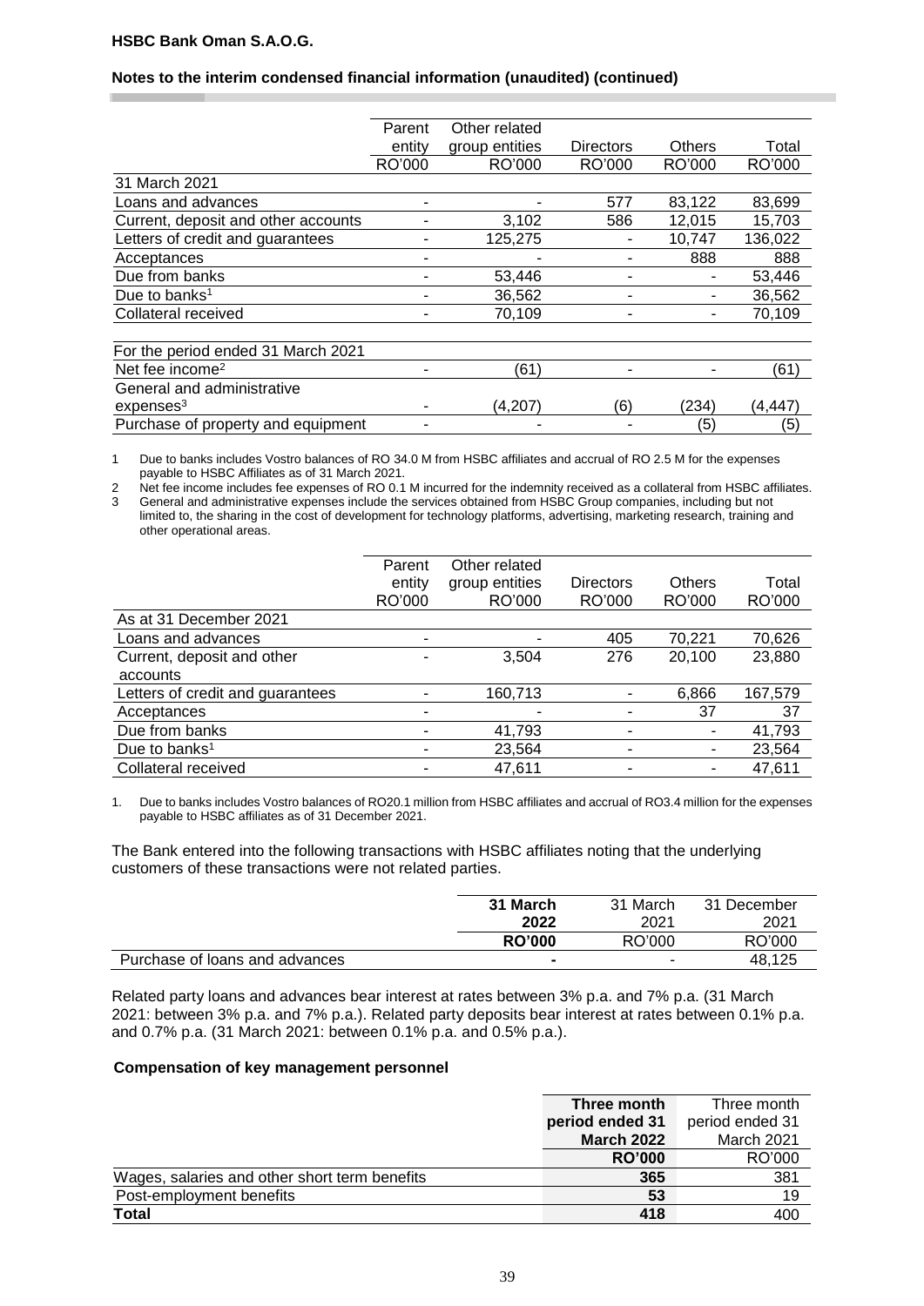## Notes to the interim condensed financial information (unaudited) (continued)

| | Parent entity | Other related group entities | Directors | Others | Total |
|---|---|---|---|---|---|
| | RO'000 | RO'000 | RO'000 | RO'000 | RO'000 |
| **31 March 2021** | | | | | |
| Loans and advances | - | - | 577 | 83,122 | 83,699 |
| Current, deposit and other accounts | - | 3,102 | 586 | 12,015 | 15,703 |
| Letters of credit and guarantees | - | 125,275 | - | 10,747 | 136,022 |
| Acceptances | - | - | - | 888 | 888 |
| Due from banks | - | 53,446 | - | - | 53,446 |
| Due to banks[1] | - | 36,562 | - | - | 36,562 |
| Collateral received | - | 70,109 | - | - | 70,109 |
| **For the period ended 31 March 2021** | | | | | |
| Net fee income[2] | - | (61) | - | - | (61) |
| General and administrative expenses[3] | - | (4,207) | (6) | (234) | (4,447) |
| Purchase of property and equipment | - | - | - | (5) | (5) |

1 Due to banks includes Vostro balances of RO 34.0 M from HSBC affiliates and accrual of RO 2.5 M for the expenses payable to HSBC Affiliates as of 31 March 2021.

2 Net fee income includes fee expenses of RO 0.1 M incurred for the indemnity received as a collateral from HSBC affiliates.

3 General and administrative expenses include the services obtained from HSBC Group companies, including but not limited to, the sharing in the cost of development for technology platforms, advertising, marketing research, training and other operational areas.

| | Parent entity | Other related group entities | Directors | Others | Total |
|---|---|---|---|---|---|
| | RO'000 | RO'000 | RO'000 | RO'000 | RO'000 |
| **As at 31 December 2021** | | | | | |
| Loans and advances | - | - | 405 | 70,221 | 70,626 |
| Current, deposit and other accounts | - | 3,504 | 276 | 20,100 | 23,880 |
| Letters of credit and guarantees | - | 160,713 | - | 6,866 | 167,579 |
| Acceptances | - | - | - | 37 | 37 |
| Due from banks | - | 41,793 | - | - | 41,793 |
| Due to banks[1] | - | 23,564 | - | - | 23,564 |
| Collateral received | - | 47,611 | - | - | 47,611 |

1. Due to banks includes Vostro balances of RO20.1 million from HSBC affiliates and accrual of RO3.4 million for the expenses payable to HSBC affiliates as of 31 December 2021.

The Bank entered into the following transactions with HSBC affiliates noting that the underlying customers of these transactions were not related parties.

| | **31 March 2022** | 31 March 2021 | 31 December 2021 |
|---|---|---|---|
| | **RO'000** | RO'000 | RO'000 |
| Purchase of loans and advances | **-** | - | 48,125 |

Related party loans and advances bear interest at rates between 3% p.a. and 7% p.a. (31 March 2021: between 3% p.a. and 7% p.a.). Related party deposits bear interest at rates between 0.1% p.a. and 0.7% p.a. (31 March 2021: between 0.1% p.a. and 0.5% p.a.).

### Compensation of key management personnel

| | **Three month period ended 31 March 2022** | Three month period ended 31 March 2021 |
|---|---|---|
| | **RO'000** | RO'000 |
| Wages, salaries and other short term benefits | **365** | 381 |
| Post-employment benefits | **53** | 19 |
| **Total** | **418** | 400 |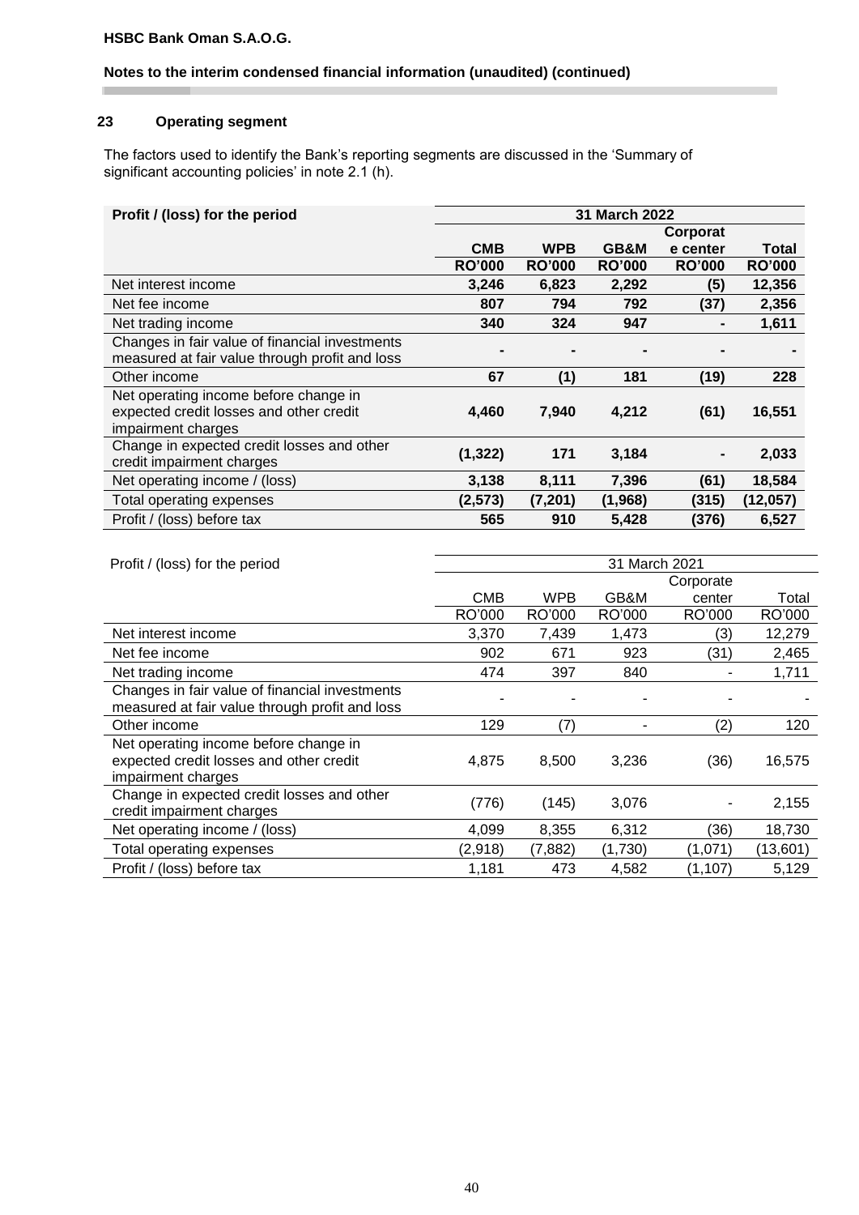**HSBC Bank Oman S.A.O.G.**

**Notes to the interim condensed financial information (unaudited) (continued)**

## 23 Operating segment

The factors used to identify the Bank's reporting segments are discussed in the 'Summary of significant accounting policies' in note 2.1 (h).

| **Profit / (loss) for the period** | **31 March 2022** | | | | |
|---|---|---|---|---|---|
| | **CMB** | **WPB** | **GB&M** | **Corporate center** | **Total** |
| | **RO'000** | **RO'000** | **RO'000** | **RO'000** | **RO'000** |
| Net interest income | **3,246** | **6,823** | **2,292** | **(5)** | **12,356** |
| Net fee income | **807** | **794** | **792** | **(37)** | **2,356** |
| Net trading income | **340** | **324** | **947** | **-** | **1,611** |
| Changes in fair value of financial investments measured at fair value through profit and loss | **-** | **-** | **-** | **-** | **-** |
| Other income | **67** | **(1)** | **181** | **(19)** | **228** |
| Net operating income before change in expected credit losses and other credit impairment charges | **4,460** | **7,940** | **4,212** | **(61)** | **16,551** |
| Change in expected credit losses and other credit impairment charges | **(1,322)** | **171** | **3,184** | **-** | **2,033** |
| Net operating income / (loss) | **3,138** | **8,111** | **7,396** | **(61)** | **18,584** |
| Total operating expenses | **(2,573)** | **(7,201)** | **(1,968)** | **(315)** | **(12,057)** |
| Profit / (loss) before tax | **565** | **910** | **5,428** | **(376)** | **6,527** |

| Profit / (loss) for the period | 31 March 2021 | | | | |
|---|---|---|---|---|---|
| | CMB | WPB | GB&M | Corporate center | Total |
| | RO'000 | RO'000 | RO'000 | RO'000 | RO'000 |
| Net interest income | 3,370 | 7,439 | 1,473 | (3) | 12,279 |
| Net fee income | 902 | 671 | 923 | (31) | 2,465 |
| Net trading income | 474 | 397 | 840 | - | 1,711 |
| Changes in fair value of financial investments measured at fair value through profit and loss | - | - | - | - | - |
| Other income | 129 | (7) | - | (2) | 120 |
| Net operating income before change in expected credit losses and other credit impairment charges | 4,875 | 8,500 | 3,236 | (36) | 16,575 |
| Change in expected credit losses and other credit impairment charges | (776) | (145) | 3,076 | - | 2,155 |
| Net operating income / (loss) | 4,099 | 8,355 | 6,312 | (36) | 18,730 |
| Total operating expenses | (2,918) | (7,882) | (1,730) | (1,071) | (13,601) |
| Profit / (loss) before tax | 1,181 | 473 | 4,582 | (1,107) | 5,129 |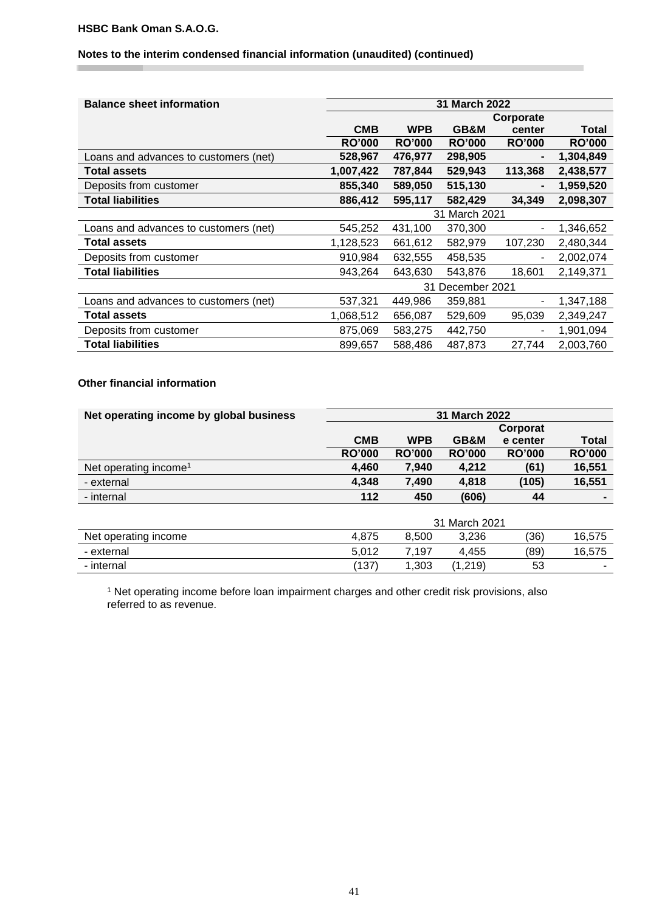**HSBC Bank Oman S.A.O.G.**

**Notes to the interim condensed financial information (unaudited) (continued)**

| Balance sheet information | 31 March 2022 | | | | |
|---|---|---|---|---|---|
| | CMB | WPB | GB&M | Corporate center | Total |
| | RO'000 | RO'000 | RO'000 | RO'000 | RO'000 |
| Loans and advances to customers (net) | **528,967** | **476,977** | **298,905** | **-** | **1,304,849** |
| **Total assets** | **1,007,422** | **787,844** | **529,943** | **113,368** | **2,438,577** |
| Deposits from customer | **855,340** | **589,050** | **515,130** | **-** | **1,959,520** |
| **Total liabilities** | **886,412** | **595,117** | **582,429** | **34,349** | **2,098,307** |
| | 31 March 2021 | | | | |
| Loans and advances to customers (net) | 545,252 | 431,100 | 370,300 | - | 1,346,652 |
| **Total assets** | 1,128,523 | 661,612 | 582,979 | 107,230 | 2,480,344 |
| Deposits from customer | 910,984 | 632,555 | 458,535 | - | 2,002,074 |
| **Total liabilities** | 943,264 | 643,630 | 543,876 | 18,601 | 2,149,371 |
| | 31 December 2021 | | | | |
| Loans and advances to customers (net) | 537,321 | 449,986 | 359,881 | - | 1,347,188 |
| **Total assets** | 1,068,512 | 656,087 | 529,609 | 95,039 | 2,349,247 |
| Deposits from customer | 875,069 | 583,275 | 442,750 | - | 1,901,094 |
| **Total liabilities** | 899,657 | 588,486 | 487,873 | 27,744 | 2,003,760 |

**Other financial information**

| Net operating income by global business | 31 March 2022 | | | | |
|---|---|---|---|---|---|
| | CMB | WPB | GB&M | Corporate center | Total |
| | RO'000 | RO'000 | RO'000 | RO'000 | RO'000 |
| Net operating income[1] | **4,460** | **7,940** | **4,212** | **(61)** | **16,551** |
| - external | **4,348** | **7,490** | **4,818** | **(105)** | **16,551** |
| - internal | **112** | **450** | **(606)** | **44** | **-** |
| | 31 March 2021 | | | | |
| Net operating income | 4,875 | 8,500 | 3,236 | (36) | 16,575 |
| - external | 5,012 | 7,197 | 4,455 | (89) | 16,575 |
| - internal | (137) | 1,303 | (1,219) | 53 | - |

[1] Net operating income before loan impairment charges and other credit risk provisions, also referred to as revenue.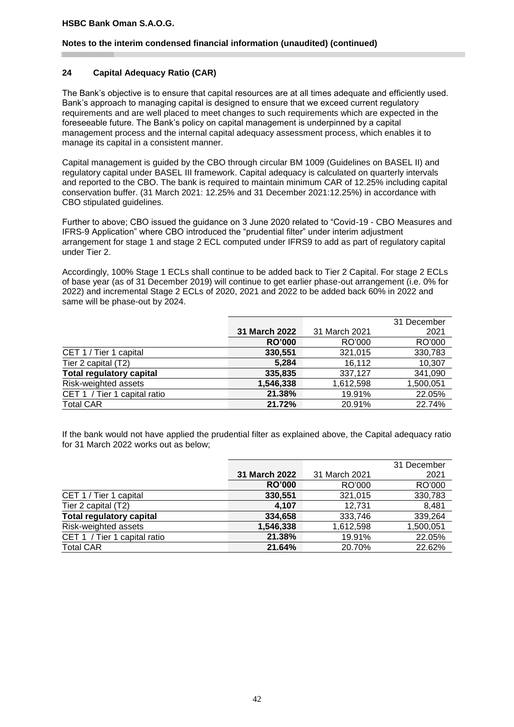## 24 Capital Adequacy Ratio (CAR)

The Bank's objective is to ensure that capital resources are at all times adequate and efficiently used. Bank's approach to managing capital is designed to ensure that we exceed current regulatory requirements and are well placed to meet changes to such requirements which are expected in the foreseeable future. The Bank's policy on capital management is underpinned by a capital management process and the internal capital adequacy assessment process, which enables it to manage its capital in a consistent manner.

Capital management is guided by the CBO through circular BM 1009 (Guidelines on BASEL II) and regulatory capital under BASEL III framework. Capital adequacy is calculated on quarterly intervals and reported to the CBO. The bank is required to maintain minimum CAR of 12.25% including capital conservation buffer. (31 March 2021: 12.25% and 31 December 2021:12.25%) in accordance with CBO stipulated guidelines.

Further to above; CBO issued the guidance on 3 June 2020 related to "Covid-19 - CBO Measures and IFRS-9 Application" where CBO introduced the "prudential filter" under interim adjustment arrangement for stage 1 and stage 2 ECL computed under IFRS9 to add as part of regulatory capital under Tier 2.

Accordingly, 100% Stage 1 ECLs shall continue to be added back to Tier 2 Capital. For stage 2 ECLs of base year (as of 31 December 2019) will continue to get earlier phase-out arrangement (i.e. 0% for 2022) and incremental Stage 2 ECLs of 2020, 2021 and 2022 to be added back 60% in 2022 and same will be phase-out by 2024.

| | **31 March 2022** | 31 March 2021 | 31 December 2021 |
|---|---|---|---|
| | **RO'000** | RO'000 | RO'000 |
| CET 1 / Tier 1 capital | **330,551** | 321,015 | 330,783 |
| Tier 2 capital (T2) | **5,284** | 16,112 | 10,307 |
| **Total regulatory capital** | **335,835** | 337,127 | 341,090 |
| Risk-weighted assets | **1,546,338** | 1,612,598 | 1,500,051 |
| CET 1 / Tier 1 capital ratio | **21.38%** | 19.91% | 22.05% |
| Total CAR | **21.72%** | 20.91% | 22.74% |

If the bank would not have applied the prudential filter as explained above, the Capital adequacy ratio for 31 March 2022 works out as below;

| | **31 March 2022** | 31 March 2021 | 31 December 2021 |
|---|---|---|---|
| | **RO'000** | RO'000 | RO'000 |
| CET 1 / Tier 1 capital | **330,551** | 321,015 | 330,783 |
| Tier 2 capital (T2) | **4,107** | 12,731 | 8,481 |
| **Total regulatory capital** | **334,658** | 333,746 | 339,264 |
| Risk-weighted assets | **1,546,338** | 1,612,598 | 1,500,051 |
| CET 1 / Tier 1 capital ratio | **21.38%** | 19.91% | 22.05% |
| Total CAR | **21.64%** | 20.70% | 22.62% |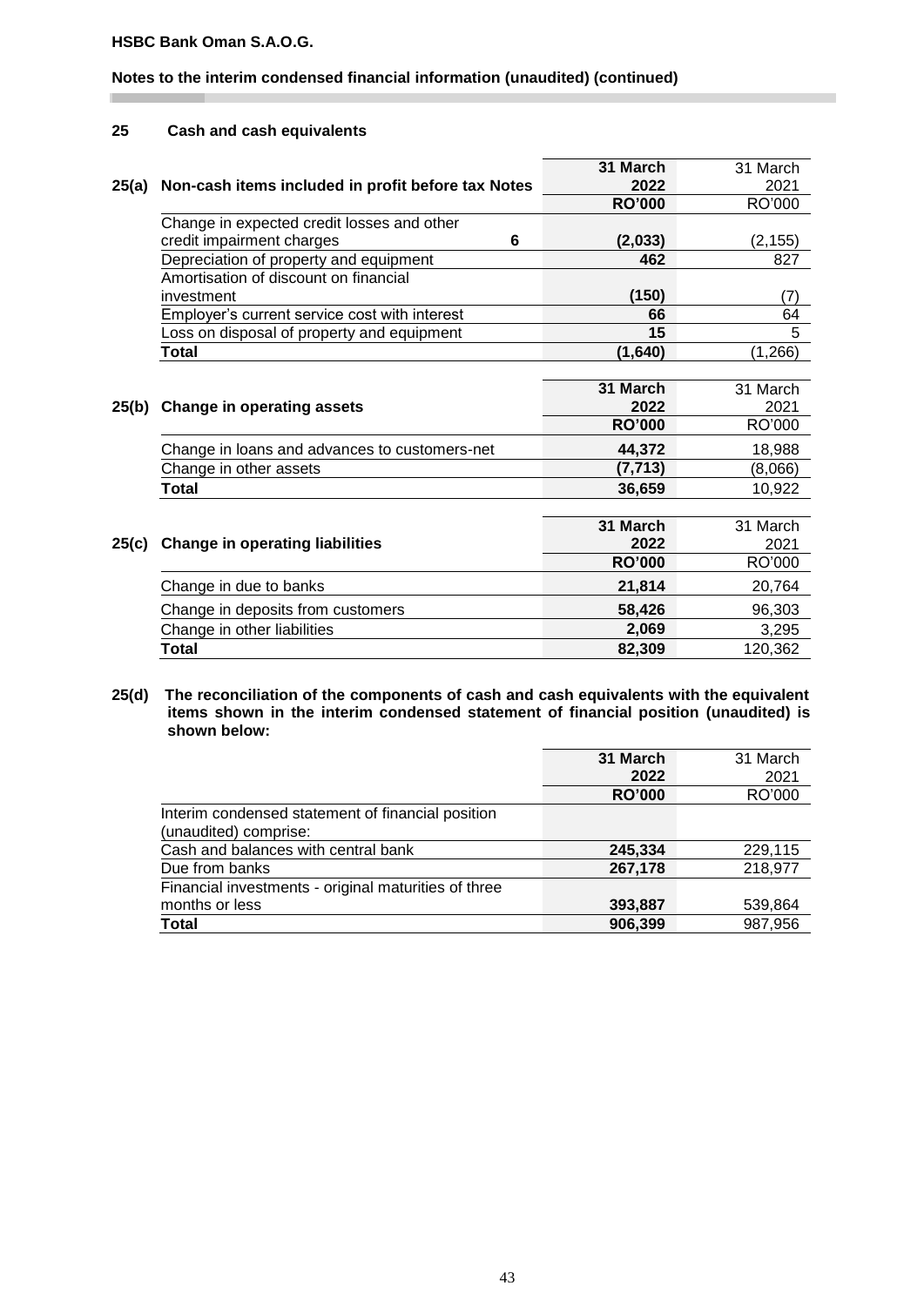## 25 Cash and cash equivalents

| 25(a) Non-cash items included in profit before tax | Notes | 31 March 2022 RO'000 | 31 March 2021 RO'000 |
|---|---|---|---|
| Change in expected credit losses and other credit impairment charges | 6 | **(2,033)** | (2,155) |
| Depreciation of property and equipment | | **462** | 827 |
| Amortisation of discount on financial investment | | **(150)** | (7) |
| Employer's current service cost with interest | | **66** | 64 |
| Loss on disposal of property and equipment | | **15** | 5 |
| **Total** | | **(1,640)** | (1,266) |

| 25(b) Change in operating assets | 31 March 2022 RO'000 | 31 March 2021 RO'000 |
|---|---|---|
| Change in loans and advances to customers-net | **44,372** | 18,988 |
| Change in other assets | **(7,713)** | (8,066) |
| **Total** | **36,659** | 10,922 |

| 25(c) Change in operating liabilities | 31 March 2022 RO'000 | 31 March 2021 RO'000 |
|---|---|---|
| Change in due to banks | **21,814** | 20,764 |
| Change in deposits from customers | **58,426** | 96,303 |
| Change in other liabilities | **2,069** | 3,295 |
| **Total** | **82,309** | 120,362 |

**25(d) The reconciliation of the components of cash and cash equivalents with the equivalent items shown in the interim condensed statement of financial position (unaudited) is shown below:**

| | 31 March 2022 RO'000 | 31 March 2021 RO'000 |
|---|---|---|
| Interim condensed statement of financial position (unaudited) comprise: | | |
| Cash and balances with central bank | **245,334** | 229,115 |
| Due from banks | **267,178** | 218,977 |
| Financial investments - original maturities of three months or less | **393,887** | 539,864 |
| **Total** | **906,399** | 987,956 |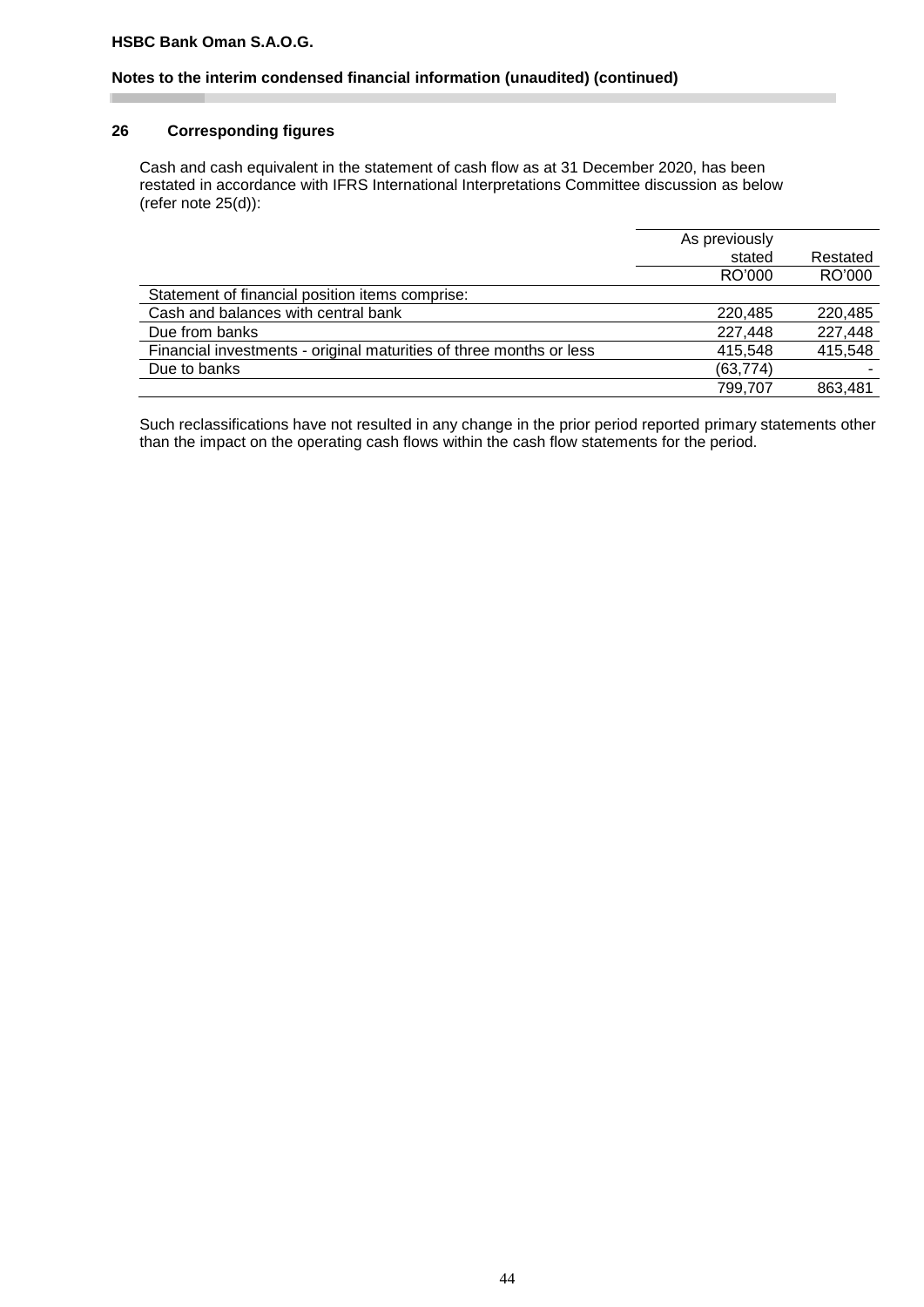## 26 Corresponding figures

Cash and cash equivalent in the statement of cash flow as at 31 December 2020, has been restated in accordance with IFRS International Interpretations Committee discussion as below (refer note 25(d)):

| | As previously stated | Restated |
|---|---|---|
| | RO'000 | RO'000 |
| Statement of financial position items comprise: | | |
| Cash and balances with central bank | 220,485 | 220,485 |
| Due from banks | 227,448 | 227,448 |
| Financial investments - original maturities of three months or less | 415,548 | 415,548 |
| Due to banks | (63,774) | - |
| | 799,707 | 863,481 |

Such reclassifications have not resulted in any change in the prior period reported primary statements other than the impact on the operating cash flows within the cash flow statements for the period.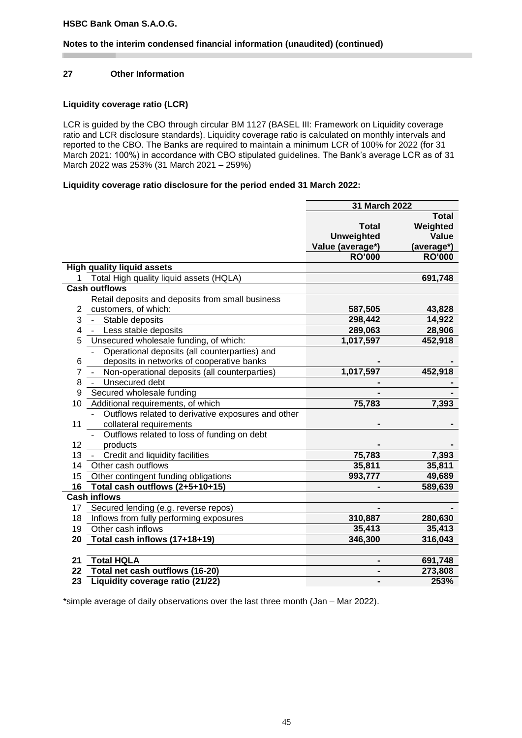## 27 Other Information

### Liquidity coverage ratio (LCR)

LCR is guided by the CBO through circular BM 1127 (BASEL III: Framework on Liquidity coverage ratio and LCR disclosure standards). Liquidity coverage ratio is calculated on monthly intervals and reported to the CBO. The Banks are required to maintain a minimum LCR of 100% for 2022 (for 31 March 2021: 100%) in accordance with CBO stipulated guidelines. The Bank's average LCR as of 31 March 2022 was 253% (31 March 2021 – 259%)

**Liquidity coverage ratio disclosure for the period ended 31 March 2022:**

| | | 31 March 2022 | |
|---|---|---|---|
| | | Total Unweighted Value (average*) | Total Weighted Value (average*) |
| | | RO'000 | RO'000 |
| | **High quality liquid assets** | | |
| 1 | Total High quality liquid assets (HQLA) | | **691,748** |
| | **Cash outflows** | | |
| 2 | Retail deposits and deposits from small business customers, of which: | **587,505** | **43,828** |
| 3 | - Stable deposits | **298,442** | **14,922** |
| 4 | - Less stable deposits | **289,063** | **28,906** |
| 5 | Unsecured wholesale funding, of which: | **1,017,597** | **452,918** |
| 6 | - Operational deposits (all counterparties) and deposits in networks of cooperative banks | **-** | **-** |
| 7 | - Non-operational deposits (all counterparties) | **1,017,597** | **452,918** |
| 8 | - Unsecured debt | **-** | **-** |
| 9 | Secured wholesale funding | **-** | **-** |
| 10 | Additional requirements, of which | **75,783** | **7,393** |
| 11 | - Outflows related to derivative exposures and other collateral requirements | **-** | **-** |
| 12 | - Outflows related to loss of funding on debt products | **-** | **-** |
| 13 | - Credit and liquidity facilities | **75,783** | **7,393** |
| 14 | Other cash outflows | **35,811** | **35,811** |
| 15 | Other contingent funding obligations | **993,777** | **49,689** |
| **16** | **Total cash outflows (2+5+10+15)** | **-** | **589,639** |
| | **Cash inflows** | | |
| 17 | Secured lending (e.g. reverse repos) | **-** | **-** |
| 18 | Inflows from fully performing exposures | **310,887** | **280,630** |
| 19 | Other cash inflows | **35,413** | **35,413** |
| **20** | **Total cash inflows (17+18+19)** | **346,300** | **316,043** |
| | | | |
| **21** | **Total HQLA** | **-** | **691,748** |
| **22** | **Total net cash outflows (16-20)** | **-** | **273,808** |
| **23** | **Liquidity coverage ratio (21/22)** | **-** | **253%** |

*simple average of daily observations over the last three month (Jan – Mar 2022).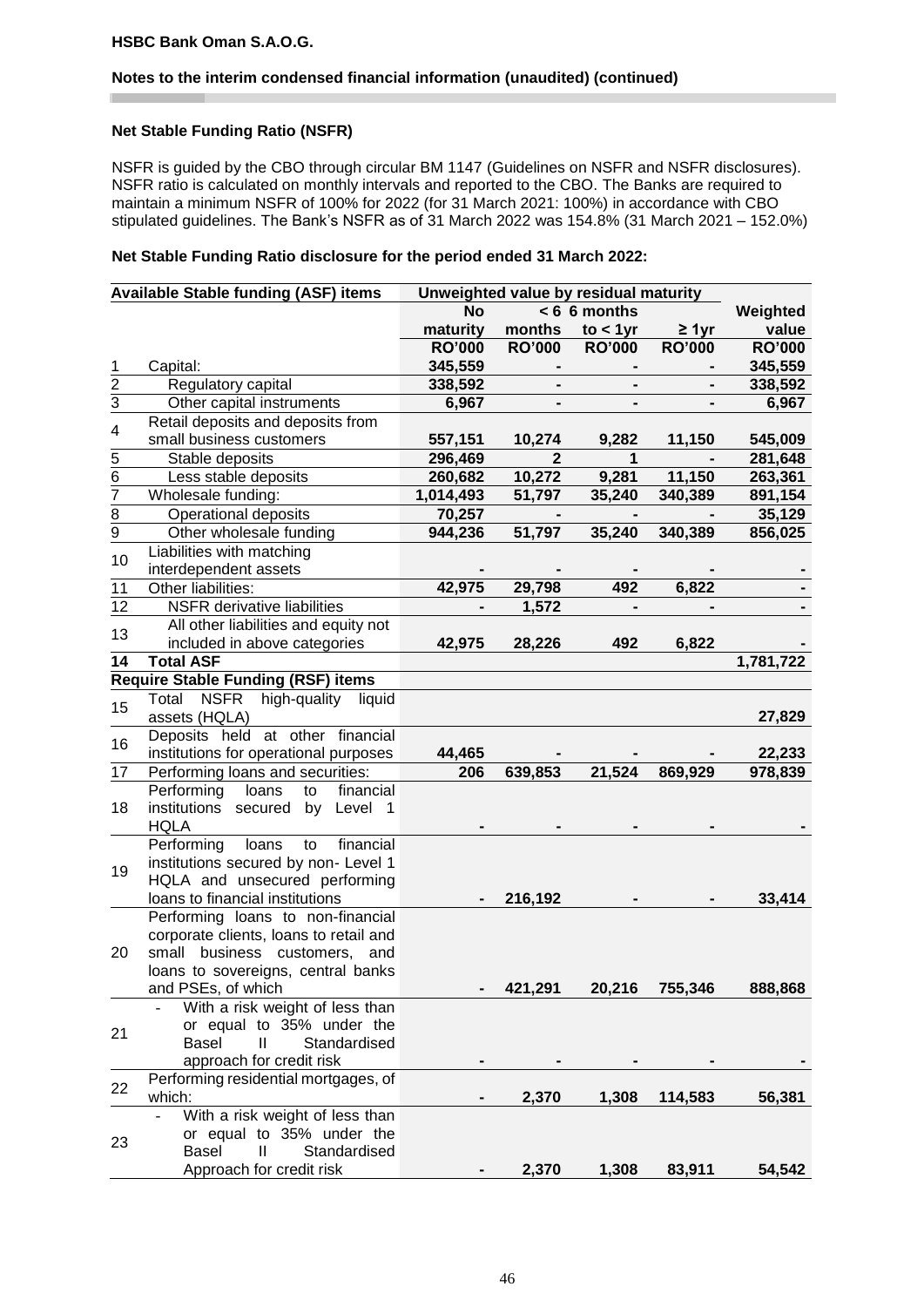HSBC Bank Oman S.A.O.G.

## Notes to the interim condensed financial information (unaudited) (continued)

### Net Stable Funding Ratio (NSFR)

NSFR is guided by the CBO through circular BM 1147 (Guidelines on NSFR and NSFR disclosures). NSFR ratio is calculated on monthly intervals and reported to the CBO. The Banks are required to maintain a minimum NSFR of 100% for 2022 (for 31 March 2021: 100%) in accordance with CBO stipulated guidelines. The Bank's NSFR as of 31 March 2022 was 154.8% (31 March 2021 – 152.0%)

### Net Stable Funding Ratio disclosure for the period ended 31 March 2022:

| | Available Stable funding (ASF) items | Unweighted value by residual maturity | | | | |
|---|---|---|---|---|---|---|
| | | No maturity | < 6 months | 6 months to < 1yr | ≥ 1yr | Weighted value |
| | | RO'000 | RO'000 | RO'000 | RO'000 | RO'000 |
| 1 | Capital: | 345,559 | - | - | - | 345,559 |
| 2 | Regulatory capital | 338,592 | - | - | - | 338,592 |
| 3 | Other capital instruments | 6,967 | - | - | - | 6,967 |
| 4 | Retail deposits and deposits from small business customers | 557,151 | 10,274 | 9,282 | 11,150 | 545,009 |
| 5 | Stable deposits | 296,469 | 2 | 1 | - | 281,648 |
| 6 | Less stable deposits | 260,682 | 10,272 | 9,281 | 11,150 | 263,361 |
| 7 | Wholesale funding: | 1,014,493 | 51,797 | 35,240 | 340,389 | 891,154 |
| 8 | Operational deposits | 70,257 | - | - | - | 35,129 |
| 9 | Other wholesale funding | 944,236 | 51,797 | 35,240 | 340,389 | 856,025 |
| 10 | Liabilities with matching interdependent assets | - | - | - | - | - |
| 11 | Other liabilities: | 42,975 | 29,798 | 492 | 6,822 | - |
| 12 | NSFR derivative liabilities | - | 1,572 | - | - | - |
| 13 | All other liabilities and equity not included in above categories | 42,975 | 28,226 | 492 | 6,822 | - |
| 14 | **Total ASF** | | | | | 1,781,722 |
| | **Require Stable Funding (RSF) items** | | | | | |
| 15 | Total NSFR high-quality liquid assets (HQLA) | | | | | 27,829 |
| 16 | Deposits held at other financial institutions for operational purposes | 44,465 | - | - | - | 22,233 |
| 17 | Performing loans and securities: | 206 | 639,853 | 21,524 | 869,929 | 978,839 |
| 18 | Performing loans to financial institutions secured by Level 1 HQLA | - | - | - | - | - |
| 19 | Performing loans to financial institutions secured by non- Level 1 HQLA and unsecured performing loans to financial institutions | - | 216,192 | - | - | 33,414 |
| 20 | Performing loans to non-financial corporate clients, loans to retail and small business customers, and loans to sovereigns, central banks and PSEs, of which | - | 421,291 | 20,216 | 755,346 | 888,868 |
| 21 | - With a risk weight of less than or equal to 35% under the Basel II Standardised approach for credit risk | - | - | - | - | - |
| 22 | Performing residential mortgages, of which: | - | 2,370 | 1,308 | 114,583 | 56,381 |
| 23 | - With a risk weight of less than or equal to 35% under the Basel II Standardised Approach for credit risk | - | 2,370 | 1,308 | 83,911 | 54,542 |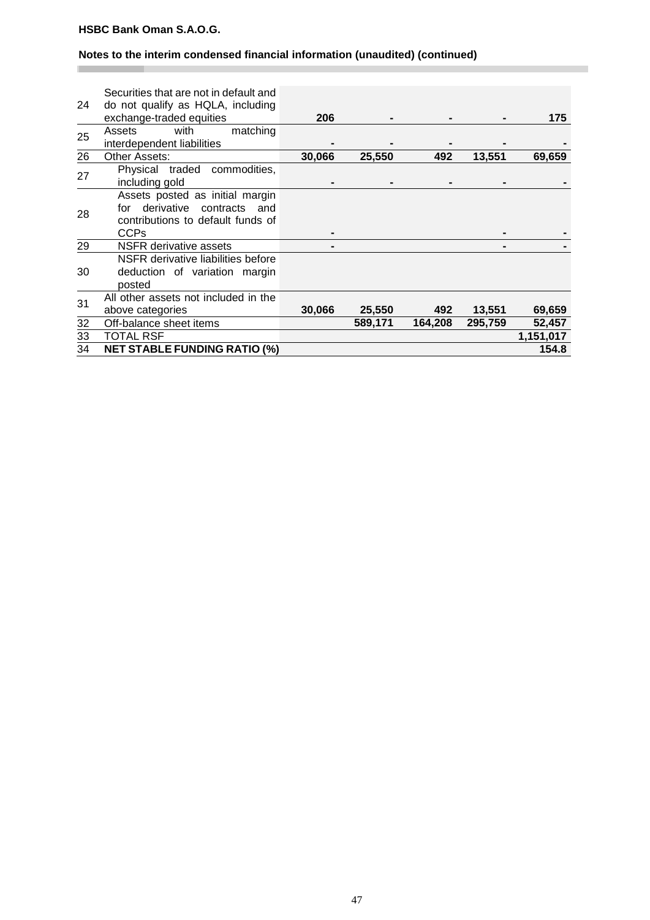**HSBC Bank Oman S.A.O.G.**

**Notes to the interim condensed financial information (unaudited) (continued)**

| | | | | | | |
|---|---|---|---|---|---|---|
| 24 | Securities that are not in default and do not qualify as HQLA, including exchange-traded equities | **206** | **-** | **-** | **-** | **175** |
| 25 | Assets with matching interdependent liabilities | **-** | **-** | **-** | **-** | **-** |
| 26 | Other Assets: | **30,066** | **25,550** | **492** | **13,551** | **69,659** |
| 27 | Physical traded commodities, including gold | **-** | **-** | **-** | **-** | **-** |
| 28 | Assets posted as initial margin for derivative contracts and contributions to default funds of CCPs | **-** | | | **-** | **-** |
| 29 | NSFR derivative assets | **-** | | | **-** | **-** |
| 30 | NSFR derivative liabilities before deduction of variation margin posted | | | | | |
| 31 | All other assets not included in the above categories | **30,066** | **25,550** | **492** | **13,551** | **69,659** |
| 32 | Off-balance sheet items | | **589,171** | **164,208** | **295,759** | **52,457** |
| 33 | TOTAL RSF | | | | | **1,151,017** |
| 34 | **NET STABLE FUNDING RATIO (%)** | | | | | **154.8** |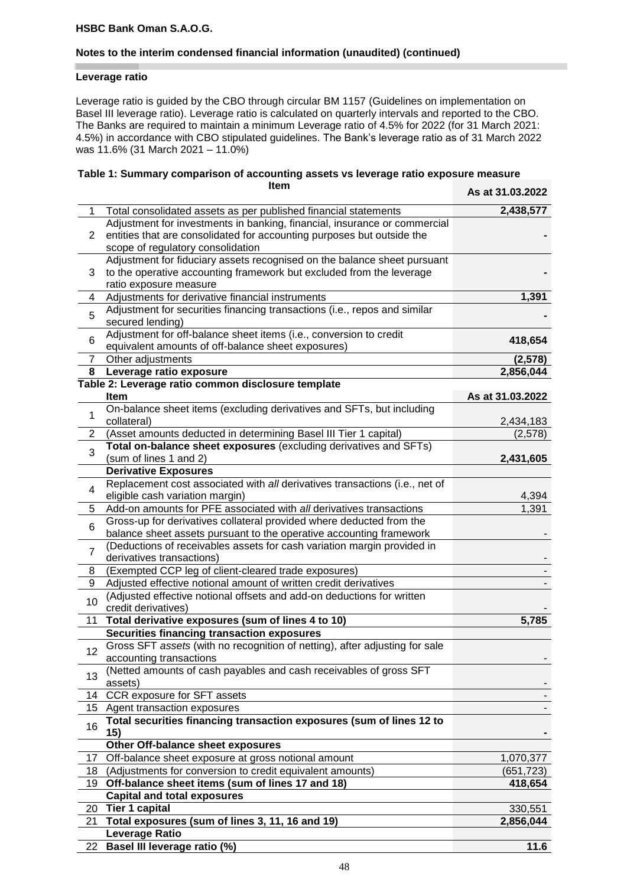**HSBC Bank Oman S.A.O.G.**

**Notes to the interim condensed financial information (unaudited) (continued)**

**Leverage ratio**

Leverage ratio is guided by the CBO through circular BM 1157 (Guidelines on implementation on Basel III leverage ratio). Leverage ratio is calculated on quarterly intervals and reported to the CBO. The Banks are required to maintain a minimum Leverage ratio of 4.5% for 2022 (for 31 March 2021: 4.5%) in accordance with CBO stipulated guidelines. The Bank's leverage ratio as of 31 March 2022 was 11.6% (31 March 2021 – 11.0%)

**Table 1: Summary comparison of accounting assets vs leverage ratio exposure measure**

| | Item | As at 31.03.2022 |
|---|---|---|
| 1 | Total consolidated assets as per published financial statements | **2,438,577** |
| 2 | Adjustment for investments in banking, financial, insurance or commercial entities that are consolidated for accounting purposes but outside the scope of regulatory consolidation | **-** |
| 3 | Adjustment for fiduciary assets recognised on the balance sheet pursuant to the operative accounting framework but excluded from the leverage ratio exposure measure | **-** |
| 4 | Adjustments for derivative financial instruments | **1,391** |
| 5 | Adjustment for securities financing transactions (i.e., repos and similar secured lending) | **-** |
| 6 | Adjustment for off-balance sheet items (i.e., conversion to credit equivalent amounts of off-balance sheet exposures) | **418,654** |
| 7 | Other adjustments | **(2,578)** |
| **8** | **Leverage ratio exposure** | **2,856,044** |

**Table 2: Leverage ratio common disclosure template**

| | Item | As at 31.03.2022 |
|---|---|---|
| 1 | On-balance sheet items (excluding derivatives and SFTs, but including collateral) | 2,434,183 |
| 2 | (Asset amounts deducted in determining Basel III Tier 1 capital) | (2,578) |
| 3 | **Total on-balance sheet exposures** (excluding derivatives and SFTs) (sum of lines 1 and 2) | **2,431,605** |
| | **Derivative Exposures** | |
| 4 | Replacement cost associated with *all* derivatives transactions (i.e., net of eligible cash variation margin) | 4,394 |
| 5 | Add-on amounts for PFE associated with *all* derivatives transactions | 1,391 |
| 6 | Gross-up for derivatives collateral provided where deducted from the balance sheet assets pursuant to the operative accounting framework | - |
| 7 | (Deductions of receivables assets for cash variation margin provided in derivatives transactions) | - |
| 8 | (Exempted CCP leg of client-cleared trade exposures) | - |
| 9 | Adjusted effective notional amount of written credit derivatives | - |
| 10 | (Adjusted effective notional offsets and add-on deductions for written credit derivatives) | - |
| 11 | **Total derivative exposures (sum of lines 4 to 10)** | **5,785** |
| | **Securities financing transaction exposures** | |
| 12 | Gross SFT *assets* (with no recognition of netting), after adjusting for sale accounting transactions | - |
| 13 | (Netted amounts of cash payables and cash receivables of gross SFT assets) | - |
| 14 | CCR exposure for SFT assets | - |
| 15 | Agent transaction exposures | - |
| 16 | **Total securities financing transaction exposures (sum of lines 12 to 15)** | **-** |
| | **Other Off-balance sheet exposures** | |
| 17 | Off-balance sheet exposure at gross notional amount | 1,070,377 |
| 18 | (Adjustments for conversion to credit equivalent amounts) | (651,723) |
| 19 | **Off-balance sheet items (sum of lines 17 and 18)** | **418,654** |
| | **Capital and total exposures** | |
| 20 | **Tier 1 capital** | 330,551 |
| 21 | **Total exposures (sum of lines 3, 11, 16 and 19)** | **2,856,044** |
| | **Leverage Ratio** | |
| 22 | **Basel III leverage ratio (%)** | **11.6** |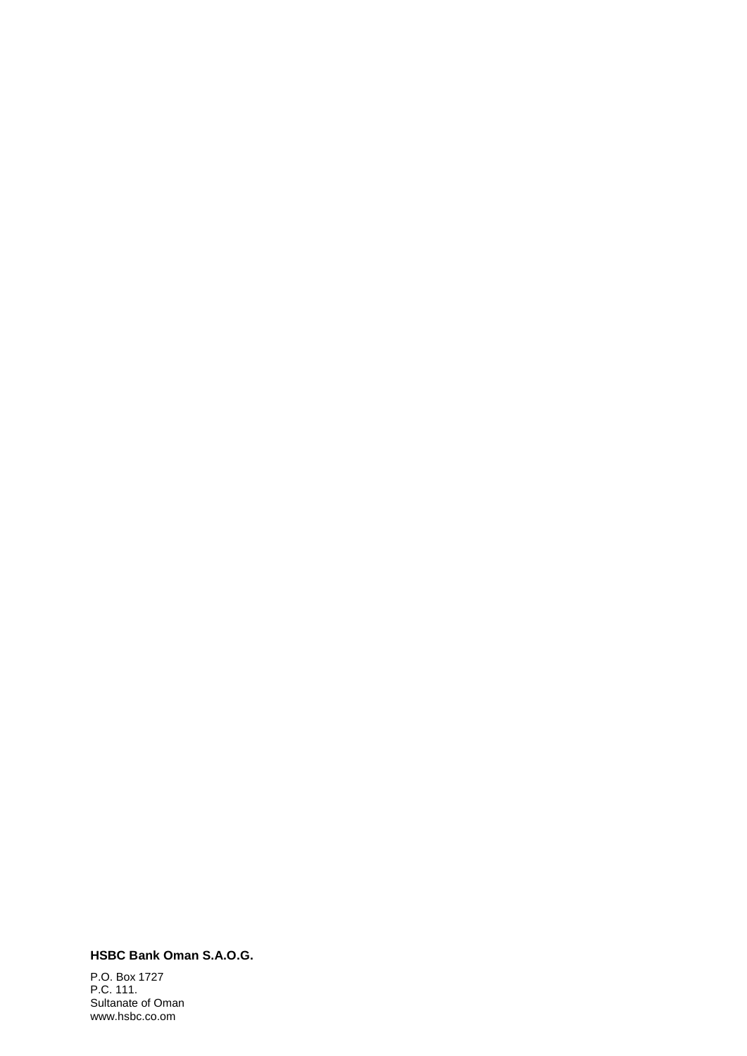**HSBC Bank Oman S.A.O.G.**

P.O. Box 1727
P.C. 111.
Sultanate of Oman
www.hsbc.co.om